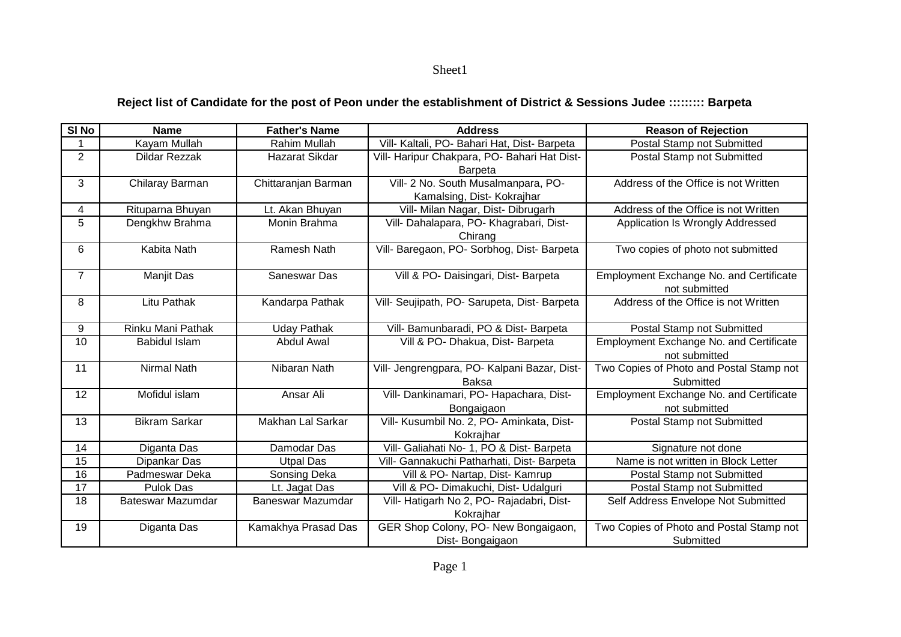## Reject list of Candidate for the post of Peon under the establishment of District & Sessions Judee ::::::::: Barpeta

| Sl No | Name | Father's Name | Address | Reason of Rejection |
|---|---|---|---|---|
| 1 | Kayam Mullah | Rahim Mullah | Vill- Kaltali, PO- Bahari Hat, Dist- Barpeta | Postal Stamp not Submitted |
| 2 | Dildar Rezzak | Hazarat Sikdar | Vill- Haripur Chakpara, PO- Bahari Hat Dist- Barpeta | Postal Stamp not Submitted |
| 3 | Chilaray Barman | Chittaranjan Barman | Vill- 2 No. South Musalmanpara, PO- Kamalsing, Dist- Kokrajhar | Address of the Office is not Written |
| 4 | Rituparna Bhuyan | Lt. Akan Bhuyan | Vill- Milan Nagar, Dist- Dibrugarh | Address of the Office is not Written |
| 5 | Dengkhw Brahma | Monin Brahma | Vill- Dahalapara, PO- Khagrabari, Dist- Chirang | Application Is Wrongly Addressed |
| 6 | Kabita Nath | Ramesh Nath | Vill- Baregaon, PO- Sorbhog, Dist- Barpeta | Two copies of photo not submitted |
| 7 | Manjit Das | Saneswar Das | Vill & PO- Daisingari, Dist- Barpeta | Employment Exchange No. and Certificate not submitted |
| 8 | Litu Pathak | Kandarpa Pathak | Vill- Seujipath, PO- Sarupeta, Dist- Barpeta | Address of the Office is not Written |
| 9 | Rinku Mani Pathak | Uday Pathak | Vill- Bamunbaradi, PO & Dist- Barpeta | Postal Stamp not Submitted |
| 10 | Babidul Islam | Abdul Awal | Vill & PO- Dhakua, Dist- Barpeta | Employment Exchange No. and Certificate not submitted |
| 11 | Nirmal Nath | Nibaran Nath | Vill- Jengrengpara, PO- Kalpani Bazar, Dist- Baksa | Two Copies of Photo and Postal Stamp not Submitted |
| 12 | Mofidul islam | Ansar Ali | Vill- Dankinamari, PO- Hapachara, Dist- Bongaigaon | Employment Exchange No. and Certificate not submitted |
| 13 | Bikram Sarkar | Makhan Lal Sarkar | Vill- Kusumbil No. 2, PO- Aminkata, Dist- Kokrajhar | Postal Stamp not Submitted |
| 14 | Diganta Das | Damodar Das | Vill- Galiahati No- 1, PO & Dist- Barpeta | Signature not done |
| 15 | Dipankar Das | Utpal Das | Vill- Gannakuchi Patharhati, Dist- Barpeta | Name is not written in Block Letter |
| 16 | Padmeswar Deka | Sonsing Deka | Vill & PO- Nartap, Dist- Kamrup | Postal Stamp not Submitted |
| 17 | Pulok Das | Lt. Jagat Das | Vill & PO- Dimakuchi, Dist- Udalguri | Postal Stamp not Submitted |
| 18 | Bateswar Mazumdar | Baneswar Mazumdar | Vill- Hatigarh No 2, PO- Rajadabri, Dist- Kokrajhar | Self Address Envelope Not Submitted |
| 19 | Diganta Das | Kamakhya Prasad Das | GER Shop Colony, PO- New Bongaigaon, Dist- Bongaigaon | Two Copies of Photo and Postal Stamp not Submitted |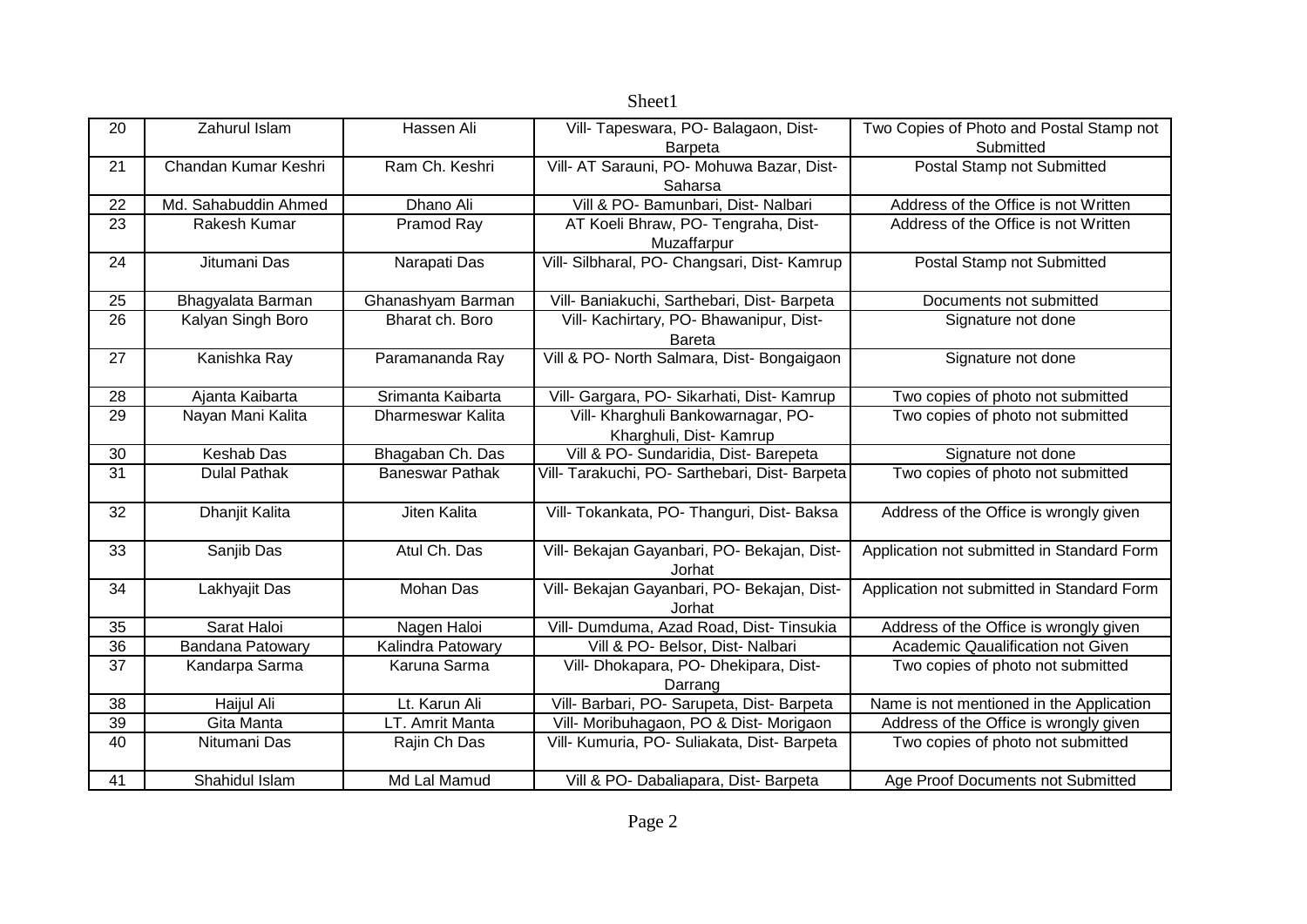| | | | | |
|---|---|---|---|---|
| 20 | Zahurul Islam | Hassen Ali | Vill- Tapeswara, PO- Balagaon, Dist- Barpeta | Two Copies of Photo and Postal Stamp not Submitted |
| 21 | Chandan Kumar Keshri | Ram Ch. Keshri | Vill- AT Sarauni, PO- Mohuwa Bazar, Dist- Saharsa | Postal Stamp not Submitted |
| 22 | Md. Sahabuddin Ahmed | Dhano Ali | Vill & PO- Bamunbari, Dist- Nalbari | Address of the Office is not Written |
| 23 | Rakesh Kumar | Pramod Ray | AT Koeli Bhraw, PO- Tengraha, Dist- Muzaffarpur | Address of the Office is not Written |
| 24 | Jitumani Das | Narapati Das | Vill- Silbharal, PO- Changsari, Dist- Kamrup | Postal Stamp not Submitted |
| 25 | Bhagyalata Barman | Ghanashyam Barman | Vill- Baniakuchi, Sarthebari, Dist- Barpeta | Documents not submitted |
| 26 | Kalyan Singh Boro | Bharat ch. Boro | Vill- Kachirtary, PO- Bhawanipur, Dist- Bareta | Signature not done |
| 27 | Kanishka Ray | Paramananda Ray | Vill & PO- North Salmara, Dist- Bongaigaon | Signature not done |
| 28 | Ajanta Kaibarta | Srimanta Kaibarta | Vill- Gargara, PO- Sikarhati, Dist- Kamrup | Two copies of photo not submitted |
| 29 | Nayan Mani Kalita | Dharmeswar Kalita | Vill- Kharghuli Bankowarnagar, PO- Kharghuli, Dist- Kamrup | Two copies of photo not submitted |
| 30 | Keshab Das | Bhagaban Ch. Das | Vill & PO- Sundaridia, Dist- Barepeta | Signature not done |
| 31 | Dulal Pathak | Baneswar Pathak | Vill- Tarakuchi, PO- Sarthebari, Dist- Barpeta | Two copies of photo not submitted |
| 32 | Dhanjit Kalita | Jiten Kalita | Vill- Tokankata, PO- Thanguri, Dist- Baksa | Address of the Office is wrongly given |
| 33 | Sanjib Das | Atul Ch. Das | Vill- Bekajan Gayanbari, PO- Bekajan, Dist- Jorhat | Application not submitted in Standard Form |
| 34 | Lakhyajit Das | Mohan Das | Vill- Bekajan Gayanbari, PO- Bekajan, Dist- Jorhat | Application not submitted in Standard Form |
| 35 | Sarat Haloi | Nagen Haloi | Vill- Dumduma, Azad Road, Dist- Tinsukia | Address of the Office is wrongly given |
| 36 | Bandana Patowary | Kalindra Patowary | Vill & PO- Belsor, Dist- Nalbari | Academic Qaualification not Given |
| 37 | Kandarpa Sarma | Karuna Sarma | Vill- Dhokapara, PO- Dhekipara, Dist- Darrang | Two copies of photo not submitted |
| 38 | Haijul Ali | Lt. Karun Ali | Vill- Barbari, PO- Sarupeta, Dist- Barpeta | Name is not mentioned in the Application |
| 39 | Gita Manta | LT. Amrit Manta | Vill- Moribuhagaon, PO & Dist- Morigaon | Address of the Office is wrongly given |
| 40 | Nitumani Das | Rajin Ch Das | Vill- Kumuria, PO- Suliakata, Dist- Barpeta | Two copies of photo not submitted |
| 41 | Shahidul Islam | Md Lal Mamud | Vill & PO- Dabaliapara, Dist- Barpeta | Age Proof Documents not Submitted |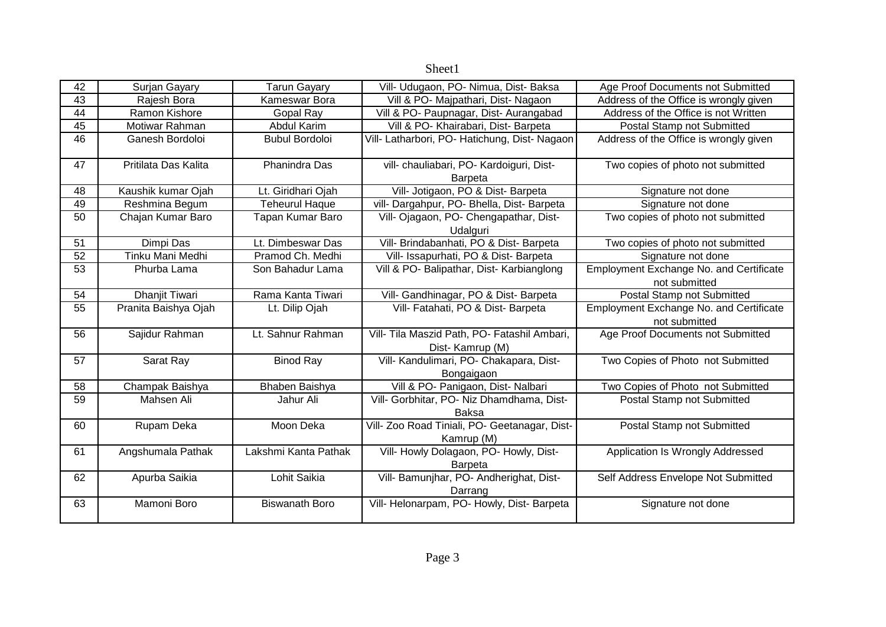| 42 | Surjan Gayary | Tarun Gayary | Vill- Udugaon, PO- Nimua, Dist- Baksa | Age Proof Documents not Submitted |
|---|---|---|---|---|
| 43 | Rajesh Bora | Kameswar Bora | Vill & PO- Majpathari, Dist- Nagaon | Address of the Office is wrongly given |
| 44 | Ramon Kishore | Gopal Ray | Vill & PO- Paupnagar, Dist- Aurangabad | Address of the Office is not Written |
| 45 | Motiwar Rahman | Abdul Karim | Vill & PO- Khairabari, Dist- Barpeta | Postal Stamp not Submitted |
| 46 | Ganesh Bordoloi | Bubul Bordoloi | Vill- Latharbori, PO- Hatichung, Dist- Nagaon | Address of the Office is wrongly given |
| 47 | Pritilata Das Kalita | Phanindra Das | vill- chauliabari, PO- Kardoiguri, Dist- Barpeta | Two copies of photo not submitted |
| 48 | Kaushik kumar Ojah | Lt. Giridhari Ojah | Vill- Jotigaon, PO & Dist- Barpeta | Signature not done |
| 49 | Reshmina Begum | Teheurul Haque | vill- Dargahpur, PO- Bhella, Dist- Barpeta | Signature not done |
| 50 | Chajan Kumar Baro | Tapan Kumar Baro | Vill- Ojagaon, PO- Chengapathar, Dist- Udalguri | Two copies of photo not submitted |
| 51 | Dimpi Das | Lt. Dimbeswar Das | Vill- Brindabanhati, PO & Dist- Barpeta | Two copies of photo not submitted |
| 52 | Tinku Mani Medhi | Pramod Ch. Medhi | Vill- Issapurhati, PO & Dist- Barpeta | Signature not done |
| 53 | Phurba Lama | Son Bahadur Lama | Vill & PO- Balipathar, Dist- Karbianglong | Employment Exchange No. and Certificate not submitted |
| 54 | Dhanjit Tiwari | Rama Kanta Tiwari | Vill- Gandhinagar, PO & Dist- Barpeta | Postal Stamp not Submitted |
| 55 | Pranita Baishya Ojah | Lt. Dilip Ojah | Vill- Fatahati, PO & Dist- Barpeta | Employment Exchange No. and Certificate not submitted |
| 56 | Sajidur Rahman | Lt. Sahnur Rahman | Vill- Tila Maszid Path, PO- Fatashil Ambari, Dist- Kamrup (M) | Age Proof Documents not Submitted |
| 57 | Sarat Ray | Binod Ray | Vill- Kandulimari, PO- Chakapara, Dist- Bongaigaon | Two Copies of Photo not Submitted |
| 58 | Champak Baishya | Bhaben Baishya | Vill & PO- Panigaon, Dist- Nalbari | Two Copies of Photo not Submitted |
| 59 | Mahsen Ali | Jahur Ali | Vill- Gorbhitar, PO- Niz Dhamdhama, Dist- Baksa | Postal Stamp not Submitted |
| 60 | Rupam Deka | Moon Deka | Vill- Zoo Road Tiniali, PO- Geetanagar, Dist- Kamrup (M) | Postal Stamp not Submitted |
| 61 | Angshumala Pathak | Lakshmi Kanta Pathak | Vill- Howly Dolagaon, PO- Howly, Dist- Barpeta | Application Is Wrongly Addressed |
| 62 | Apurba Saikia | Lohit Saikia | Vill- Bamunjhar, PO- Andherighat, Dist- Darrang | Self Address Envelope Not Submitted |
| 63 | Mamoni Boro | Biswanath Boro | Vill- Helonarpam, PO- Howly, Dist- Barpeta | Signature not done |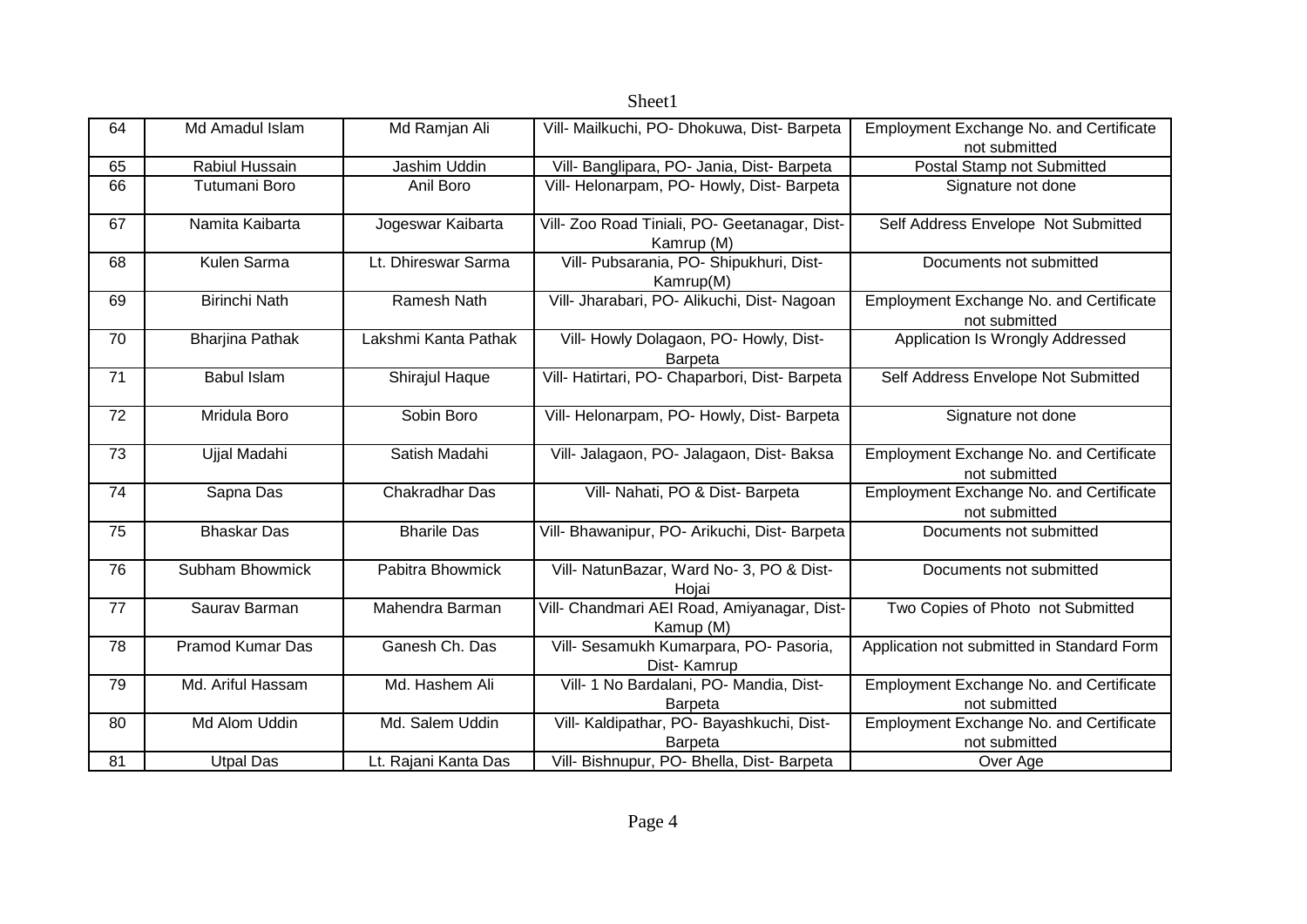| 64 | Md Amadul Islam | Md Ramjan Ali | Vill- Mailkuchi, PO- Dhokuwa, Dist- Barpeta | Employment Exchange No. and Certificate not submitted |
|---|---|---|---|---|
| 65 | Rabiul Hussain | Jashim Uddin | Vill- Banglipara, PO- Jania, Dist- Barpeta | Postal Stamp not Submitted |
| 66 | Tutumani Boro | Anil Boro | Vill- Helonarpam, PO- Howly, Dist- Barpeta | Signature not done |
| 67 | Namita Kaibarta | Jogeswar Kaibarta | Vill- Zoo Road Tiniali, PO- Geetanagar, Dist- Kamrup (M) | Self Address Envelope Not Submitted |
| 68 | Kulen Sarma | Lt. Dhireswar Sarma | Vill- Pubsarania, PO- Shipukhuri, Dist- Kamrup(M) | Documents not submitted |
| 69 | Birinchi Nath | Ramesh Nath | Vill- Jharabari, PO- Alikuchi, Dist- Nagoan | Employment Exchange No. and Certificate not submitted |
| 70 | Bharjina Pathak | Lakshmi Kanta Pathak | Vill- Howly Dolagaon, PO- Howly, Dist- Barpeta | Application Is Wrongly Addressed |
| 71 | Babul Islam | Shirajul Haque | Vill- Hatirtari, PO- Chaparbori, Dist- Barpeta | Self Address Envelope Not Submitted |
| 72 | Mridula Boro | Sobin Boro | Vill- Helonarpam, PO- Howly, Dist- Barpeta | Signature not done |
| 73 | Ujjal Madahi | Satish Madahi | Vill- Jalagaon, PO- Jalagaon, Dist- Baksa | Employment Exchange No. and Certificate not submitted |
| 74 | Sapna Das | Chakradhar Das | Vill- Nahati, PO & Dist- Barpeta | Employment Exchange No. and Certificate not submitted |
| 75 | Bhaskar Das | Bharile Das | Vill- Bhawanipur, PO- Arikuchi, Dist- Barpeta | Documents not submitted |
| 76 | Subham Bhowmick | Pabitra Bhowmick | Vill- NatunBazar, Ward No- 3, PO & Dist- Hojai | Documents not submitted |
| 77 | Saurav Barman | Mahendra Barman | Vill- Chandmari AEI Road, Amiyanagar, Dist- Kamup (M) | Two Copies of Photo not Submitted |
| 78 | Pramod Kumar Das | Ganesh Ch. Das | Vill- Sesamukh Kumarpara, PO- Pasoria, Dist- Kamrup | Application not submitted in Standard Form |
| 79 | Md. Ariful Hassam | Md. Hashem Ali | Vill- 1 No Bardalani, PO- Mandia, Dist- Barpeta | Employment Exchange No. and Certificate not submitted |
| 80 | Md Alom Uddin | Md. Salem Uddin | Vill- Kaldipathar, PO- Bayashkuchi, Dist- Barpeta | Employment Exchange No. and Certificate not submitted |
| 81 | Utpal Das | Lt. Rajani Kanta Das | Vill- Bishnupur, PO- Bhella, Dist- Barpeta | Over Age |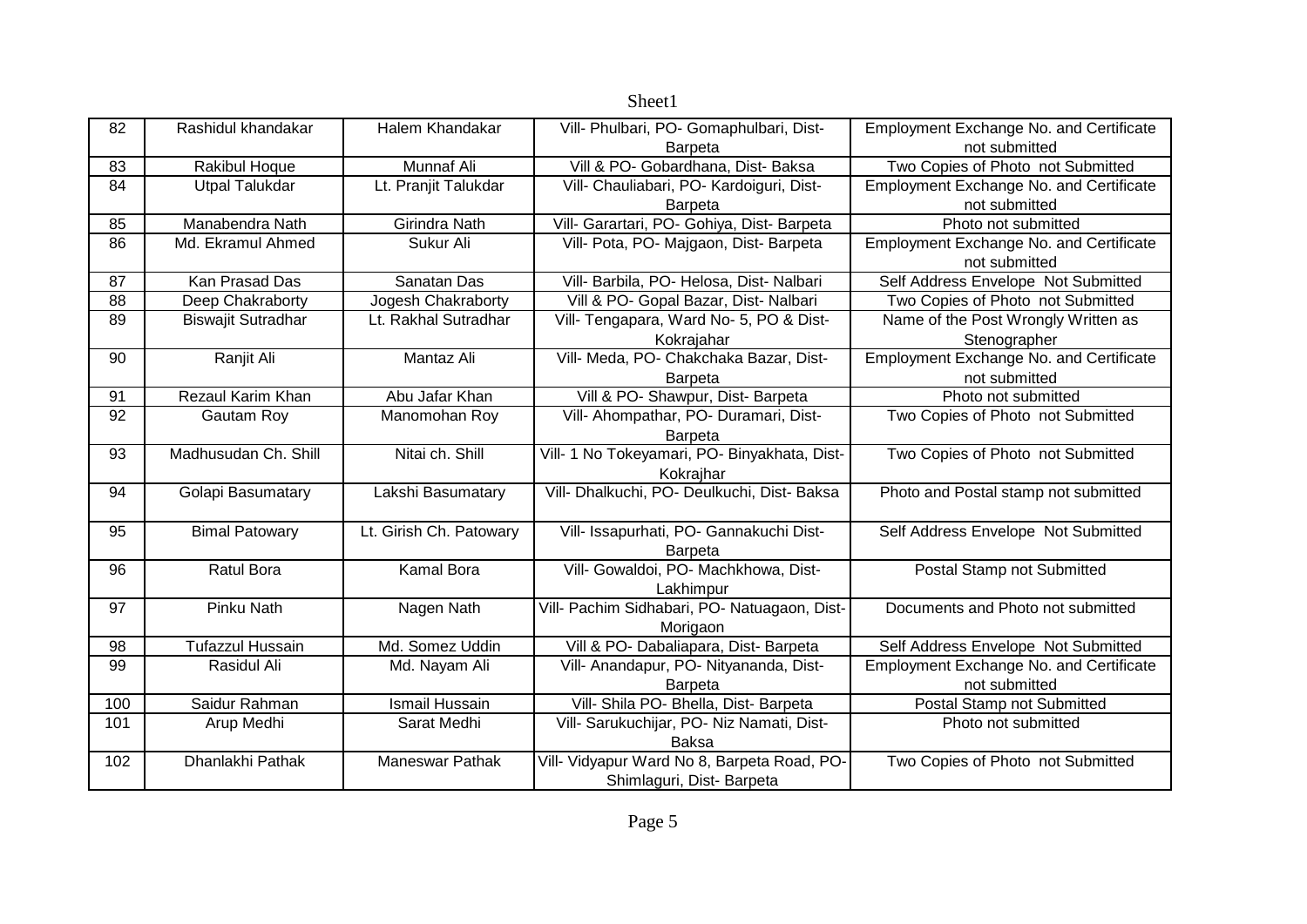| 82 | Rashidul khandakar | Halem Khandakar | Vill- Phulbari, PO- Gomaphulbari, Dist- Barpeta | Employment Exchange No. and Certificate not submitted |
|---|---|---|---|---|
| 83 | Rakibul Hoque | Munnaf Ali | Vill & PO- Gobardhana, Dist- Baksa | Two Copies of Photo not Submitted |
| 84 | Utpal Talukdar | Lt. Pranjit Talukdar | Vill- Chauliabari, PO- Kardoiguri, Dist- Barpeta | Employment Exchange No. and Certificate not submitted |
| 85 | Manabendra Nath | Girindra Nath | Vill- Garartari, PO- Gohiya, Dist- Barpeta | Photo not submitted |
| 86 | Md. Ekramul Ahmed | Sukur Ali | Vill- Pota, PO- Majgaon, Dist- Barpeta | Employment Exchange No. and Certificate not submitted |
| 87 | Kan Prasad Das | Sanatan Das | Vill- Barbila, PO- Helosa, Dist- Nalbari | Self Address Envelope Not Submitted |
| 88 | Deep Chakraborty | Jogesh Chakraborty | Vill & PO- Gopal Bazar, Dist- Nalbari | Two Copies of Photo not Submitted |
| 89 | Biswajit Sutradhar | Lt. Rakhal Sutradhar | Vill- Tengapara, Ward No- 5, PO & Dist- Kokrajahar | Name of the Post Wrongly Written as Stenographer |
| 90 | Ranjit Ali | Mantaz Ali | Vill- Meda, PO- Chakchaka Bazar, Dist- Barpeta | Employment Exchange No. and Certificate not submitted |
| 91 | Rezaul Karim Khan | Abu Jafar Khan | Vill & PO- Shawpur, Dist- Barpeta | Photo not submitted |
| 92 | Gautam Roy | Manomohan Roy | Vill- Ahompathar, PO- Duramari, Dist- Barpeta | Two Copies of Photo not Submitted |
| 93 | Madhusudan Ch. Shill | Nitai ch. Shill | Vill- 1 No Tokeyamari, PO- Binyakhata, Dist- Kokrajhar | Two Copies of Photo not Submitted |
| 94 | Golapi Basumatary | Lakshi Basumatary | Vill- Dhalkuchi, PO- Deulkuchi, Dist- Baksa | Photo and Postal stamp not submitted |
| 95 | Bimal Patowary | Lt. Girish Ch. Patowary | Vill- Issapurhati, PO- Gannakuchi Dist- Barpeta | Self Address Envelope Not Submitted |
| 96 | Ratul Bora | Kamal Bora | Vill- Gowaldoi, PO- Machkhowa, Dist- Lakhimpur | Postal Stamp not Submitted |
| 97 | Pinku Nath | Nagen Nath | Vill- Pachim Sidhabari, PO- Natuagaon, Dist- Morigaon | Documents and Photo not submitted |
| 98 | Tufazzul Hussain | Md. Somez Uddin | Vill & PO- Dabaliapara, Dist- Barpeta | Self Address Envelope Not Submitted |
| 99 | Rasidul Ali | Md. Nayam Ali | Vill- Anandapur, PO- Nityananda, Dist- Barpeta | Employment Exchange No. and Certificate not submitted |
| 100 | Saidur Rahman | Ismail Hussain | Vill- Shila PO- Bhella, Dist- Barpeta | Postal Stamp not Submitted |
| 101 | Arup Medhi | Sarat Medhi | Vill- Sarukuchijar, PO- Niz Namati, Dist- Baksa | Photo not submitted |
| 102 | Dhanlakhi Pathak | Maneswar Pathak | Vill- Vidyapur Ward No 8, Barpeta Road, PO- Shimlaguri, Dist- Barpeta | Two Copies of Photo not Submitted |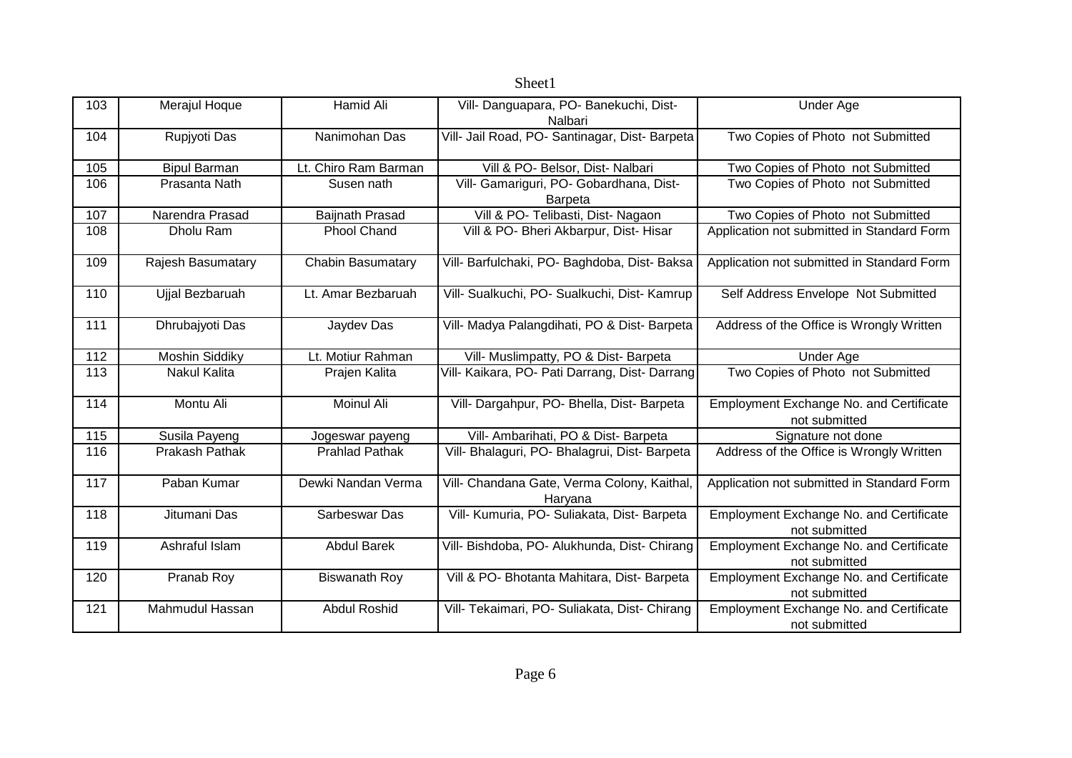| 103 | Merajul Hoque | Hamid Ali | Vill- Danguapara, PO- Banekuchi, Dist- Nalbari | Under Age |
|---|---|---|---|---|
| 104 | Rupjyoti Das | Nanimohan Das | Vill- Jail Road, PO- Santinagar, Dist- Barpeta | Two Copies of Photo not Submitted |
| 105 | Bipul Barman | Lt. Chiro Ram Barman | Vill & PO- Belsor, Dist- Nalbari | Two Copies of Photo not Submitted |
| 106 | Prasanta Nath | Susen nath | Vill- Gamariguri, PO- Gobardhana, Dist- Barpeta | Two Copies of Photo not Submitted |
| 107 | Narendra Prasad | Baijnath Prasad | Vill & PO- Telibasti, Dist- Nagaon | Two Copies of Photo not Submitted |
| 108 | Dholu Ram | Phool Chand | Vill & PO- Bheri Akbarpur, Dist- Hisar | Application not submitted in Standard Form |
| 109 | Rajesh Basumatary | Chabin Basumatary | Vill- Barfulchaki, PO- Baghdoba, Dist- Baksa | Application not submitted in Standard Form |
| 110 | Ujjal Bezbaruah | Lt. Amar Bezbaruah | Vill- Sualkuchi, PO- Sualkuchi, Dist- Kamrup | Self Address Envelope Not Submitted |
| 111 | Dhrubajyoti Das | Jaydev Das | Vill- Madya Palangdihati, PO & Dist- Barpeta | Address of the Office is Wrongly Written |
| 112 | Moshin Siddiky | Lt. Motiur Rahman | Vill- Muslimpatty, PO & Dist- Barpeta | Under Age |
| 113 | Nakul Kalita | Prajen Kalita | Vill- Kaikara, PO- Pati Darrang, Dist- Darrang | Two Copies of Photo not Submitted |
| 114 | Montu Ali | Moinul Ali | Vill- Dargahpur, PO- Bhella, Dist- Barpeta | Employment Exchange No. and Certificate not submitted |
| 115 | Susila Payeng | Jogeswar payeng | Vill- Ambarihati, PO & Dist- Barpeta | Signature not done |
| 116 | Prakash Pathak | Prahlad Pathak | Vill- Bhalaguri, PO- Bhalagrui, Dist- Barpeta | Address of the Office is Wrongly Written |
| 117 | Paban Kumar | Dewki Nandan Verma | Vill- Chandana Gate, Verma Colony, Kaithal, Haryana | Application not submitted in Standard Form |
| 118 | Jitumani Das | Sarbeswar Das | Vill- Kumuria, PO- Suliakata, Dist- Barpeta | Employment Exchange No. and Certificate not submitted |
| 119 | Ashraful Islam | Abdul Barek | Vill- Bishdoba, PO- Alukhunda, Dist- Chirang | Employment Exchange No. and Certificate not submitted |
| 120 | Pranab Roy | Biswanath Roy | Vill & PO- Bhotanta Mahitara, Dist- Barpeta | Employment Exchange No. and Certificate not submitted |
| 121 | Mahmudul Hassan | Abdul Roshid | Vill- Tekaimari, PO- Suliakata, Dist- Chirang | Employment Exchange No. and Certificate not submitted |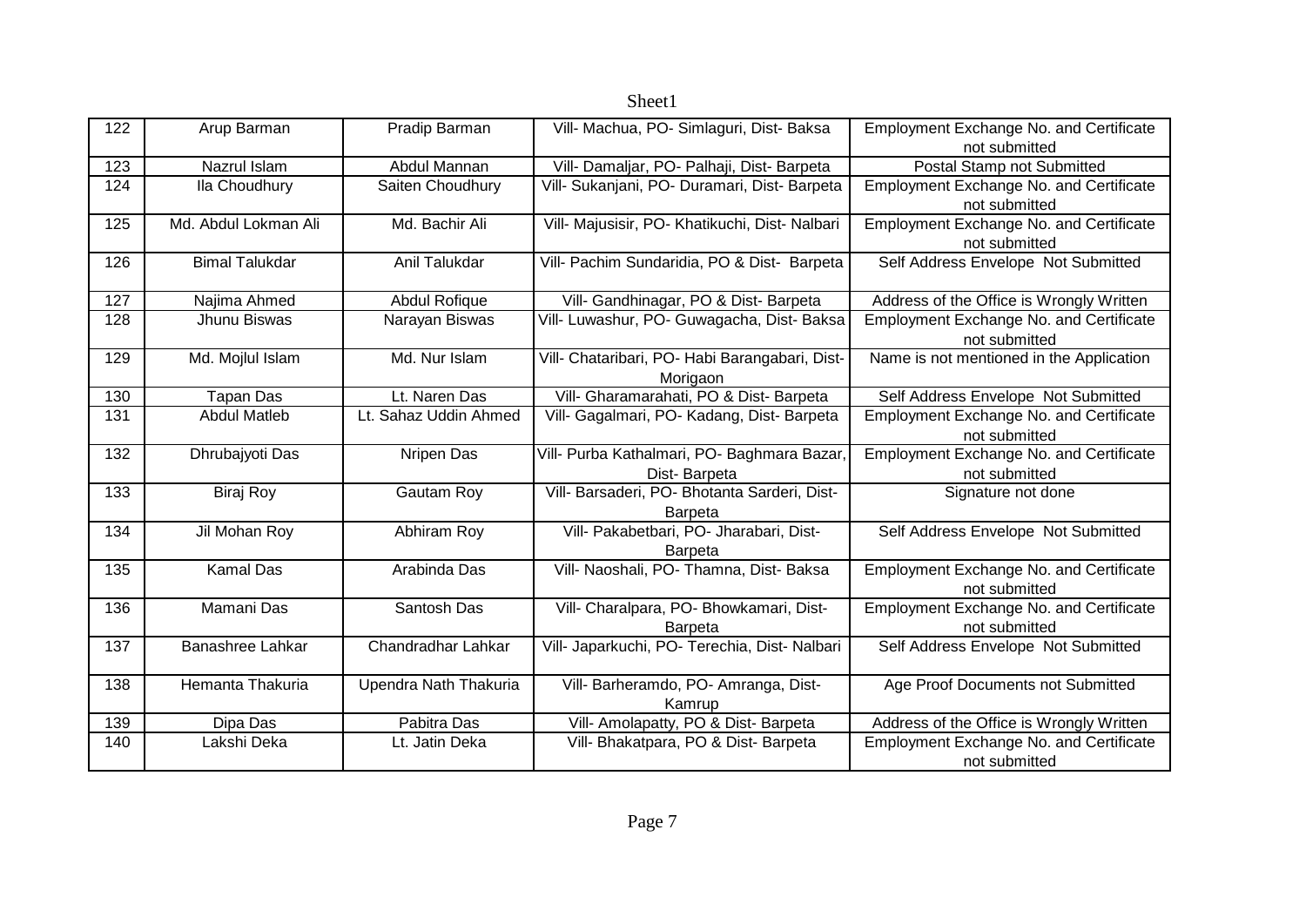| 122 | Arup Barman | Pradip Barman | Vill- Machua, PO- Simlaguri, Dist- Baksa | Employment Exchange No. and Certificate not submitted |
|---|---|---|---|---|
| 123 | Nazrul Islam | Abdul Mannan | Vill- Damaljar, PO- Palhaji, Dist- Barpeta | Postal Stamp not Submitted |
| 124 | Ila Choudhury | Saiten Choudhury | Vill- Sukanjani, PO- Duramari, Dist- Barpeta | Employment Exchange No. and Certificate not submitted |
| 125 | Md. Abdul Lokman Ali | Md. Bachir Ali | Vill- Majusisir, PO- Khatikuchi, Dist- Nalbari | Employment Exchange No. and Certificate not submitted |
| 126 | Bimal Talukdar | Anil Talukdar | Vill- Pachim Sundaridia, PO & Dist- Barpeta | Self Address Envelope Not Submitted |
| 127 | Najima Ahmed | Abdul Rofique | Vill- Gandhinagar, PO & Dist- Barpeta | Address of the Office is Wrongly Written |
| 128 | Jhunu Biswas | Narayan Biswas | Vill- Luwashur, PO- Guwagacha, Dist- Baksa | Employment Exchange No. and Certificate not submitted |
| 129 | Md. Mojlul Islam | Md. Nur Islam | Vill- Chataribari, PO- Habi Barangabari, Dist- Morigaon | Name is not mentioned in the Application |
| 130 | Tapan Das | Lt. Naren Das | Vill- Gharamarahati, PO & Dist- Barpeta | Self Address Envelope Not Submitted |
| 131 | Abdul Matleb | Lt. Sahaz Uddin Ahmed | Vill- Gagalmari, PO- Kadang, Dist- Barpeta | Employment Exchange No. and Certificate not submitted |
| 132 | Dhrubajyoti Das | Nripen Das | Vill- Purba Kathalmari, PO- Baghmara Bazar, Dist- Barpeta | Employment Exchange No. and Certificate not submitted |
| 133 | Biraj Roy | Gautam Roy | Vill- Barsaderi, PO- Bhotanta Sarderi, Dist- Barpeta | Signature not done |
| 134 | Jil Mohan Roy | Abhiram Roy | Vill- Pakabetbari, PO- Jharabari, Dist- Barpeta | Self Address Envelope Not Submitted |
| 135 | Kamal Das | Arabinda Das | Vill- Naoshali, PO- Thamna, Dist- Baksa | Employment Exchange No. and Certificate not submitted |
| 136 | Mamani Das | Santosh Das | Vill- Charalpara, PO- Bhowkamari, Dist- Barpeta | Employment Exchange No. and Certificate not submitted |
| 137 | Banashree Lahkar | Chandradhar Lahkar | Vill- Japarkuchi, PO- Terechia, Dist- Nalbari | Self Address Envelope Not Submitted |
| 138 | Hemanta Thakuria | Upendra Nath Thakuria | Vill- Barheramdo, PO- Amranga, Dist- Kamrup | Age Proof Documents not Submitted |
| 139 | Dipa Das | Pabitra Das | Vill- Amolapatty, PO & Dist- Barpeta | Address of the Office is Wrongly Written |
| 140 | Lakshi Deka | Lt. Jatin Deka | Vill- Bhakatpara, PO & Dist- Barpeta | Employment Exchange No. and Certificate not submitted |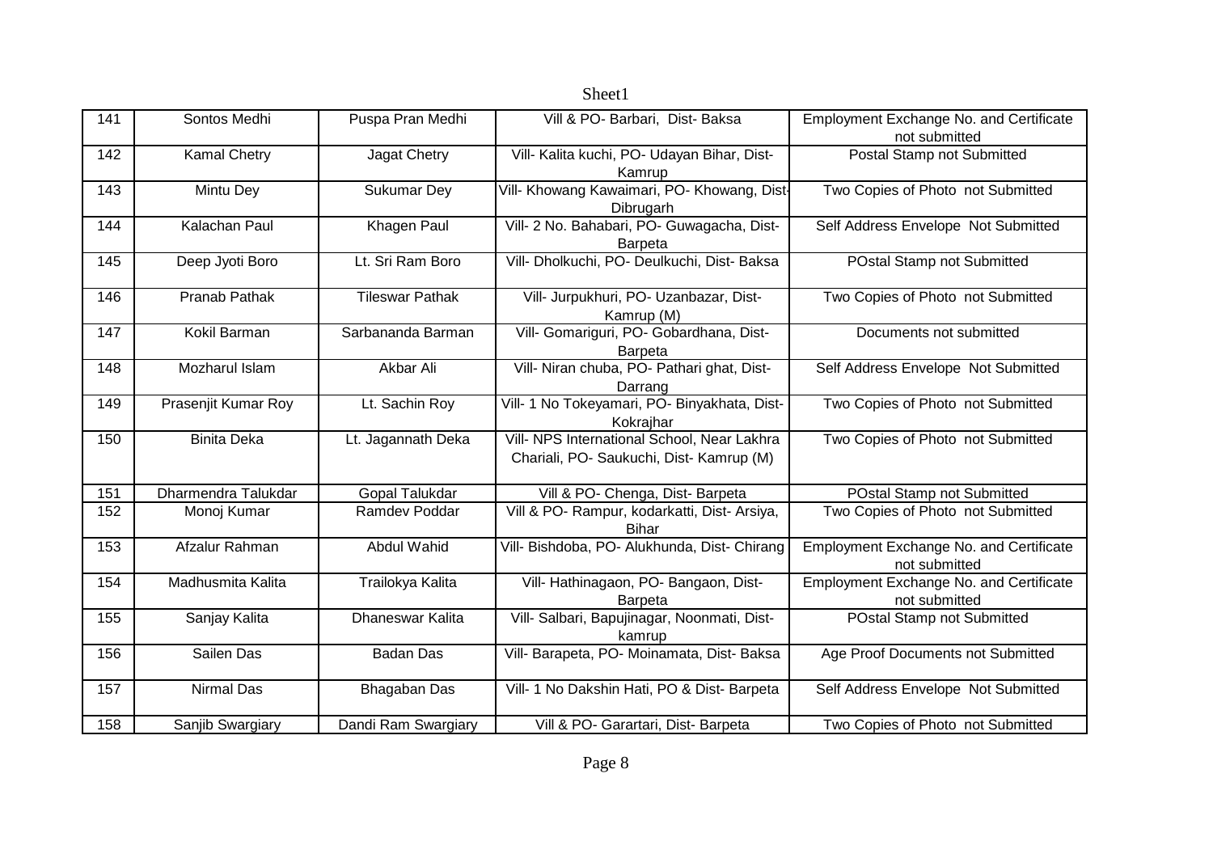| 141 | Sontos Medhi | Puspa Pran Medhi | Vill & PO- Barbari, Dist- Baksa | Employment Exchange No. and Certificate not submitted |
|---|---|---|---|---|
| 142 | Kamal Chetry | Jagat Chetry | Vill- Kalita kuchi, PO- Udayan Bihar, Dist- Kamrup | Postal Stamp not Submitted |
| 143 | Mintu Dey | Sukumar Dey | Vill- Khowang Kawaimari, PO- Khowang, Dist- Dibrugarh | Two Copies of Photo not Submitted |
| 144 | Kalachan Paul | Khagen Paul | Vill- 2 No. Bahabari, PO- Guwagacha, Dist- Barpeta | Self Address Envelope Not Submitted |
| 145 | Deep Jyoti Boro | Lt. Sri Ram Boro | Vill- Dholkuchi, PO- Deulkuchi, Dist- Baksa | POstal Stamp not Submitted |
| 146 | Pranab Pathak | Tileswar Pathak | Vill- Jurpukhuri, PO- Uzanbazar, Dist- Kamrup (M) | Two Copies of Photo not Submitted |
| 147 | Kokil Barman | Sarbananda Barman | Vill- Gomariguri, PO- Gobardhana, Dist- Barpeta | Documents not submitted |
| 148 | Mozharul Islam | Akbar Ali | Vill- Niran chuba, PO- Pathari ghat, Dist- Darrang | Self Address Envelope Not Submitted |
| 149 | Prasenjit Kumar Roy | Lt. Sachin Roy | Vill- 1 No Tokeyamari, PO- Binyakhata, Dist- Kokrajhar | Two Copies of Photo not Submitted |
| 150 | Binita Deka | Lt. Jagannath Deka | Vill- NPS International School, Near Lakhra Chariali, PO- Saukuchi, Dist- Kamrup (M) | Two Copies of Photo not Submitted |
| 151 | Dharmendra Talukdar | Gopal Talukdar | Vill & PO- Chenga, Dist- Barpeta | POstal Stamp not Submitted |
| 152 | Monoj Kumar | Ramdev Poddar | Vill & PO- Rampur, kodarkatti, Dist- Arsiya, Bihar | Two Copies of Photo not Submitted |
| 153 | Afzalur Rahman | Abdul Wahid | Vill- Bishdoba, PO- Alukhunda, Dist- Chirang | Employment Exchange No. and Certificate not submitted |
| 154 | Madhusmita Kalita | Trailokya Kalita | Vill- Hathinagaon, PO- Bangaon, Dist- Barpeta | Employment Exchange No. and Certificate not submitted |
| 155 | Sanjay Kalita | Dhaneswar Kalita | Vill- Salbari, Bapujinagar, Noonmati, Dist- kamrup | POstal Stamp not Submitted |
| 156 | Sailen Das | Badan Das | Vill- Barapeta, PO- Moinamata, Dist- Baksa | Age Proof Documents not Submitted |
| 157 | Nirmal Das | Bhagaban Das | Vill- 1 No Dakshin Hati, PO & Dist- Barpeta | Self Address Envelope Not Submitted |
| 158 | Sanjib Swargiary | Dandi Ram Swargiary | Vill & PO- Garartari, Dist- Barpeta | Two Copies of Photo not Submitted |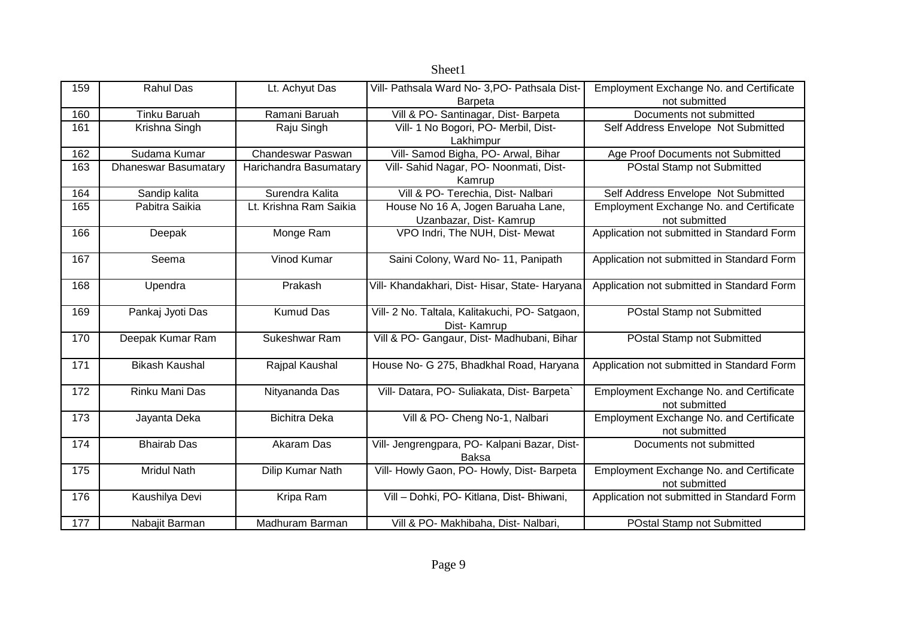| 159 | Rahul Das | Lt. Achyut Das | Vill- Pathsala Ward No- 3,PO- Pathsala Dist- Barpeta | Employment Exchange No. and Certificate not submitted |
|---|---|---|---|---|
| 160 | Tinku Baruah | Ramani Baruah | Vill & PO- Santinagar, Dist- Barpeta | Documents not submitted |
| 161 | Krishna Singh | Raju Singh | Vill- 1 No Bogori, PO- Merbil, Dist- Lakhimpur | Self Address Envelope Not Submitted |
| 162 | Sudama Kumar | Chandeswar Paswan | Vill- Samod Bigha, PO- Arwal, Bihar | Age Proof Documents not Submitted |
| 163 | Dhaneswar Basumatary | Harichandra Basumatary | Vill- Sahid Nagar, PO- Noonmati, Dist- Kamrup | POstal Stamp not Submitted |
| 164 | Sandip kalita | Surendra Kalita | Vill & PO- Terechia, Dist- Nalbari | Self Address Envelope Not Submitted |
| 165 | Pabitra Saikia | Lt. Krishna Ram Saikia | House No 16 A, Jogen Baruaha Lane, Uzanbazar, Dist- Kamrup | Employment Exchange No. and Certificate not submitted |
| 166 | Deepak | Monge Ram | VPO Indri, The NUH, Dist- Mewat | Application not submitted in Standard Form |
| 167 | Seema | Vinod Kumar | Saini Colony, Ward No- 11, Panipath | Application not submitted in Standard Form |
| 168 | Upendra | Prakash | Vill- Khandakhari, Dist- Hisar, State- Haryana | Application not submitted in Standard Form |
| 169 | Pankaj Jyoti Das | Kumud Das | Vill- 2 No. Taltala, Kalitakuchi, PO- Satgaon, Dist- Kamrup | POstal Stamp not Submitted |
| 170 | Deepak Kumar Ram | Sukeshwar Ram | Vill & PO- Gangaur, Dist- Madhubani, Bihar | POstal Stamp not Submitted |
| 171 | Bikash Kaushal | Rajpal Kaushal | House No- G 275, Bhadkhal Road, Haryana | Application not submitted in Standard Form |
| 172 | Rinku Mani Das | Nityananda Das | Vill- Datara, PO- Suliakata, Dist- Barpeta` | Employment Exchange No. and Certificate not submitted |
| 173 | Jayanta Deka | Bichitra Deka | Vill & PO- Cheng No-1, Nalbari | Employment Exchange No. and Certificate not submitted |
| 174 | Bhairab Das | Akaram Das | Vill- Jengrengpara, PO- Kalpani Bazar, Dist- Baksa | Documents not submitted |
| 175 | Mridul Nath | Dilip Kumar Nath | Vill- Howly Gaon, PO- Howly, Dist- Barpeta | Employment Exchange No. and Certificate not submitted |
| 176 | Kaushilya Devi | Kripa Ram | Vill – Dohki, PO- Kitlana, Dist- Bhiwani, | Application not submitted in Standard Form |
| 177 | Nabajit Barman | Madhuram Barman | Vill & PO- Makhibaha, Dist- Nalbari, | POstal Stamp not Submitted |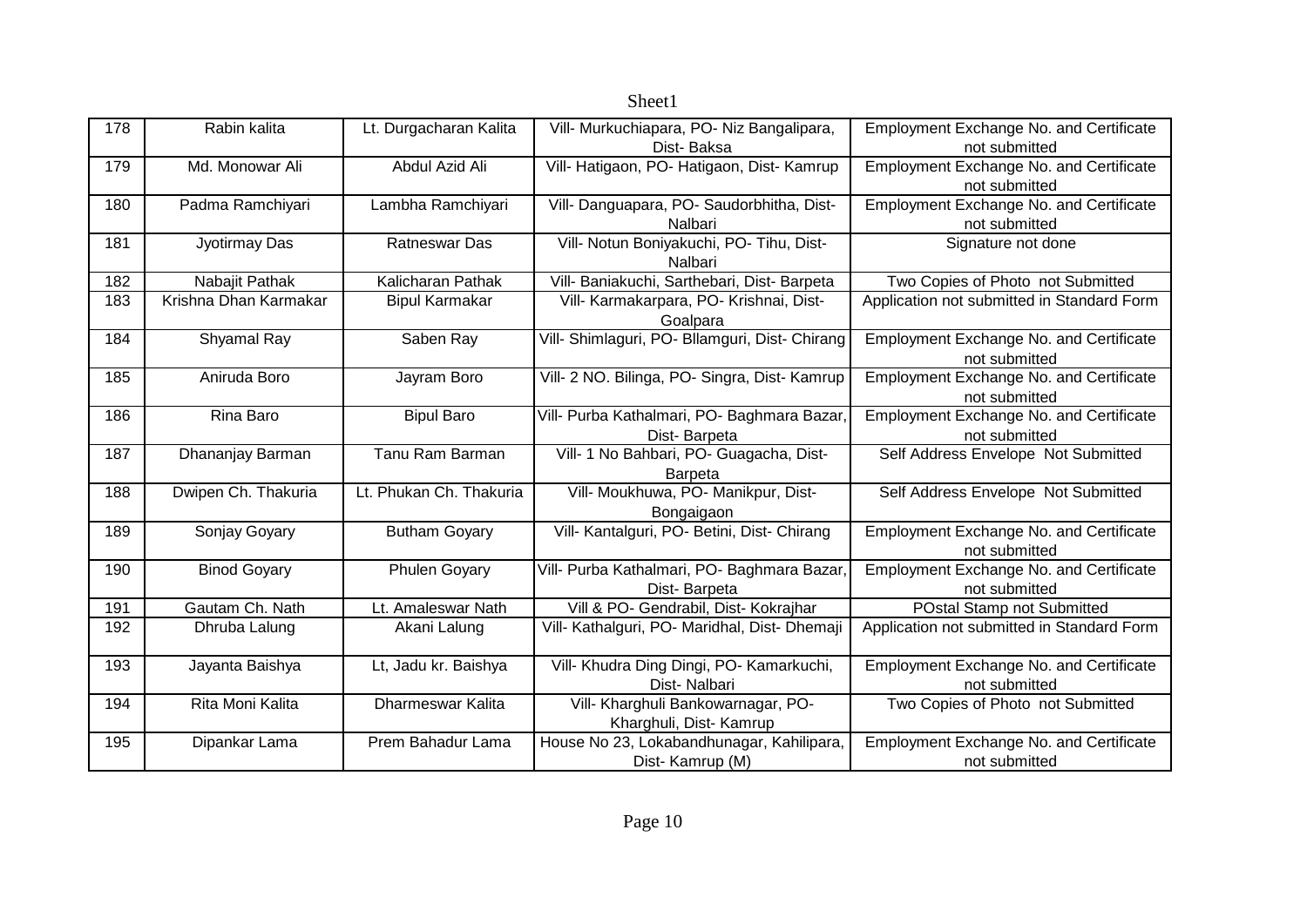| 178 | Rabin kalita | Lt. Durgacharan Kalita | Vill- Murkuchiapara, PO- Niz Bangalipara, Dist- Baksa | Employment Exchange No. and Certificate not submitted |
|---|---|---|---|---|
| 179 | Md. Monowar Ali | Abdul Azid Ali | Vill- Hatigaon, PO- Hatigaon, Dist- Kamrup | Employment Exchange No. and Certificate not submitted |
| 180 | Padma Ramchiyari | Lambha Ramchiyari | Vill- Danguapara, PO- Saudorbhitha, Dist- Nalbari | Employment Exchange No. and Certificate not submitted |
| 181 | Jyotirmay Das | Ratneswar Das | Vill- Notun Boniyakuchi, PO- Tihu, Dist- Nalbari | Signature not done |
| 182 | Nabajit Pathak | Kalicharan Pathak | Vill- Baniakuchi, Sarthebari, Dist- Barpeta | Two Copies of Photo not Submitted |
| 183 | Krishna Dhan Karmakar | Bipul Karmakar | Vill- Karmakarpara, PO- Krishnai, Dist- Goalpara | Application not submitted in Standard Form |
| 184 | Shyamal Ray | Saben Ray | Vill- Shimlaguri, PO- Bllamguri, Dist- Chirang | Employment Exchange No. and Certificate not submitted |
| 185 | Aniruda Boro | Jayram Boro | Vill- 2 NO. Bilinga, PO- Singra, Dist- Kamrup | Employment Exchange No. and Certificate not submitted |
| 186 | Rina Baro | Bipul Baro | Vill- Purba Kathalmari, PO- Baghmara Bazar, Dist- Barpeta | Employment Exchange No. and Certificate not submitted |
| 187 | Dhananjay Barman | Tanu Ram Barman | Vill- 1 No Bahbari, PO- Guagacha, Dist- Barpeta | Self Address Envelope Not Submitted |
| 188 | Dwipen Ch. Thakuria | Lt. Phukan Ch. Thakuria | Vill- Moukhuwa, PO- Manikpur, Dist- Bongaigaon | Self Address Envelope Not Submitted |
| 189 | Sonjay Goyary | Butham Goyary | Vill- Kantalguri, PO- Betini, Dist- Chirang | Employment Exchange No. and Certificate not submitted |
| 190 | Binod Goyary | Phulen Goyary | Vill- Purba Kathalmari, PO- Baghmara Bazar, Dist- Barpeta | Employment Exchange No. and Certificate not submitted |
| 191 | Gautam Ch. Nath | Lt. Amaleswar Nath | Vill & PO- Gendrabil, Dist- Kokrajhar | POstal Stamp not Submitted |
| 192 | Dhruba Lalung | Akani Lalung | Vill- Kathalguri, PO- Maridhal, Dist- Dhemaji | Application not submitted in Standard Form |
| 193 | Jayanta Baishya | Lt, Jadu kr. Baishya | Vill- Khudra Ding Dingi, PO- Kamarkuchi, Dist- Nalbari | Employment Exchange No. and Certificate not submitted |
| 194 | Rita Moni Kalita | Dharmeswar Kalita | Vill- Kharghuli Bankowarnagar, PO- Kharghuli, Dist- Kamrup | Two Copies of Photo not Submitted |
| 195 | Dipankar Lama | Prem Bahadur Lama | House No 23, Lokabandhunagar, Kahilipara, Dist- Kamrup (M) | Employment Exchange No. and Certificate not submitted |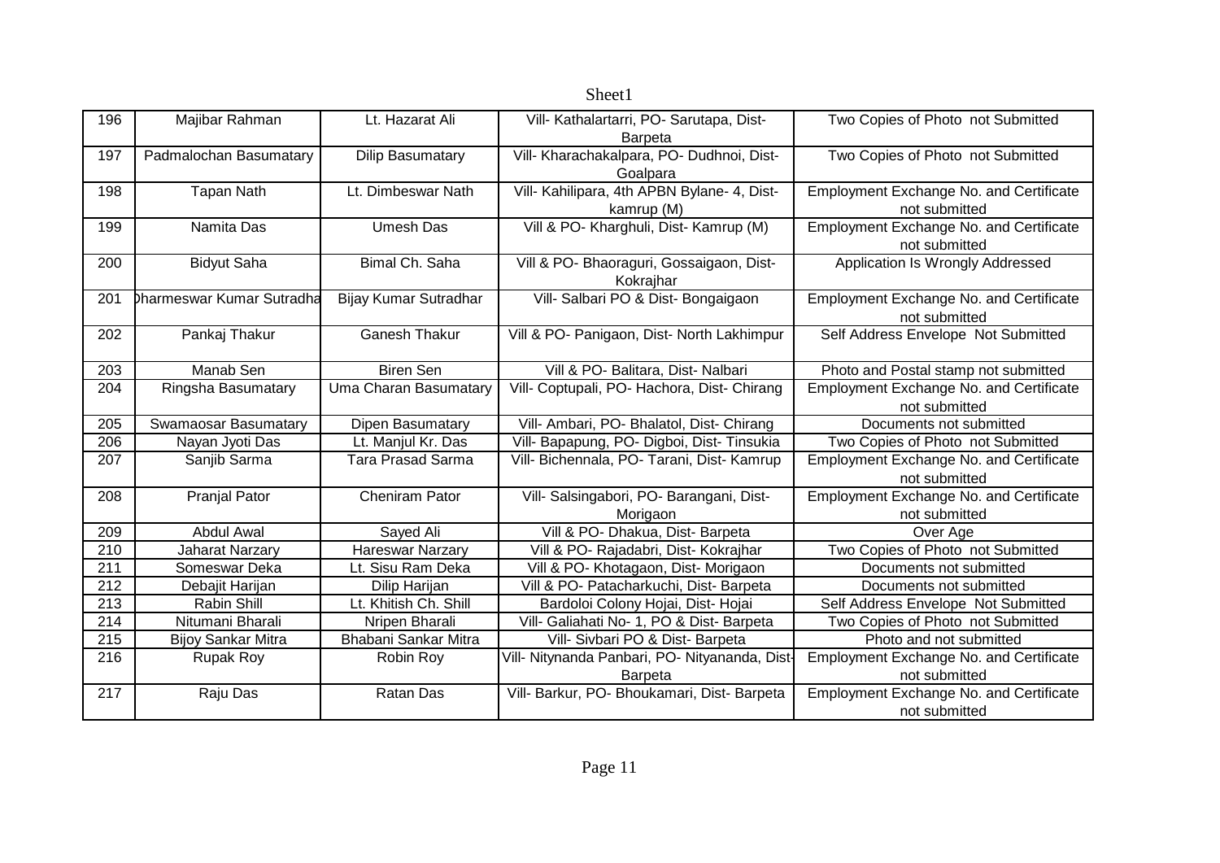| 196 | Majibar Rahman | Lt. Hazarat Ali | Vill- Kathalartarri, PO- Sarutapa, Dist- Barpeta | Two Copies of Photo not Submitted |
|---|---|---|---|---|
| 197 | Padmalochan Basumatary | Dilip Basumatary | Vill- Kharachakalpara, PO- Dudhnoi, Dist- Goalpara | Two Copies of Photo not Submitted |
| 198 | Tapan Nath | Lt. Dimbeswar Nath | Vill- Kahilipara, 4th APBN Bylane- 4, Dist- kamrup (M) | Employment Exchange No. and Certificate not submitted |
| 199 | Namita Das | Umesh Das | Vill & PO- Kharghuli, Dist- Kamrup (M) | Employment Exchange No. and Certificate not submitted |
| 200 | Bidyut Saha | Bimal Ch. Saha | Vill & PO- Bhaoraguri, Gossaigaon, Dist- Kokrajhar | Application Is Wrongly Addressed |
| 201 | Dharmeswar Kumar Sutradha | Bijay Kumar Sutradhar | Vill- Salbari PO & Dist- Bongaigaon | Employment Exchange No. and Certificate not submitted |
| 202 | Pankaj Thakur | Ganesh Thakur | Vill & PO- Panigaon, Dist- North Lakhimpur | Self Address Envelope Not Submitted |
| 203 | Manab Sen | Biren Sen | Vill & PO- Balitara, Dist- Nalbari | Photo and Postal stamp not submitted |
| 204 | Ringsha Basumatary | Uma Charan Basumatary | Vill- Coptupali, PO- Hachora, Dist- Chirang | Employment Exchange No. and Certificate not submitted |
| 205 | Swamaosar Basumatary | Dipen Basumatary | Vill- Ambari, PO- Bhalatol, Dist- Chirang | Documents not submitted |
| 206 | Nayan Jyoti Das | Lt. Manjul Kr. Das | Vill- Bapapung, PO- Digboi, Dist- Tinsukia | Two Copies of Photo not Submitted |
| 207 | Sanjib Sarma | Tara Prasad Sarma | Vill- Bichennala, PO- Tarani, Dist- Kamrup | Employment Exchange No. and Certificate not submitted |
| 208 | Pranjal Pator | Cheniram Pator | Vill- Salsingabori, PO- Barangani, Dist- Morigaon | Employment Exchange No. and Certificate not submitted |
| 209 | Abdul Awal | Sayed Ali | Vill & PO- Dhakua, Dist- Barpeta | Over Age |
| 210 | Jaharat Narzary | Hareswar Narzary | Vill & PO- Rajadabri, Dist- Kokrajhar | Two Copies of Photo not Submitted |
| 211 | Someswar Deka | Lt. Sisu Ram Deka | Vill & PO- Khotagaon, Dist- Morigaon | Documents not submitted |
| 212 | Debajit Harijan | Dilip Harijan | Vill & PO- Patacharkuchi, Dist- Barpeta | Documents not submitted |
| 213 | Rabin Shill | Lt. Khitish Ch. Shill | Bardoloi Colony Hojai, Dist- Hojai | Self Address Envelope Not Submitted |
| 214 | Nitumani Bharali | Nripen Bharali | Vill- Galiahati No- 1, PO & Dist- Barpeta | Two Copies of Photo not Submitted |
| 215 | Bijoy Sankar Mitra | Bhabani Sankar Mitra | Vill- Sivbari PO & Dist- Barpeta | Photo and not submitted |
| 216 | Rupak Roy | Robin Roy | Vill- Nitynanda Panbari, PO- Nityananda, Dist- Barpeta | Employment Exchange No. and Certificate not submitted |
| 217 | Raju Das | Ratan Das | Vill- Barkur, PO- Bhoukamari, Dist- Barpeta | Employment Exchange No. and Certificate not submitted |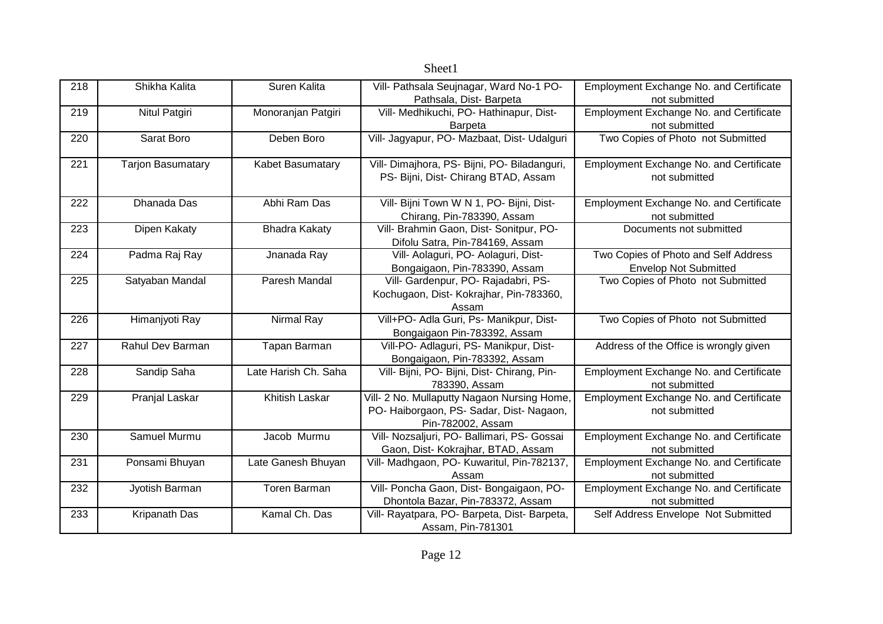| 218 | Shikha Kalita | Suren Kalita | Vill- Pathsala Seujnagar, Ward No-1 PO- Pathsala, Dist- Barpeta | Employment Exchange No. and Certificate not submitted |
|---|---|---|---|---|
| 219 | Nitul Patgiri | Monoranjan Patgiri | Vill- Medhikuchi, PO- Hathinapur, Dist- Barpeta | Employment Exchange No. and Certificate not submitted |
| 220 | Sarat Boro | Deben Boro | Vill- Jagyapur, PO- Mazbaat, Dist- Udalguri | Two Copies of Photo not Submitted |
| 221 | Tarjon Basumatary | Kabet Basumatary | Vill- Dimajhora, PS- Bijni, PO- Biladanguri, PS- Bijni, Dist- Chirang BTAD, Assam | Employment Exchange No. and Certificate not submitted |
| 222 | Dhanada Das | Abhi Ram Das | Vill- Bijni Town W N 1, PO- Bijni, Dist- Chirang, Pin-783390, Assam | Employment Exchange No. and Certificate not submitted |
| 223 | Dipen Kakaty | Bhadra Kakaty | Vill- Brahmin Gaon, Dist- Sonitpur, PO- Difolu Satra, Pin-784169, Assam | Documents not submitted |
| 224 | Padma Raj Ray | Jnanada Ray | Vill- Aolaguri, PO- Aolaguri, Dist- Bongaigaon, Pin-783390, Assam | Two Copies of Photo and Self Address Envelop Not Submitted |
| 225 | Satyaban Mandal | Paresh Mandal | Vill- Gardenpur, PO- Rajadabri, PS- Kochugaon, Dist- Kokrajhar, Pin-783360, Assam | Two Copies of Photo not Submitted |
| 226 | Himanjyoti Ray | Nirmal Ray | Vill+PO- Adla Guri, Ps- Manikpur, Dist- Bongaigaon Pin-783392, Assam | Two Copies of Photo not Submitted |
| 227 | Rahul Dev Barman | Tapan Barman | Vill-PO- Adlaguri, PS- Manikpur, Dist- Bongaigaon, Pin-783392, Assam | Address of the Office is wrongly given |
| 228 | Sandip Saha | Late Harish Ch. Saha | Vill- Bijni, PO- Bijni, Dist- Chirang, Pin- 783390, Assam | Employment Exchange No. and Certificate not submitted |
| 229 | Pranjal Laskar | Khitish Laskar | Vill- 2 No. Mullaputty Nagaon Nursing Home, PO- Haiborgaon, PS- Sadar, Dist- Nagaon, Pin-782002, Assam | Employment Exchange No. and Certificate not submitted |
| 230 | Samuel Murmu | Jacob Murmu | Vill- Nozsaljuri, PO- Ballimari, PS- Gossai Gaon, Dist- Kokrajhar, BTAD, Assam | Employment Exchange No. and Certificate not submitted |
| 231 | Ponsami Bhuyan | Late Ganesh Bhuyan | Vill- Madhgaon, PO- Kuwaritul, Pin-782137, Assam | Employment Exchange No. and Certificate not submitted |
| 232 | Jyotish Barman | Toren Barman | Vill- Poncha Gaon, Dist- Bongaigaon, PO- Dhontola Bazar, Pin-783372, Assam | Employment Exchange No. and Certificate not submitted |
| 233 | Kripanath Das | Kamal Ch. Das | Vill- Rayatpara, PO- Barpeta, Dist- Barpeta, Assam, Pin-781301 | Self Address Envelope Not Submitted |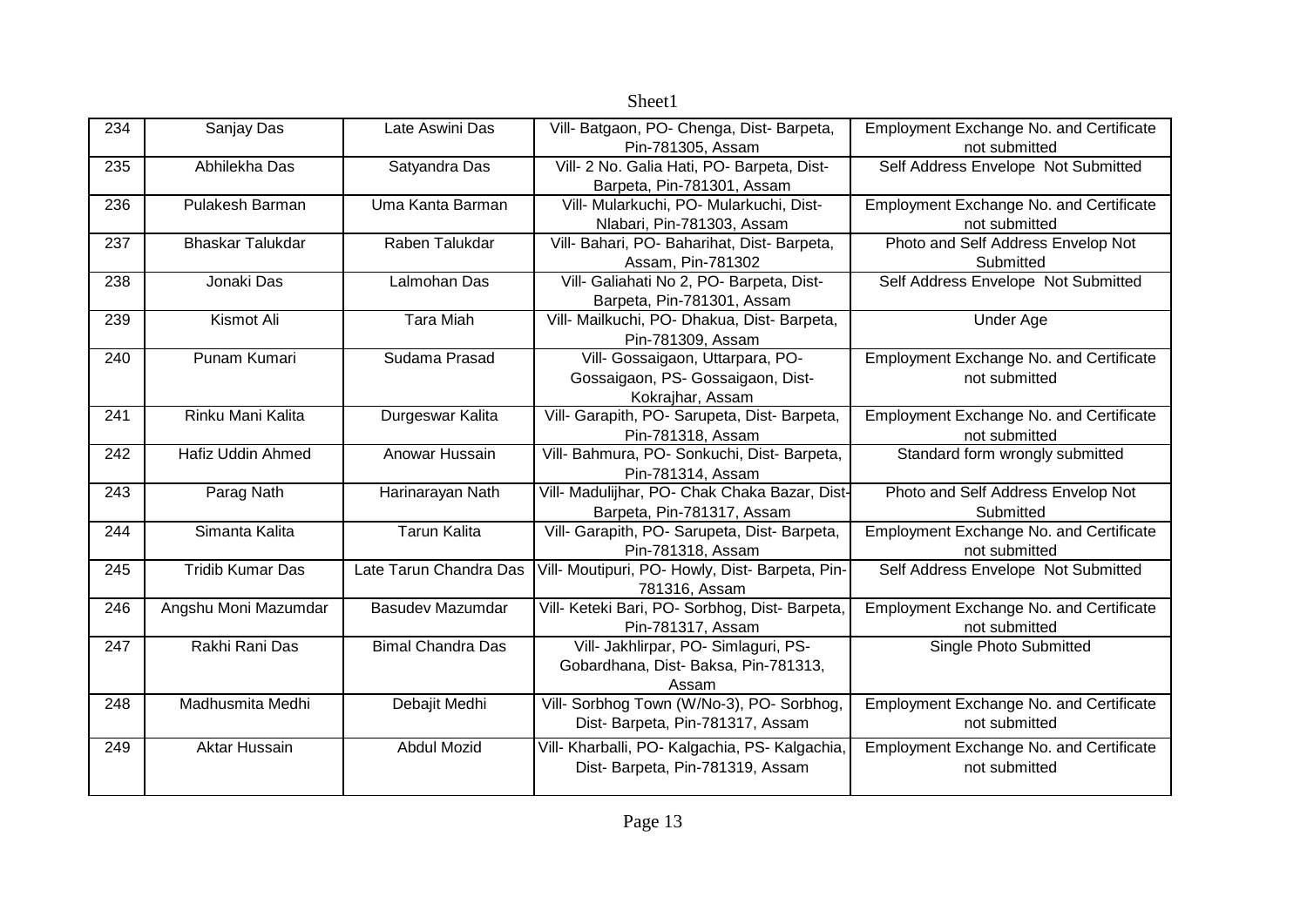Sheet1

| 234 | Sanjay Das | Late Aswini Das | Vill- Batgaon, PO- Chenga, Dist- Barpeta, Pin-781305, Assam | Employment Exchange No. and Certificate not submitted |
|---|---|---|---|---|
| 235 | Abhilekha Das | Satyandra Das | Vill- 2 No. Galia Hati, PO- Barpeta, Dist- Barpeta, Pin-781301, Assam | Self Address Envelope Not Submitted |
| 236 | Pulakesh Barman | Uma Kanta Barman | Vill- Mularkuchi, PO- Mularkuchi, Dist- Nlabari, Pin-781303, Assam | Employment Exchange No. and Certificate not submitted |
| 237 | Bhaskar Talukdar | Raben Talukdar | Vill- Bahari, PO- Baharihat, Dist- Barpeta, Assam, Pin-781302 | Photo and Self Address Envelop Not Submitted |
| 238 | Jonaki Das | Lalmohan Das | Vill- Galiahati No 2, PO- Barpeta, Dist- Barpeta, Pin-781301, Assam | Self Address Envelope Not Submitted |
| 239 | Kismot Ali | Tara Miah | Vill- Mailkuchi, PO- Dhakua, Dist- Barpeta, Pin-781309, Assam | Under Age |
| 240 | Punam Kumari | Sudama Prasad | Vill- Gossaigaon, Uttarpara, PO- Gossaigaon, PS- Gossaigaon, Dist- Kokrajhar, Assam | Employment Exchange No. and Certificate not submitted |
| 241 | Rinku Mani Kalita | Durgeswar Kalita | Vill- Garapith, PO- Sarupeta, Dist- Barpeta, Pin-781318, Assam | Employment Exchange No. and Certificate not submitted |
| 242 | Hafiz Uddin Ahmed | Anowar Hussain | Vill- Bahmura, PO- Sonkuchi, Dist- Barpeta, Pin-781314, Assam | Standard form wrongly submitted |
| 243 | Parag Nath | Harinarayan Nath | Vill- Madulijhar, PO- Chak Chaka Bazar, Dist- Barpeta, Pin-781317, Assam | Photo and Self Address Envelop Not Submitted |
| 244 | Simanta Kalita | Tarun Kalita | Vill- Garapith, PO- Sarupeta, Dist- Barpeta, Pin-781318, Assam | Employment Exchange No. and Certificate not submitted |
| 245 | Tridib Kumar Das | Late Tarun Chandra Das | Vill- Moutipuri, PO- Howly, Dist- Barpeta, Pin-781316, Assam | Self Address Envelope Not Submitted |
| 246 | Angshu Moni Mazumdar | Basudev Mazumdar | Vill- Keteki Bari, PO- Sorbhog, Dist- Barpeta, Pin-781317, Assam | Employment Exchange No. and Certificate not submitted |
| 247 | Rakhi Rani Das | Bimal Chandra Das | Vill- Jakhlirpar, PO- Simlaguri, PS- Gobardhana, Dist- Baksa, Pin-781313, Assam | Single Photo Submitted |
| 248 | Madhusmita Medhi | Debajit Medhi | Vill- Sorbhog Town (W/No-3), PO- Sorbhog, Dist- Barpeta, Pin-781317, Assam | Employment Exchange No. and Certificate not submitted |
| 249 | Aktar Hussain | Abdul Mozid | Vill- Kharballi, PO- Kalgachia, PS- Kalgachia, Dist- Barpeta, Pin-781319, Assam | Employment Exchange No. and Certificate not submitted |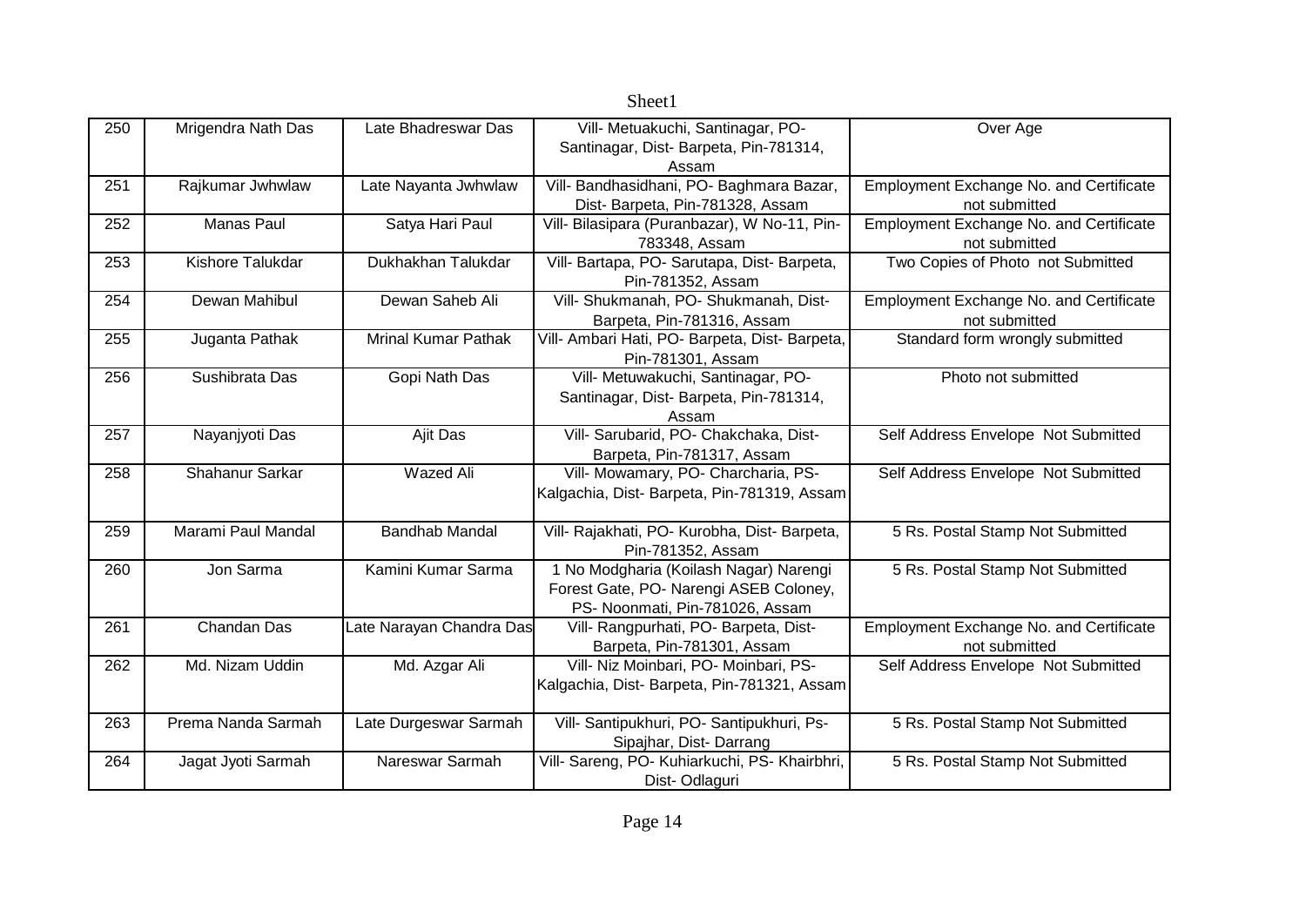| 250 | Mrigendra Nath Das | Late Bhadreswar Das | Vill- Metuakuchi, Santinagar, PO- Santinagar, Dist- Barpeta, Pin-781314, Assam | Over Age |
|---|---|---|---|---|
| 251 | Rajkumar Jwhwlaw | Late Nayanta Jwhwlaw | Vill- Bandhasidhani, PO- Baghmara Bazar, Dist- Barpeta, Pin-781328, Assam | Employment Exchange No. and Certificate not submitted |
| 252 | Manas Paul | Satya Hari Paul | Vill- Bilasipara (Puranbazar), W No-11, Pin-783348, Assam | Employment Exchange No. and Certificate not submitted |
| 253 | Kishore Talukdar | Dukhakhan Talukdar | Vill- Bartapa, PO- Sarutapa, Dist- Barpeta, Pin-781352, Assam | Two Copies of Photo not Submitted |
| 254 | Dewan Mahibul | Dewan Saheb Ali | Vill- Shukmanah, PO- Shukmanah, Dist- Barpeta, Pin-781316, Assam | Employment Exchange No. and Certificate not submitted |
| 255 | Juganta Pathak | Mrinal Kumar Pathak | Vill- Ambari Hati, PO- Barpeta, Dist- Barpeta, Pin-781301, Assam | Standard form wrongly submitted |
| 256 | Sushibrata Das | Gopi Nath Das | Vill- Metuwakuchi, Santinagar, PO- Santinagar, Dist- Barpeta, Pin-781314, Assam | Photo not submitted |
| 257 | Nayanjyoti Das | Ajit Das | Vill- Sarubarid, PO- Chakchaka, Dist- Barpeta, Pin-781317, Assam | Self Address Envelope Not Submitted |
| 258 | Shahanur Sarkar | Wazed Ali | Vill- Mowamary, PO- Charcharia, PS- Kalgachia, Dist- Barpeta, Pin-781319, Assam | Self Address Envelope Not Submitted |
| 259 | Marami Paul Mandal | Bandhab Mandal | Vill- Rajakhati, PO- Kurobha, Dist- Barpeta, Pin-781352, Assam | 5 Rs. Postal Stamp Not Submitted |
| 260 | Jon Sarma | Kamini Kumar Sarma | 1 No Modgharia (Koilash Nagar) Narengi Forest Gate, PO- Narengi ASEB Coloney, PS- Noonmati, Pin-781026, Assam | 5 Rs. Postal Stamp Not Submitted |
| 261 | Chandan Das | Late Narayan Chandra Das | Vill- Rangpurhati, PO- Barpeta, Dist- Barpeta, Pin-781301, Assam | Employment Exchange No. and Certificate not submitted |
| 262 | Md. Nizam Uddin | Md. Azgar Ali | Vill- Niz Moinbari, PO- Moinbari, PS- Kalgachia, Dist- Barpeta, Pin-781321, Assam | Self Address Envelope Not Submitted |
| 263 | Prema Nanda Sarmah | Late Durgeswar Sarmah | Vill- Santipukhuri, PO- Santipukhuri, Ps- Sipajhar, Dist- Darrang | 5 Rs. Postal Stamp Not Submitted |
| 264 | Jagat Jyoti Sarmah | Nareswar Sarmah | Vill- Sareng, PO- Kuhiarkuchi, PS- Khairbhri, Dist- Odlaguri | 5 Rs. Postal Stamp Not Submitted |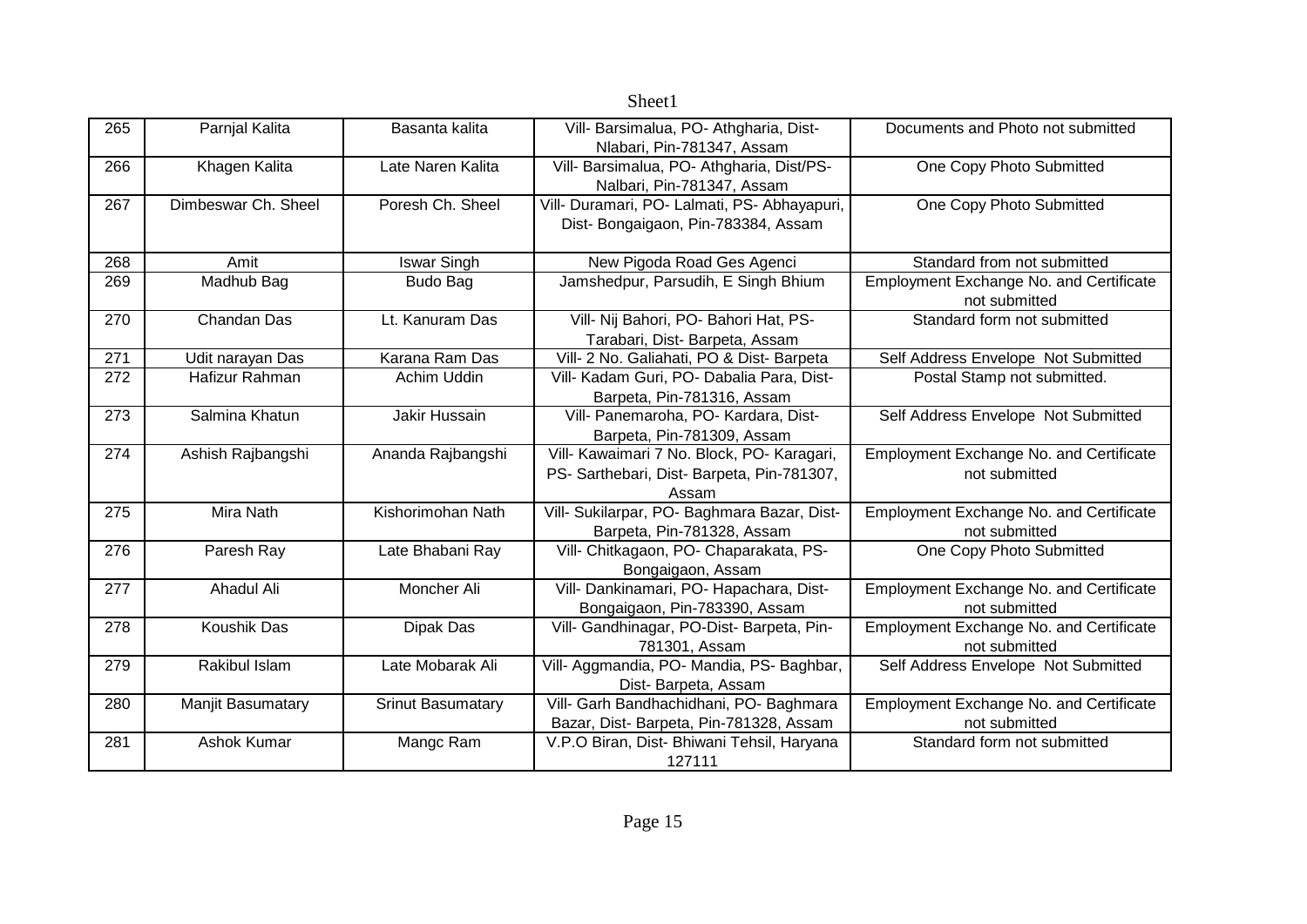| 265 | Parnjal Kalita | Basanta kalita | Vill- Barsimalua, PO- Athgharia, Dist- Nlabari, Pin-781347, Assam | Documents and Photo not submitted |
|---|---|---|---|---|
| 266 | Khagen Kalita | Late Naren Kalita | Vill- Barsimalua, PO- Athgharia, Dist/PS- Nalbari, Pin-781347, Assam | One Copy Photo Submitted |
| 267 | Dimbeswar Ch. Sheel | Poresh Ch. Sheel | Vill- Duramari, PO- Lalmati, PS- Abhayapuri, Dist- Bongaigaon, Pin-783384, Assam | One Copy Photo Submitted |
| 268 | Amit | Iswar Singh | New Pigoda Road Ges Agenci | Standard from not submitted |
| 269 | Madhub Bag | Budo Bag | Jamshedpur, Parsudih, E Singh Bhium | Employment Exchange No. and Certificate not submitted |
| 270 | Chandan Das | Lt. Kanuram Das | Vill- Nij Bahori, PO- Bahori Hat, PS- Tarabari, Dist- Barpeta, Assam | Standard form not submitted |
| 271 | Udit narayan Das | Karana Ram Das | Vill- 2 No. Galiahati, PO & Dist- Barpeta | Self Address Envelope Not Submitted |
| 272 | Hafizur Rahman | Achim Uddin | Vill- Kadam Guri, PO- Dabalia Para, Dist- Barpeta, Pin-781316, Assam | Postal Stamp not submitted. |
| 273 | Salmina Khatun | Jakir Hussain | Vill- Panemaroha, PO- Kardara, Dist- Barpeta, Pin-781309, Assam | Self Address Envelope Not Submitted |
| 274 | Ashish Rajbangshi | Ananda Rajbangshi | Vill- Kawaimari 7 No. Block, PO- Karagari, PS- Sarthebari, Dist- Barpeta, Pin-781307, Assam | Employment Exchange No. and Certificate not submitted |
| 275 | Mira Nath | Kishorimohan Nath | Vill- Sukilarpar, PO- Baghmara Bazar, Dist- Barpeta, Pin-781328, Assam | Employment Exchange No. and Certificate not submitted |
| 276 | Paresh Ray | Late Bhabani Ray | Vill- Chitkagaon, PO- Chaparakata, PS- Bongaigaon, Assam | One Copy Photo Submitted |
| 277 | Ahadul Ali | Moncher Ali | Vill- Dankinamari, PO- Hapachara, Dist- Bongaigaon, Pin-783390, Assam | Employment Exchange No. and Certificate not submitted |
| 278 | Koushik Das | Dipak Das | Vill- Gandhinagar, PO-Dist- Barpeta, Pin-781301, Assam | Employment Exchange No. and Certificate not submitted |
| 279 | Rakibul Islam | Late Mobarak Ali | Vill- Aggmandia, PO- Mandia, PS- Baghbar, Dist- Barpeta, Assam | Self Address Envelope Not Submitted |
| 280 | Manjit Basumatary | Srinut Basumatary | Vill- Garh Bandhachidhani, PO- Baghmara Bazar, Dist- Barpeta, Pin-781328, Assam | Employment Exchange No. and Certificate not submitted |
| 281 | Ashok Kumar | Mangc Ram | V.P.O Biran, Dist- Bhiwani Tehsil, Haryana 127111 | Standard form not submitted |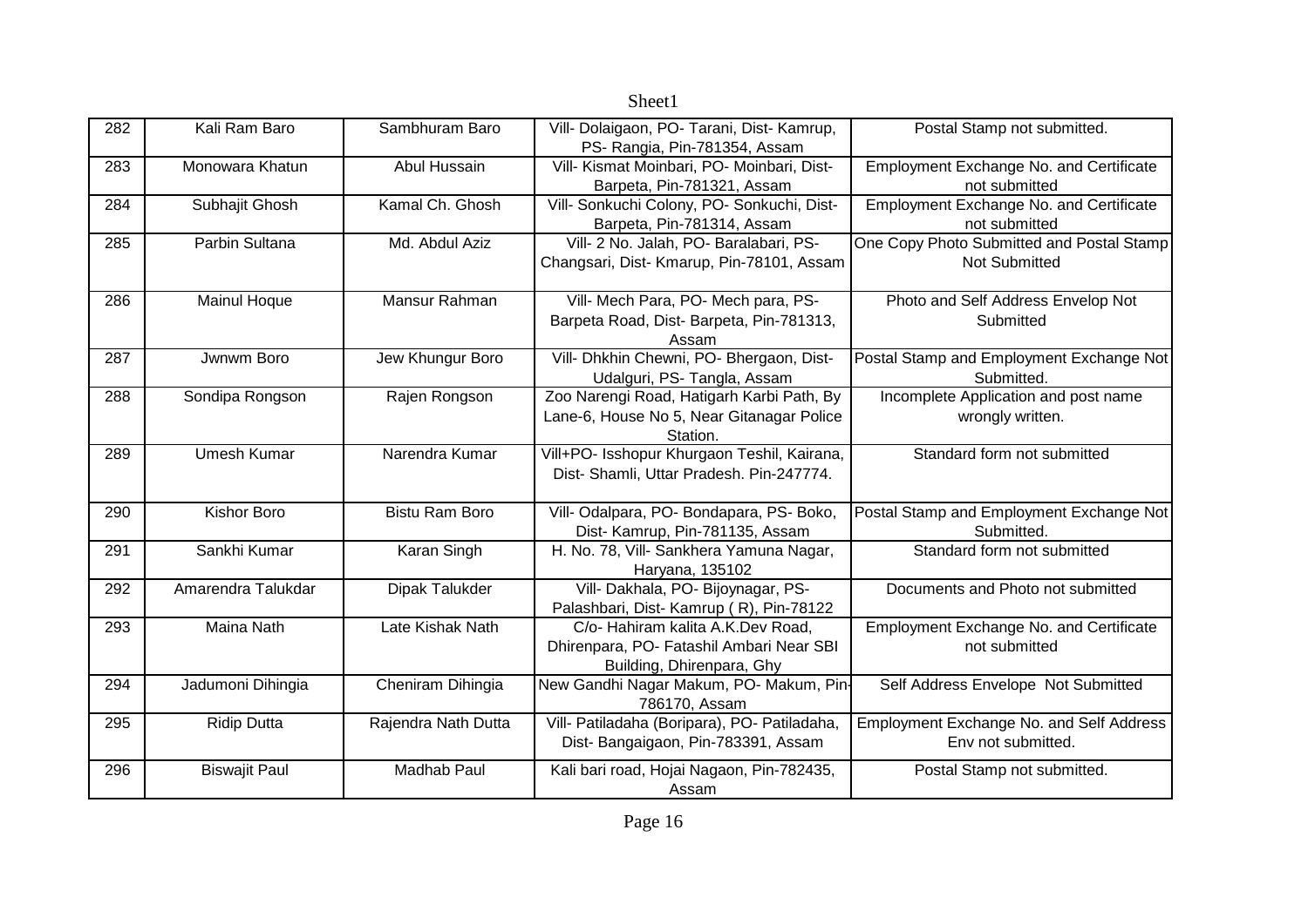| 282 | Kali Ram Baro | Sambhuram Baro | Vill- Dolaigaon, PO- Tarani, Dist- Kamrup, PS- Rangia, Pin-781354, Assam | Postal Stamp not submitted. |
|---|---|---|---|---|
| 283 | Monowara Khatun | Abul Hussain | Vill- Kismat Moinbari, PO- Moinbari, Dist- Barpeta, Pin-781321, Assam | Employment Exchange No. and Certificate not submitted |
| 284 | Subhajit Ghosh | Kamal Ch. Ghosh | Vill- Sonkuchi Colony, PO- Sonkuchi, Dist- Barpeta, Pin-781314, Assam | Employment Exchange No. and Certificate not submitted |
| 285 | Parbin Sultana | Md. Abdul Aziz | Vill- 2 No. Jalah, PO- Baralabari, PS- Changsari, Dist- Kmarup, Pin-78101, Assam | One Copy Photo Submitted and Postal Stamp Not Submitted |
| 286 | Mainul Hoque | Mansur Rahman | Vill- Mech Para, PO- Mech para, PS- Barpeta Road, Dist- Barpeta, Pin-781313, Assam | Photo and Self Address Envelop Not Submitted |
| 287 | Jwnwm Boro | Jew Khungur Boro | Vill- Dhkhin Chewni, PO- Bhergaon, Dist- Udalguri, PS- Tangla, Assam | Postal Stamp and Employment Exchange Not Submitted. |
| 288 | Sondipa Rongson | Rajen Rongson | Zoo Narengi Road, Hatigarh Karbi Path, By Lane-6, House No 5, Near Gitanagar Police Station. | Incomplete Application and post name wrongly written. |
| 289 | Umesh Kumar | Narendra Kumar | Vill+PO- Isshopur Khurgaon Teshil, Kairana, Dist- Shamli, Uttar Pradesh. Pin-247774. | Standard form not submitted |
| 290 | Kishor Boro | Bistu Ram Boro | Vill- Odalpara, PO- Bondapara, PS- Boko, Dist- Kamrup, Pin-781135, Assam | Postal Stamp and Employment Exchange Not Submitted. |
| 291 | Sankhi Kumar | Karan Singh | H. No. 78, Vill- Sankhera Yamuna Nagar, Haryana, 135102 | Standard form not submitted |
| 292 | Amarendra Talukdar | Dipak Talukder | Vill- Dakhala, PO- Bijoynagar, PS- Palashbari, Dist- Kamrup ( R), Pin-78122 | Documents and Photo not submitted |
| 293 | Maina Nath | Late Kishak Nath | C/o- Hahiram kalita A.K.Dev Road, Dhirenpara, PO- Fatashil Ambari Near SBI Building, Dhirenpara, Ghy | Employment Exchange No. and Certificate not submitted |
| 294 | Jadumoni Dihingia | Cheniram Dihingia | New Gandhi Nagar Makum, PO- Makum, Pin-786170, Assam | Self Address Envelope Not Submitted |
| 295 | Ridip Dutta | Rajendra Nath Dutta | Vill- Patiladaha (Boripara), PO- Patiladaha, Dist- Bangaigaon, Pin-783391, Assam | Employment Exchange No. and Self Address Env not submitted. |
| 296 | Biswajit Paul | Madhab Paul | Kali bari road, Hojai Nagaon, Pin-782435, Assam | Postal Stamp not submitted. |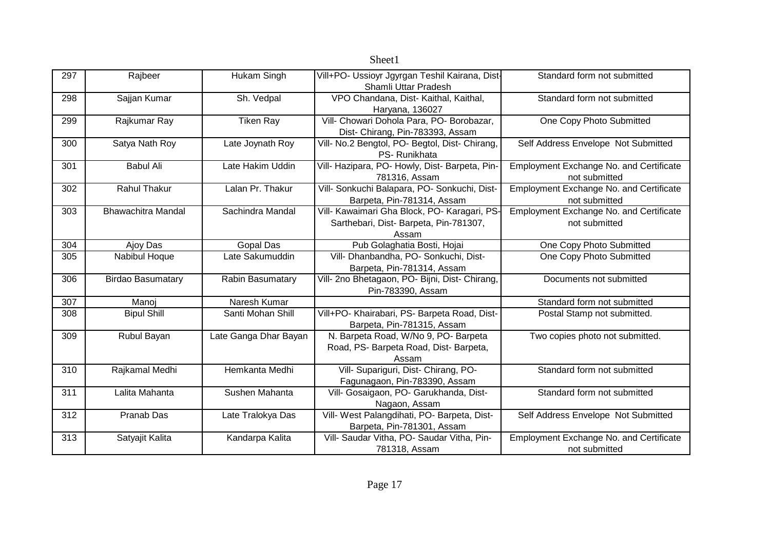| 297 | Rajbeer | Hukam Singh | Vill+PO- Ussioyr Jgyrgan Teshil Kairana, Dist-Shamli Uttar Pradesh | Standard form not submitted |
|---|---|---|---|---|
| 298 | Sajjan Kumar | Sh. Vedpal | VPO Chandana, Dist- Kaithal, Kaithal, Haryana, 136027 | Standard form not submitted |
| 299 | Rajkumar Ray | Tiken Ray | Vill- Chowari Dohola Para, PO- Borobazar, Dist- Chirang, Pin-783393, Assam | One Copy Photo Submitted |
| 300 | Satya Nath Roy | Late Joynath Roy | Vill- No.2 Bengtol, PO- Begtol, Dist- Chirang, PS- Runikhata | Self Address Envelope Not Submitted |
| 301 | Babul Ali | Late Hakim Uddin | Vill- Hazipara, PO- Howly, Dist- Barpeta, Pin-781316, Assam | Employment Exchange No. and Certificate not submitted |
| 302 | Rahul Thakur | Lalan Pr. Thakur | Vill- Sonkuchi Balapara, PO- Sonkuchi, Dist-Barpeta, Pin-781314, Assam | Employment Exchange No. and Certificate not submitted |
| 303 | Bhawachitra Mandal | Sachindra Mandal | Vill- Kawaimari Gha Block, PO- Karagari, PS-Sarthebari, Dist- Barpeta, Pin-781307, Assam | Employment Exchange No. and Certificate not submitted |
| 304 | Ajoy Das | Gopal Das | Pub Golaghatia Bosti, Hojai | One Copy Photo Submitted |
| 305 | Nabibul Hoque | Late Sakumuddin | Vill- Dhanbandha, PO- Sonkuchi, Dist-Barpeta, Pin-781314, Assam | One Copy Photo Submitted |
| 306 | Birdao Basumatary | Rabin Basumatary | Vill- 2no Bhetagaon, PO- Bijni, Dist- Chirang, Pin-783390, Assam | Documents not submitted |
| 307 | Manoj | Naresh Kumar | | Standard form not submitted |
| 308 | Bipul Shill | Santi Mohan Shill | Vill+PO- Khairabari, PS- Barpeta Road, Dist-Barpeta, Pin-781315, Assam | Postal Stamp not submitted. |
| 309 | Rubul Bayan | Late Ganga Dhar Bayan | N. Barpeta Road, W/No 9, PO- Barpeta Road, PS- Barpeta Road, Dist- Barpeta, Assam | Two copies photo not submitted. |
| 310 | Rajkamal Medhi | Hemkanta Medhi | Vill- Supariguri, Dist- Chirang, PO-Fagunagaon, Pin-783390, Assam | Standard form not submitted |
| 311 | Lalita Mahanta | Sushen Mahanta | Vill- Gosaigaon, PO- Garukhanda, Dist-Nagaon, Assam | Standard form not submitted |
| 312 | Pranab Das | Late Tralokya Das | Vill- West Palangdihati, PO- Barpeta, Dist-Barpeta, Pin-781301, Assam | Self Address Envelope Not Submitted |
| 313 | Satyajit Kalita | Kandarpa Kalita | Vill- Saudar Vitha, PO- Saudar Vitha, Pin-781318, Assam | Employment Exchange No. and Certificate not submitted |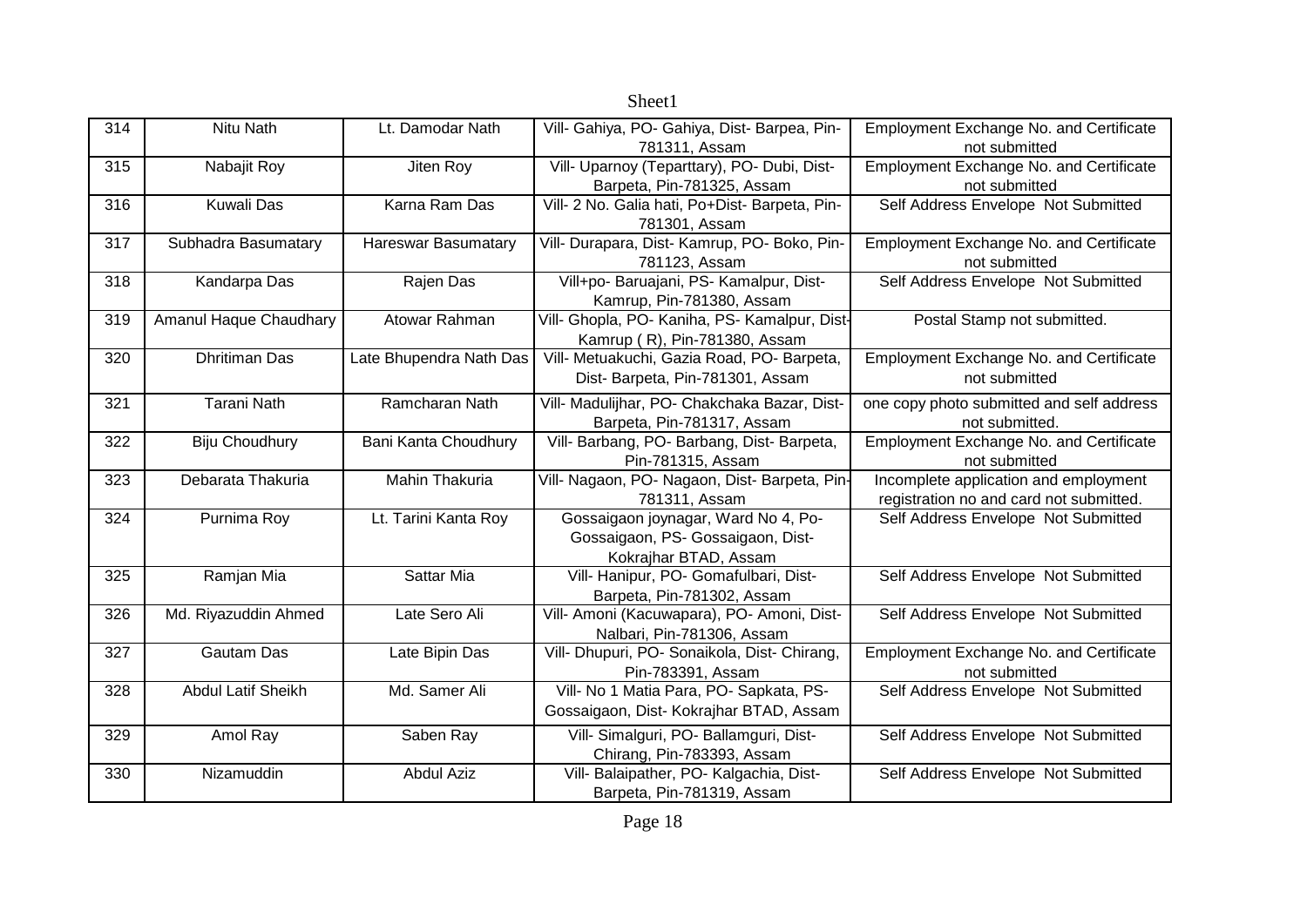| 314 | Nitu Nath | Lt. Damodar Nath | Vill- Gahiya, PO- Gahiya, Dist- Barpea, Pin-781311, Assam | Employment Exchange No. and Certificate not submitted |
|---|---|---|---|---|
| 315 | Nabajit Roy | Jiten Roy | Vill- Uparnoy (Teparttary), PO- Dubi, Dist-Barpeta, Pin-781325, Assam | Employment Exchange No. and Certificate not submitted |
| 316 | Kuwali Das | Karna Ram Das | Vill- 2 No. Galia hati, Po+Dist- Barpeta, Pin-781301, Assam | Self Address Envelope Not Submitted |
| 317 | Subhadra Basumatary | Hareswar Basumatary | Vill- Durapara, Dist- Kamrup, PO- Boko, Pin-781123, Assam | Employment Exchange No. and Certificate not submitted |
| 318 | Kandarpa Das | Rajen Das | Vill+po- Baruajani, PS- Kamalpur, Dist-Kamrup, Pin-781380, Assam | Self Address Envelope Not Submitted |
| 319 | Amanul Haque Chaudhary | Atowar Rahman | Vill- Ghopla, PO- Kaniha, PS- Kamalpur, Dist-Kamrup ( R), Pin-781380, Assam | Postal Stamp not submitted. |
| 320 | Dhritiman Das | Late Bhupendra Nath Das | Vill- Metuakuchi, Gazia Road, PO- Barpeta, Dist- Barpeta, Pin-781301, Assam | Employment Exchange No. and Certificate not submitted |
| 321 | Tarani Nath | Ramcharan Nath | Vill- Madulijhar, PO- Chakchaka Bazar, Dist-Barpeta, Pin-781317, Assam | one copy photo submitted and self address not submitted. |
| 322 | Biju Choudhury | Bani Kanta Choudhury | Vill- Barbang, PO- Barbang, Dist- Barpeta, Pin-781315, Assam | Employment Exchange No. and Certificate not submitted |
| 323 | Debarata Thakuria | Mahin Thakuria | Vill- Nagaon, PO- Nagaon, Dist- Barpeta, Pin-781311, Assam | Incomplete application and employment registration no and card not submitted. |
| 324 | Purnima Roy | Lt. Tarini Kanta Roy | Gossaigaon joynagar, Ward No 4, Po-Gossaigaon, PS- Gossaigaon, Dist-Kokrajhar BTAD, Assam | Self Address Envelope Not Submitted |
| 325 | Ramjan Mia | Sattar Mia | Vill- Hanipur, PO- Gomafulbari, Dist-Barpeta, Pin-781302, Assam | Self Address Envelope Not Submitted |
| 326 | Md. Riyazuddin Ahmed | Late Sero Ali | Vill- Amoni (Kacuwapara), PO- Amoni, Dist-Nalbari, Pin-781306, Assam | Self Address Envelope Not Submitted |
| 327 | Gautam Das | Late Bipin Das | Vill- Dhupuri, PO- Sonaikola, Dist- Chirang, Pin-783391, Assam | Employment Exchange No. and Certificate not submitted |
| 328 | Abdul Latif Sheikh | Md. Samer Ali | Vill- No 1 Matia Para, PO- Sapkata, PS-Gossaigaon, Dist- Kokrajhar BTAD, Assam | Self Address Envelope Not Submitted |
| 329 | Amol Ray | Saben Ray | Vill- Simalguri, PO- Ballamguri, Dist-Chirang, Pin-783393, Assam | Self Address Envelope Not Submitted |
| 330 | Nizamuddin | Abdul Aziz | Vill- Balaipather, PO- Kalgachia, Dist-Barpeta, Pin-781319, Assam | Self Address Envelope Not Submitted |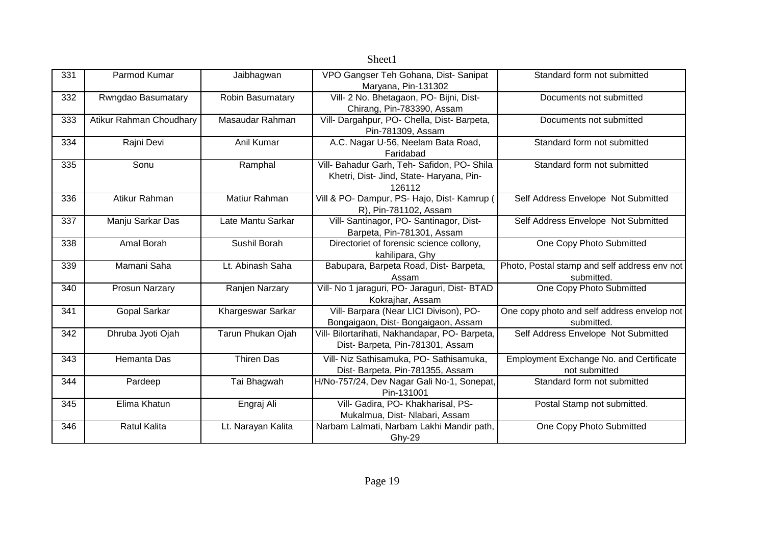| 331 | Parmod Kumar | Jaibhagwan | VPO Gangser Teh Gohana, Dist- Sanipat Maryana, Pin-131302 | Standard form not submitted |
|---|---|---|---|---|
| 332 | Rwngdao Basumatary | Robin Basumatary | Vill- 2 No. Bhetagaon, PO- Bijni, Dist- Chirang, Pin-783390, Assam | Documents not submitted |
| 333 | Atikur Rahman Choudhary | Masaudar Rahman | Vill- Dargahpur, PO- Chella, Dist- Barpeta, Pin-781309, Assam | Documents not submitted |
| 334 | Rajni Devi | Anil Kumar | A.C. Nagar U-56, Neelam Bata Road, Faridabad | Standard form not submitted |
| 335 | Sonu | Ramphal | Vill- Bahadur Garh, Teh- Safidon, PO- Shila Khetri, Dist- Jind, State- Haryana, Pin-126112 | Standard form not submitted |
| 336 | Atikur Rahman | Matiur Rahman | Vill & PO- Dampur, PS- Hajo, Dist- Kamrup ( R), Pin-781102, Assam | Self Address Envelope Not Submitted |
| 337 | Manju Sarkar Das | Late Mantu Sarkar | Vill- Santinagor, PO- Santinagor, Dist- Barpeta, Pin-781301, Assam | Self Address Envelope Not Submitted |
| 338 | Amal Borah | Sushil Borah | Directoriet of forensic science collony, kahilipara, Ghy | One Copy Photo Submitted |
| 339 | Mamani Saha | Lt. Abinash Saha | Babupara, Barpeta Road, Dist- Barpeta, Assam | Photo, Postal stamp and self address env not submitted. |
| 340 | Prosun Narzary | Ranjen Narzary | Vill- No 1 jaraguri, PO- Jaraguri, Dist- BTAD Kokrajhar, Assam | One Copy Photo Submitted |
| 341 | Gopal Sarkar | Khargeswar Sarkar | Vill- Barpara (Near LICI Divison), PO- Bongaigaon, Dist- Bongaigaon, Assam | One copy photo and self address envelop not submitted. |
| 342 | Dhruba Jyoti Ojah | Tarun Phukan Ojah | Vill- Bilortarihati, Nakhandapar, PO- Barpeta, Dist- Barpeta, Pin-781301, Assam | Self Address Envelope Not Submitted |
| 343 | Hemanta Das | Thiren Das | Vill- Niz Sathisamuka, PO- Sathisamuka, Dist- Barpeta, Pin-781355, Assam | Employment Exchange No. and Certificate not submitted |
| 344 | Pardeep | Tai Bhagwah | H/No-757/24, Dev Nagar Gali No-1, Sonepat, Pin-131001 | Standard form not submitted |
| 345 | Elima Khatun | Engraj Ali | Vill- Gadira, PO- Khakharisal, PS- Mukalmua, Dist- Nlabari, Assam | Postal Stamp not submitted. |
| 346 | Ratul Kalita | Lt. Narayan Kalita | Narbam Lalmati, Narbam Lakhi Mandir path, Ghy-29 | One Copy Photo Submitted |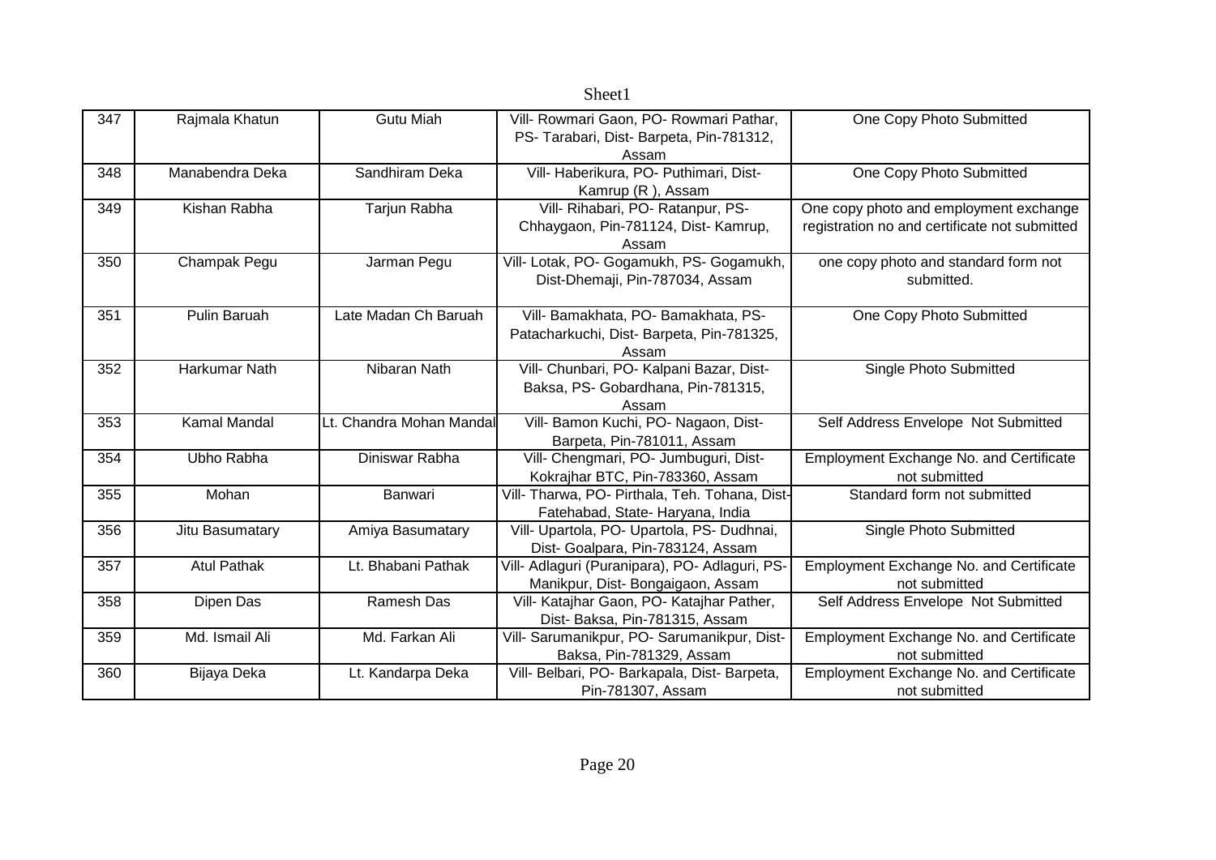| 347 | Rajmala Khatun | Gutu Miah | Vill- Rowmari Gaon, PO- Rowmari Pathar, PS- Tarabari, Dist- Barpeta, Pin-781312, Assam | One Copy Photo Submitted |
|---|---|---|---|---|
| 348 | Manabendra Deka | Sandhiram Deka | Vill- Haberikura, PO- Puthimari, Dist- Kamrup (R ), Assam | One Copy Photo Submitted |
| 349 | Kishan Rabha | Tarjun Rabha | Vill- Rihabari, PO- Ratanpur, PS- Chhaygaon, Pin-781124, Dist- Kamrup, Assam | One copy photo and employment exchange registration no and certificate not submitted |
| 350 | Champak Pegu | Jarman Pegu | Vill- Lotak, PO- Gogamukh, PS- Gogamukh, Dist-Dhemaji, Pin-787034, Assam | one copy photo and standard form not submitted. |
| 351 | Pulin Baruah | Late Madan Ch Baruah | Vill- Bamakhata, PO- Bamakhata, PS- Patacharkuchi, Dist- Barpeta, Pin-781325, Assam | One Copy Photo Submitted |
| 352 | Harkumar Nath | Nibaran Nath | Vill- Chunbari, PO- Kalpani Bazar, Dist- Baksa, PS- Gobardhana, Pin-781315, Assam | Single Photo Submitted |
| 353 | Kamal Mandal | Lt. Chandra Mohan Mandal | Vill- Bamon Kuchi, PO- Nagaon, Dist- Barpeta, Pin-781011, Assam | Self Address Envelope Not Submitted |
| 354 | Ubho Rabha | Diniswar Rabha | Vill- Chengmari, PO- Jumbuguri, Dist- Kokrajhar BTC, Pin-783360, Assam | Employment Exchange No. and Certificate not submitted |
| 355 | Mohan | Banwari | Vill- Tharwa, PO- Pirthala, Teh. Tohana, Dist- Fatehabad, State- Haryana, India | Standard form not submitted |
| 356 | Jitu Basumatary | Amiya Basumatary | Vill- Upartola, PO- Upartola, PS- Dudhnai, Dist- Goalpara, Pin-783124, Assam | Single Photo Submitted |
| 357 | Atul Pathak | Lt. Bhabani Pathak | Vill- Adlaguri (Puranipara), PO- Adlaguri, PS- Manikpur, Dist- Bongaigaon, Assam | Employment Exchange No. and Certificate not submitted |
| 358 | Dipen Das | Ramesh Das | Vill- Katajhar Gaon, PO- Katajhar Pather, Dist- Baksa, Pin-781315, Assam | Self Address Envelope Not Submitted |
| 359 | Md. Ismail Ali | Md. Farkan Ali | Vill- Sarumanikpur, PO- Sarumanikpur, Dist- Baksa, Pin-781329, Assam | Employment Exchange No. and Certificate not submitted |
| 360 | Bijaya Deka | Lt. Kandarpa Deka | Vill- Belbari, PO- Barkapala, Dist- Barpeta, Pin-781307, Assam | Employment Exchange No. and Certificate not submitted |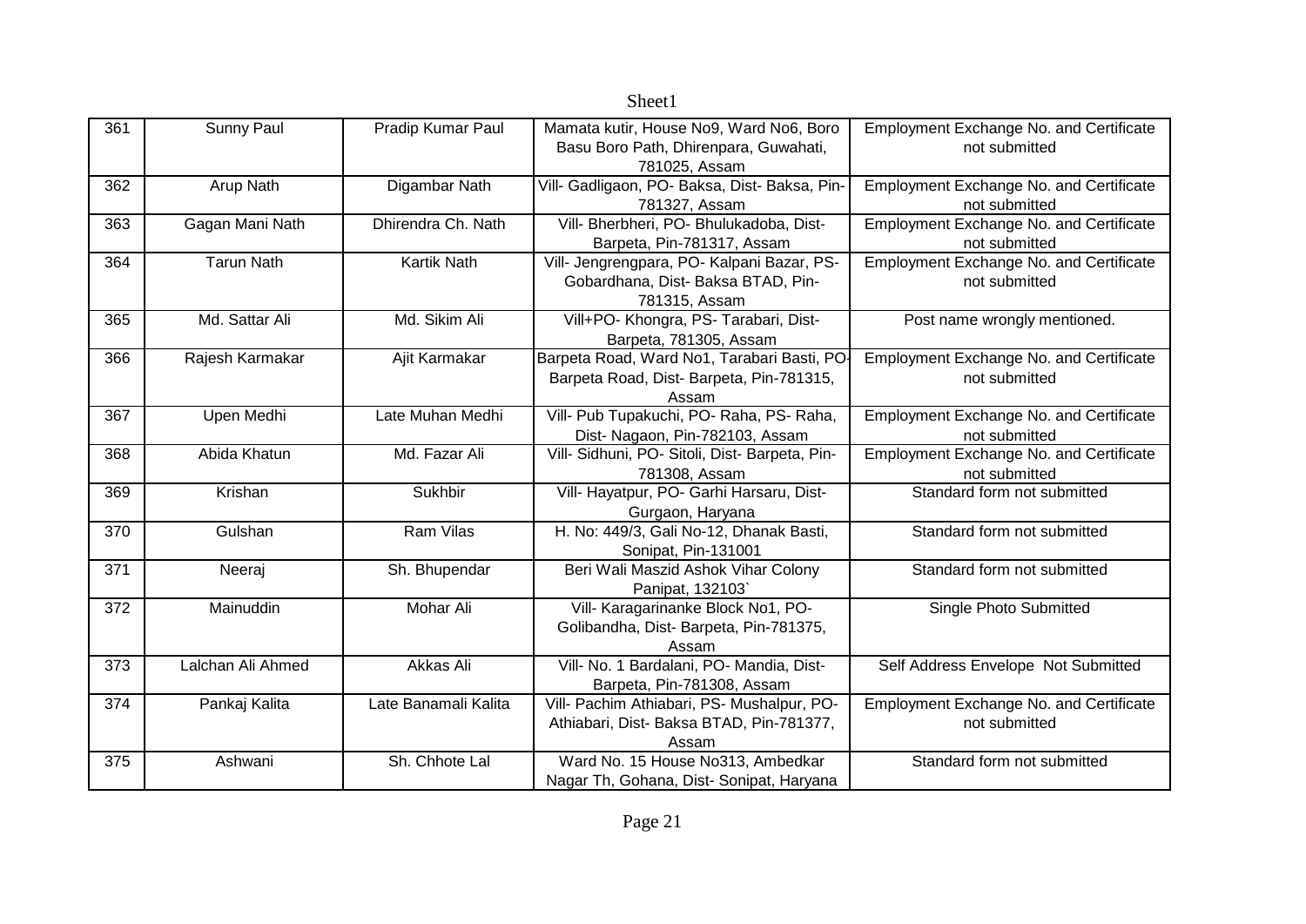| 361 | Sunny Paul | Pradip Kumar Paul | Mamata kutir, House No9, Ward No6, Boro Basu Boro Path, Dhirenpara, Guwahati, 781025, Assam | Employment Exchange No. and Certificate not submitted |
|---|---|---|---|---|
| 362 | Arup Nath | Digambar Nath | Vill- Gadligaon, PO- Baksa, Dist- Baksa, Pin-781327, Assam | Employment Exchange No. and Certificate not submitted |
| 363 | Gagan Mani Nath | Dhirendra Ch. Nath | Vill- Bherbheri, PO- Bhulukadoba, Dist-Barpeta, Pin-781317, Assam | Employment Exchange No. and Certificate not submitted |
| 364 | Tarun Nath | Kartik Nath | Vill- Jengrengpara, PO- Kalpani Bazar, PS-Gobardhana, Dist- Baksa BTAD, Pin-781315, Assam | Employment Exchange No. and Certificate not submitted |
| 365 | Md. Sattar Ali | Md. Sikim Ali | Vill+PO- Khongra, PS- Tarabari, Dist-Barpeta, 781305, Assam | Post name wrongly mentioned. |
| 366 | Rajesh Karmakar | Ajit Karmakar | Barpeta Road, Ward No1, Tarabari Basti, PO-Barpeta Road, Dist- Barpeta, Pin-781315, Assam | Employment Exchange No. and Certificate not submitted |
| 367 | Upen Medhi | Late Muhan Medhi | Vill- Pub Tupakuchi, PO- Raha, PS- Raha, Dist- Nagaon, Pin-782103, Assam | Employment Exchange No. and Certificate not submitted |
| 368 | Abida Khatun | Md. Fazar Ali | Vill- Sidhuni, PO- Sitoli, Dist- Barpeta, Pin-781308, Assam | Employment Exchange No. and Certificate not submitted |
| 369 | Krishan | Sukhbir | Vill- Hayatpur, PO- Garhi Harsaru, Dist-Gurgaon, Haryana | Standard form not submitted |
| 370 | Gulshan | Ram Vilas | H. No: 449/3, Gali No-12, Dhanak Basti, Sonipat, Pin-131001 | Standard form not submitted |
| 371 | Neeraj | Sh. Bhupendar | Beri Wali Maszid Ashok Vihar Colony Panipat, 132103` | Standard form not submitted |
| 372 | Mainuddin | Mohar Ali | Vill- Karagarinanke Block No1, PO-Golibandha, Dist- Barpeta, Pin-781375, Assam | Single Photo Submitted |
| 373 | Lalchan Ali Ahmed | Akkas Ali | Vill- No. 1 Bardalani, PO- Mandia, Dist-Barpeta, Pin-781308, Assam | Self Address Envelope Not Submitted |
| 374 | Pankaj Kalita | Late Banamali Kalita | Vill- Pachim Athiabari, PS- Mushalpur, PO-Athiabari, Dist- Baksa BTAD, Pin-781377, Assam | Employment Exchange No. and Certificate not submitted |
| 375 | Ashwani | Sh. Chhote Lal | Ward No. 15 House No313, Ambedkar Nagar Th, Gohana, Dist- Sonipat, Haryana | Standard form not submitted |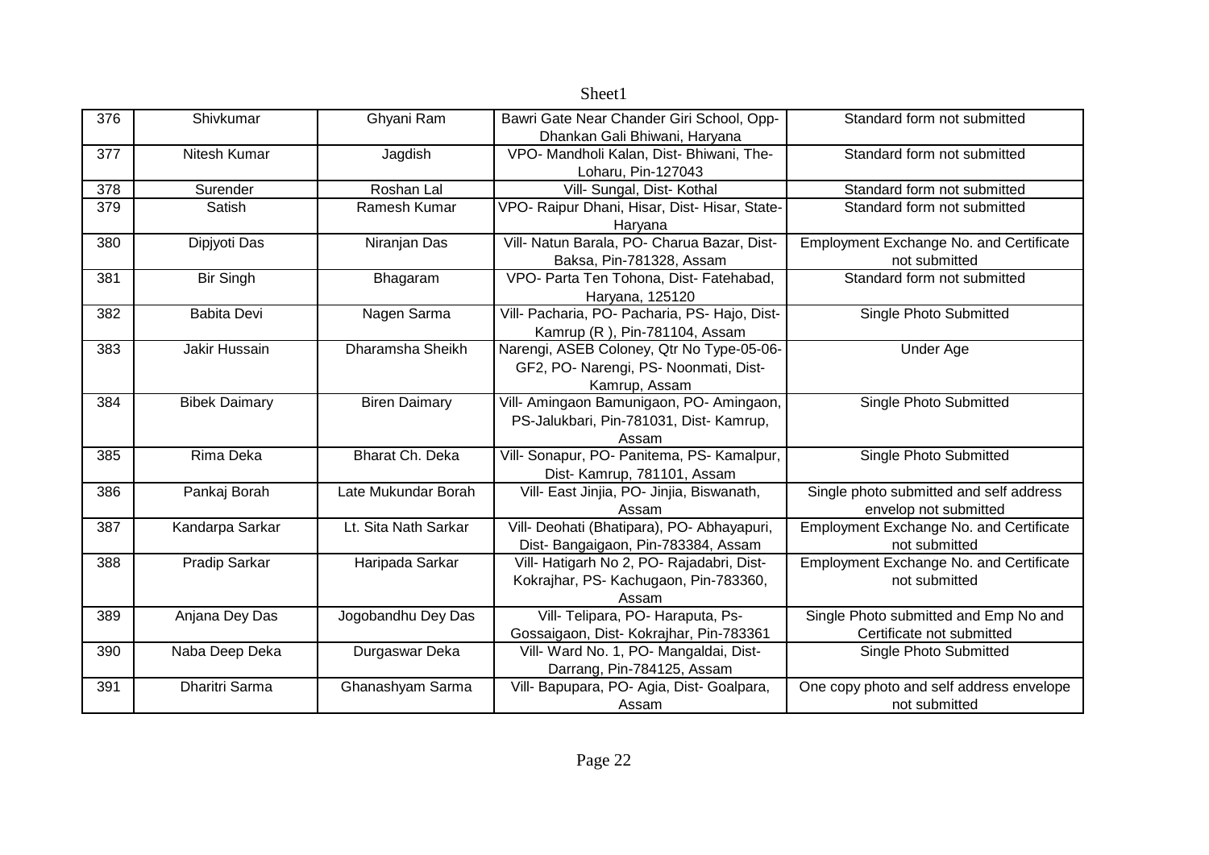| 376 | Shivkumar | Ghyani Ram | Bawri Gate Near Chander Giri School, Opp-Dhankan Gali Bhiwani, Haryana | Standard form not submitted |
|---|---|---|---|---|
| 377 | Nitesh Kumar | Jagdish | VPO- Mandholi Kalan, Dist- Bhiwani, The-Loharu, Pin-127043 | Standard form not submitted |
| 378 | Surender | Roshan Lal | Vill- Sungal, Dist- Kothal | Standard form not submitted |
| 379 | Satish | Ramesh Kumar | VPO- Raipur Dhani, Hisar, Dist- Hisar, State-Haryana | Standard form not submitted |
| 380 | Dipjyoti Das | Niranjan Das | Vill- Natun Barala, PO- Charua Bazar, Dist-Baksa, Pin-781328, Assam | Employment Exchange No. and Certificate not submitted |
| 381 | Bir Singh | Bhagaram | VPO- Parta Ten Tohona, Dist- Fatehabad, Haryana, 125120 | Standard form not submitted |
| 382 | Babita Devi | Nagen Sarma | Vill- Pacharia, PO- Pacharia, PS- Hajo, Dist-Kamrup (R ), Pin-781104, Assam | Single Photo Submitted |
| 383 | Jakir Hussain | Dharamsha Sheikh | Narengi, ASEB Coloney, Qtr No Type-05-06-GF2, PO- Narengi, PS- Noonmati, Dist-Kamrup, Assam | Under Age |
| 384 | Bibek Daimary | Biren Daimary | Vill- Amingaon Bamunigaon, PO- Amingaon, PS-Jalukbari, Pin-781031, Dist- Kamrup, Assam | Single Photo Submitted |
| 385 | Rima Deka | Bharat Ch. Deka | Vill- Sonapur, PO- Panitema, PS- Kamalpur, Dist- Kamrup, 781101, Assam | Single Photo Submitted |
| 386 | Pankaj Borah | Late Mukundar Borah | Vill- East Jinjia, PO- Jinjia, Biswanath, Assam | Single photo submitted and self address envelop not submitted |
| 387 | Kandarpa Sarkar | Lt. Sita Nath Sarkar | Vill- Deohati (Bhatipara), PO- Abhayapuri, Dist- Bangaigaon, Pin-783384, Assam | Employment Exchange No. and Certificate not submitted |
| 388 | Pradip Sarkar | Haripada Sarkar | Vill- Hatigarh No 2, PO- Rajadabri, Dist-Kokrajhar, PS- Kachugaon, Pin-783360, Assam | Employment Exchange No. and Certificate not submitted |
| 389 | Anjana Dey Das | Jogobandhu Dey Das | Vill- Telipara, PO- Haraputa, Ps-Gossaigaon, Dist- Kokrajhar, Pin-783361 | Single Photo submitted and Emp No and Certificate not submitted |
| 390 | Naba Deep Deka | Durgaswar Deka | Vill- Ward No. 1, PO- Mangaldai, Dist-Darrang, Pin-784125, Assam | Single Photo Submitted |
| 391 | Dharitri Sarma | Ghanashyam Sarma | Vill- Bapupara, PO- Agia, Dist- Goalpara, Assam | One copy photo and self address envelope not submitted |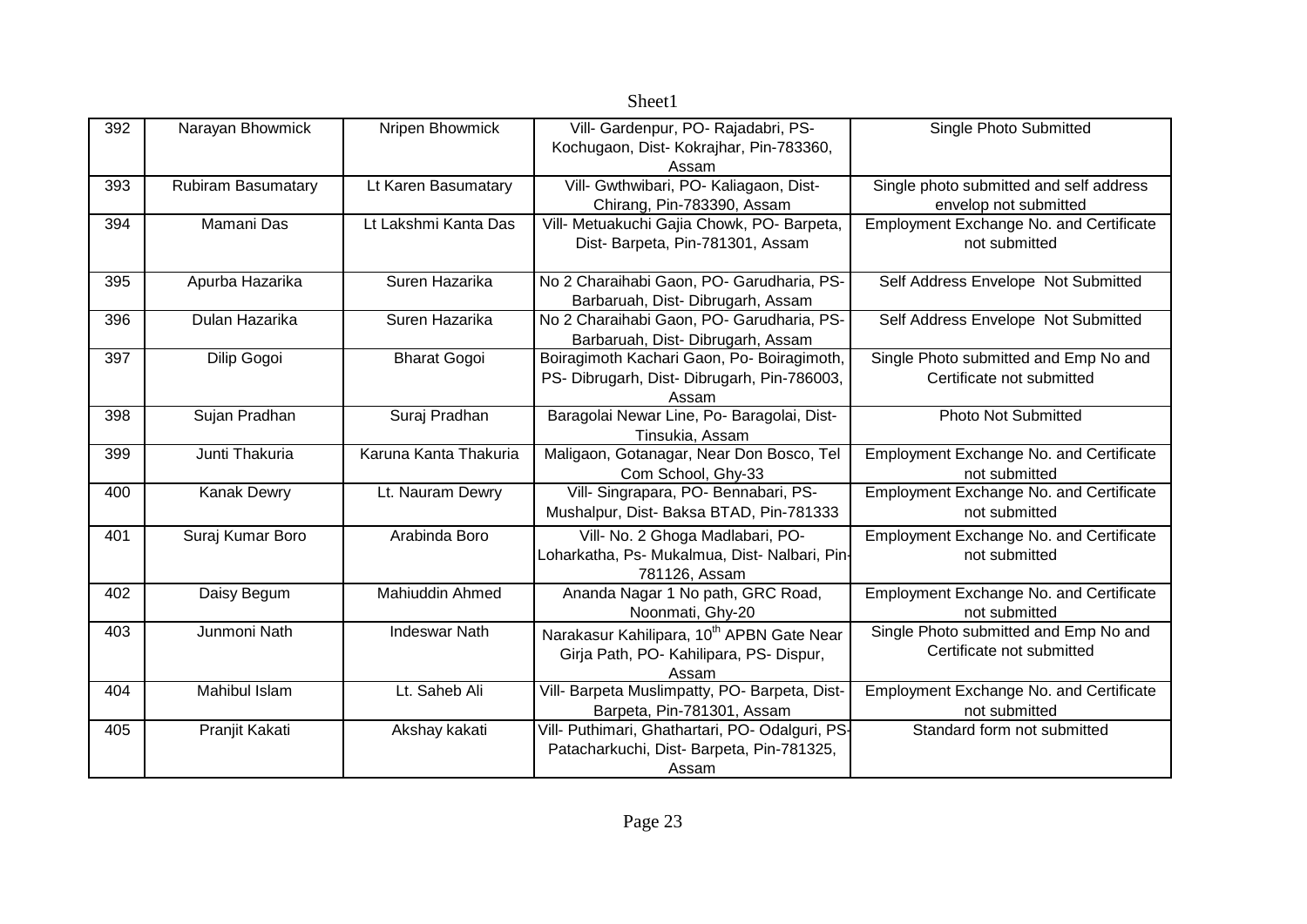| 392 | Narayan Bhowmick | Nripen Bhowmick | Vill- Gardenpur, PO- Rajadabri, PS- Kochugaon, Dist- Kokrajhar, Pin-783360, Assam | Single Photo Submitted |
|---|---|---|---|---|
| 393 | Rubiram Basumatary | Lt Karen Basumatary | Vill- Gwthwibari, PO- Kaliagaon, Dist- Chirang, Pin-783390, Assam | Single photo submitted and self address envelop not submitted |
| 394 | Mamani Das | Lt Lakshmi Kanta Das | Vill- Metuakuchi Gajia Chowk, PO- Barpeta, Dist- Barpeta, Pin-781301, Assam | Employment Exchange No. and Certificate not submitted |
| 395 | Apurba Hazarika | Suren Hazarika | No 2 Charaihabi Gaon, PO- Garudharia, PS- Barbaruah, Dist- Dibrugarh, Assam | Self Address Envelope Not Submitted |
| 396 | Dulan Hazarika | Suren Hazarika | No 2 Charaihabi Gaon, PO- Garudharia, PS- Barbaruah, Dist- Dibrugarh, Assam | Self Address Envelope Not Submitted |
| 397 | Dilip Gogoi | Bharat Gogoi | Boiragimoth Kachari Gaon, Po- Boiragimoth, PS- Dibrugarh, Dist- Dibrugarh, Pin-786003, Assam | Single Photo submitted and Emp No and Certificate not submitted |
| 398 | Sujan Pradhan | Suraj Pradhan | Baragolai Newar Line, Po- Baragolai, Dist- Tinsukia, Assam | Photo Not Submitted |
| 399 | Junti Thakuria | Karuna Kanta Thakuria | Maligaon, Gotanagar, Near Don Bosco, Tel Com School, Ghy-33 | Employment Exchange No. and Certificate not submitted |
| 400 | Kanak Dewry | Lt. Nauram Dewry | Vill- Singrapara, PO- Bennabari, PS- Mushalpur, Dist- Baksa BTAD, Pin-781333 | Employment Exchange No. and Certificate not submitted |
| 401 | Suraj Kumar Boro | Arabinda Boro | Vill- No. 2 Ghoga Madlabari, PO- Loharkatha, Ps- Mukalmua, Dist- Nalbari, Pin-781126, Assam | Employment Exchange No. and Certificate not submitted |
| 402 | Daisy Begum | Mahiuddin Ahmed | Ananda Nagar 1 No path, GRC Road, Noonmati, Ghy-20 | Employment Exchange No. and Certificate not submitted |
| 403 | Junmoni Nath | Indeswar Nath | Narakasur Kahilipara, 10th APBN Gate Near Girja Path, PO- Kahilipara, PS- Dispur, Assam | Single Photo submitted and Emp No and Certificate not submitted |
| 404 | Mahibul Islam | Lt. Saheb Ali | Vill- Barpeta Muslimpatty, PO- Barpeta, Dist- Barpeta, Pin-781301, Assam | Employment Exchange No. and Certificate not submitted |
| 405 | Pranjit Kakati | Akshay kakati | Vill- Puthimari, Ghathartari, PO- Odalguri, PS- Patacharkuchi, Dist- Barpeta, Pin-781325, Assam | Standard form not submitted |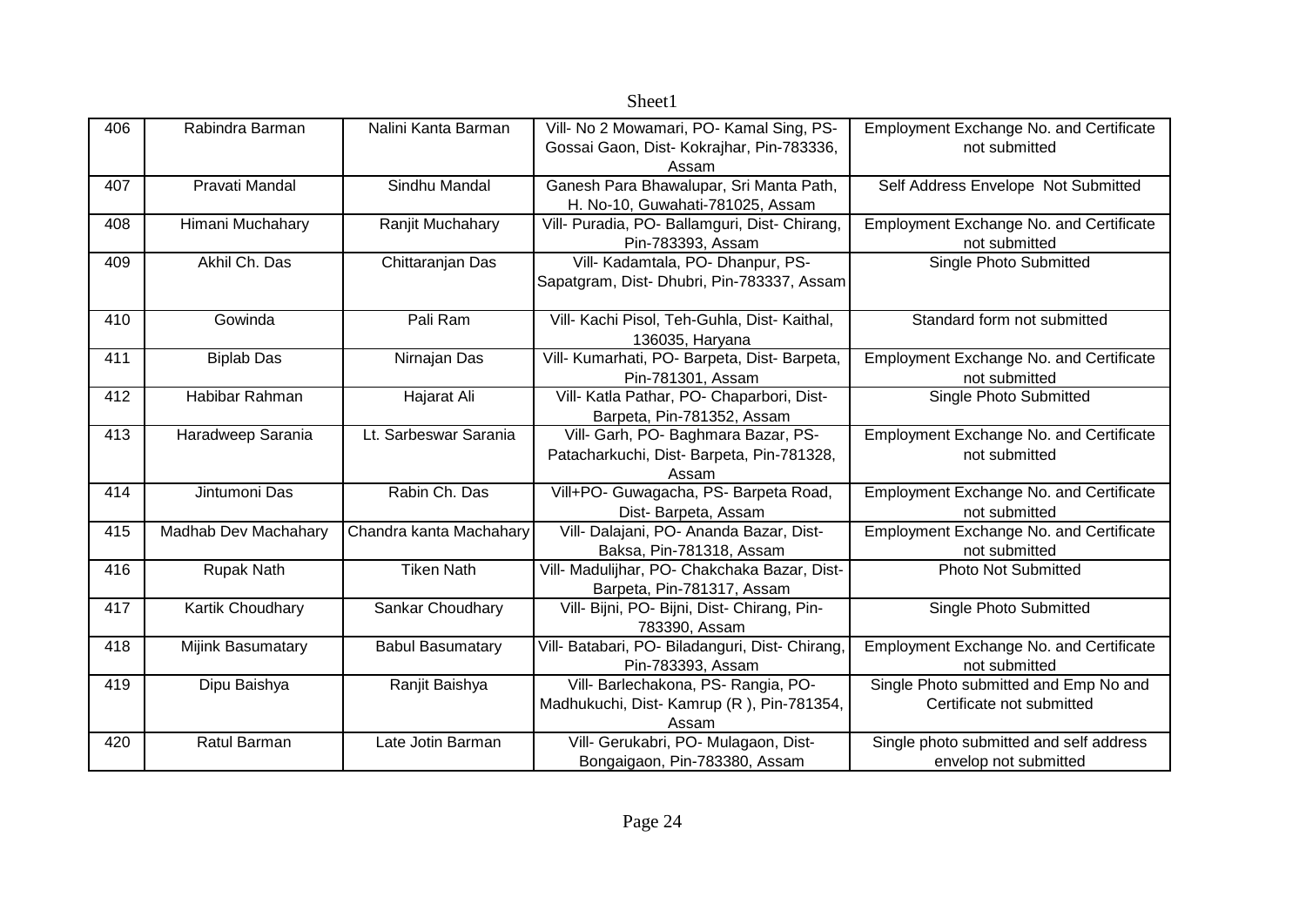| 406 | Rabindra Barman | Nalini Kanta Barman | Vill- No 2 Mowamari, PO- Kamal Sing, PS- Gossai Gaon, Dist- Kokrajhar, Pin-783336, Assam | Employment Exchange No. and Certificate not submitted |
|---|---|---|---|---|
| 407 | Pravati Mandal | Sindhu Mandal | Ganesh Para Bhawalupar, Sri Manta Path, H. No-10, Guwahati-781025, Assam | Self Address Envelope Not Submitted |
| 408 | Himani Muchahary | Ranjit Muchahary | Vill- Puradia, PO- Ballamguri, Dist- Chirang, Pin-783393, Assam | Employment Exchange No. and Certificate not submitted |
| 409 | Akhil Ch. Das | Chittaranjan Das | Vill- Kadamtala, PO- Dhanpur, PS- Sapatgram, Dist- Dhubri, Pin-783337, Assam | Single Photo Submitted |
| 410 | Gowinda | Pali Ram | Vill- Kachi Pisol, Teh-Guhla, Dist- Kaithal, 136035, Haryana | Standard form not submitted |
| 411 | Biplab Das | Nirnajan Das | Vill- Kumarhati, PO- Barpeta, Dist- Barpeta, Pin-781301, Assam | Employment Exchange No. and Certificate not submitted |
| 412 | Habibar Rahman | Hajarat Ali | Vill- Katla Pathar, PO- Chaparbori, Dist- Barpeta, Pin-781352, Assam | Single Photo Submitted |
| 413 | Haradweep Sarania | Lt. Sarbeswar Sarania | Vill- Garh, PO- Baghmara Bazar, PS- Patacharkuchi, Dist- Barpeta, Pin-781328, Assam | Employment Exchange No. and Certificate not submitted |
| 414 | Jintumoni Das | Rabin Ch. Das | Vill+PO- Guwagacha, PS- Barpeta Road, Dist- Barpeta, Assam | Employment Exchange No. and Certificate not submitted |
| 415 | Madhab Dev Machahary | Chandra kanta Machahary | Vill- Dalajani, PO- Ananda Bazar, Dist- Baksa, Pin-781318, Assam | Employment Exchange No. and Certificate not submitted |
| 416 | Rupak Nath | Tiken Nath | Vill- Madulijhar, PO- Chakchaka Bazar, Dist- Barpeta, Pin-781317, Assam | Photo Not Submitted |
| 417 | Kartik Choudhary | Sankar Choudhary | Vill- Bijni, PO- Bijni, Dist- Chirang, Pin-783390, Assam | Single Photo Submitted |
| 418 | Mijink Basumatary | Babul Basumatary | Vill- Batabari, PO- Biladanguri, Dist- Chirang, Pin-783393, Assam | Employment Exchange No. and Certificate not submitted |
| 419 | Dipu Baishya | Ranjit Baishya | Vill- Barlechakona, PS- Rangia, PO- Madhukuchi, Dist- Kamrup (R ), Pin-781354, Assam | Single Photo submitted and Emp No and Certificate not submitted |
| 420 | Ratul Barman | Late Jotin Barman | Vill- Gerukabri, PO- Mulagaon, Dist- Bongaigaon, Pin-783380, Assam | Single photo submitted and self address envelop not submitted |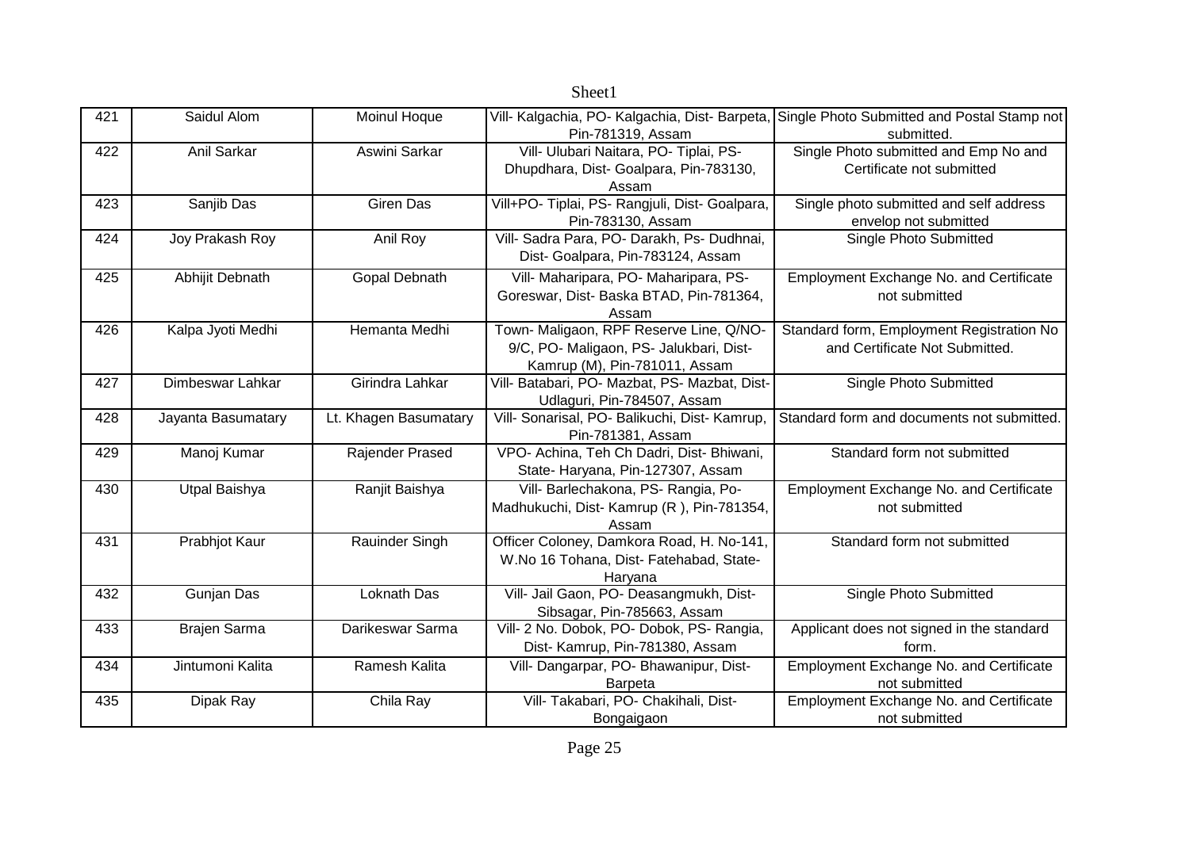| 421 | Saidul Alom | Moinul Hoque | Vill- Kalgachia, PO- Kalgachia, Dist- Barpeta, Pin-781319, Assam | Single Photo Submitted and Postal Stamp not submitted. |
|---|---|---|---|---|
| 422 | Anil Sarkar | Aswini Sarkar | Vill- Ulubari Naitara, PO- Tiplai, PS- Dhupdhara, Dist- Goalpara, Pin-783130, Assam | Single Photo submitted and Emp No and Certificate not submitted |
| 423 | Sanjib Das | Giren Das | Vill+PO- Tiplai, PS- Rangjuli, Dist- Goalpara, Pin-783130, Assam | Single photo submitted and self address envelop not submitted |
| 424 | Joy Prakash Roy | Anil Roy | Vill- Sadra Para, PO- Darakh, Ps- Dudhnai, Dist- Goalpara, Pin-783124, Assam | Single Photo Submitted |
| 425 | Abhijit Debnath | Gopal Debnath | Vill- Maharipara, PO- Maharipara, PS- Goreswar, Dist- Baska BTAD, Pin-781364, Assam | Employment Exchange No. and Certificate not submitted |
| 426 | Kalpa Jyoti Medhi | Hemanta Medhi | Town- Maligaon, RPF Reserve Line, Q/NO- 9/C, PO- Maligaon, PS- Jalukbari, Dist- Kamrup (M), Pin-781011, Assam | Standard form, Employment Registration No and Certificate Not Submitted. |
| 427 | Dimbeswar Lahkar | Girindra Lahkar | Vill- Batabari, PO- Mazbat, PS- Mazbat, Dist- Udlaguri, Pin-784507, Assam | Single Photo Submitted |
| 428 | Jayanta Basumatary | Lt. Khagen Basumatary | Vill- Sonarisal, PO- Balikuchi, Dist- Kamrup, Pin-781381, Assam | Standard form and documents not submitted. |
| 429 | Manoj Kumar | Rajender Prased | VPO- Achina, Teh Ch Dadri, Dist- Bhiwani, State- Haryana, Pin-127307, Assam | Standard form not submitted |
| 430 | Utpal Baishya | Ranjit Baishya | Vill- Barlechakona, PS- Rangia, Po- Madhukuchi, Dist- Kamrup (R ), Pin-781354, Assam | Employment Exchange No. and Certificate not submitted |
| 431 | Prabhjot Kaur | Rauinder Singh | Officer Coloney, Damkora Road, H. No-141, W.No 16 Tohana, Dist- Fatehabad, State- Haryana | Standard form not submitted |
| 432 | Gunjan Das | Loknath Das | Vill- Jail Gaon, PO- Deasangmukh, Dist- Sibsagar, Pin-785663, Assam | Single Photo Submitted |
| 433 | Brajen Sarma | Darikeswar Sarma | Vill- 2 No. Dobok, PO- Dobok, PS- Rangia, Dist- Kamrup, Pin-781380, Assam | Applicant does not signed in the standard form. |
| 434 | Jintumoni Kalita | Ramesh Kalita | Vill- Dangarpar, PO- Bhawanipur, Dist- Barpeta | Employment Exchange No. and Certificate not submitted |
| 435 | Dipak Ray | Chila Ray | Vill- Takabari, PO- Chakihali, Dist- Bongaigaon | Employment Exchange No. and Certificate not submitted |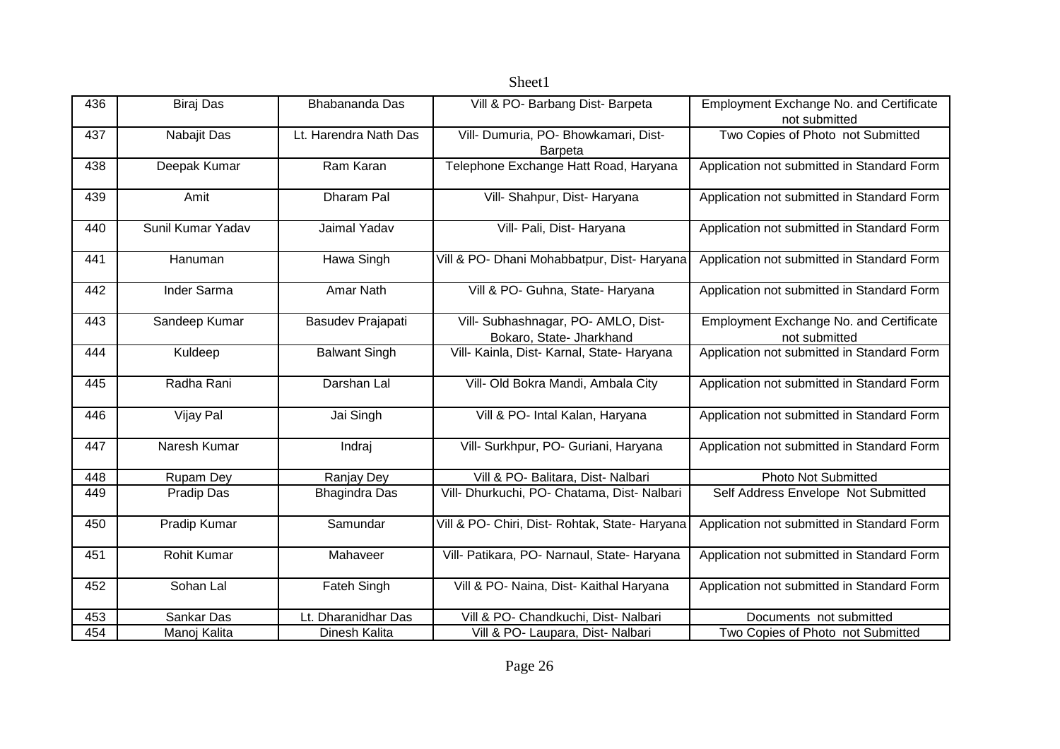| 436 | Biraj Das | Bhabananda Das | Vill & PO- Barbang Dist- Barpeta | Employment Exchange No. and Certificate not submitted |
|---|---|---|---|---|
| 437 | Nabajit Das | Lt. Harendra Nath Das | Vill- Dumuria, PO- Bhowkamari, Dist- Barpeta | Two Copies of Photo not Submitted |
| 438 | Deepak Kumar | Ram Karan | Telephone Exchange Hatt Road, Haryana | Application not submitted in Standard Form |
| 439 | Amit | Dharam Pal | Vill- Shahpur, Dist- Haryana | Application not submitted in Standard Form |
| 440 | Sunil Kumar Yadav | Jaimal Yadav | Vill- Pali, Dist- Haryana | Application not submitted in Standard Form |
| 441 | Hanuman | Hawa Singh | Vill & PO- Dhani Mohabbatpur, Dist- Haryana | Application not submitted in Standard Form |
| 442 | Inder Sarma | Amar Nath | Vill & PO- Guhna, State- Haryana | Application not submitted in Standard Form |
| 443 | Sandeep Kumar | Basudev Prajapati | Vill- Subhashnagar, PO- AMLO, Dist- Bokaro, State- Jharkhand | Employment Exchange No. and Certificate not submitted |
| 444 | Kuldeep | Balwant Singh | Vill- Kainla, Dist- Karnal, State- Haryana | Application not submitted in Standard Form |
| 445 | Radha Rani | Darshan Lal | Vill- Old Bokra Mandi, Ambala City | Application not submitted in Standard Form |
| 446 | Vijay Pal | Jai Singh | Vill & PO- Intal Kalan, Haryana | Application not submitted in Standard Form |
| 447 | Naresh Kumar | Indraj | Vill- Surkhpur, PO- Guriani, Haryana | Application not submitted in Standard Form |
| 448 | Rupam Dey | Ranjay Dey | Vill & PO- Balitara, Dist- Nalbari | Photo Not Submitted |
| 449 | Pradip Das | Bhagindra Das | Vill- Dhurkuchi, PO- Chatama, Dist- Nalbari | Self Address Envelope Not Submitted |
| 450 | Pradip Kumar | Samundar | Vill & PO- Chiri, Dist- Rohtak, State- Haryana | Application not submitted in Standard Form |
| 451 | Rohit Kumar | Mahaveer | Vill- Patikara, PO- Narnaul, State- Haryana | Application not submitted in Standard Form |
| 452 | Sohan Lal | Fateh Singh | Vill & PO- Naina, Dist- Kaithal Haryana | Application not submitted in Standard Form |
| 453 | Sankar Das | Lt. Dharanidhar Das | Vill & PO- Chandkuchi, Dist- Nalbari | Documents not submitted |
| 454 | Manoj Kalita | Dinesh Kalita | Vill & PO- Laupara, Dist- Nalbari | Two Copies of Photo not Submitted |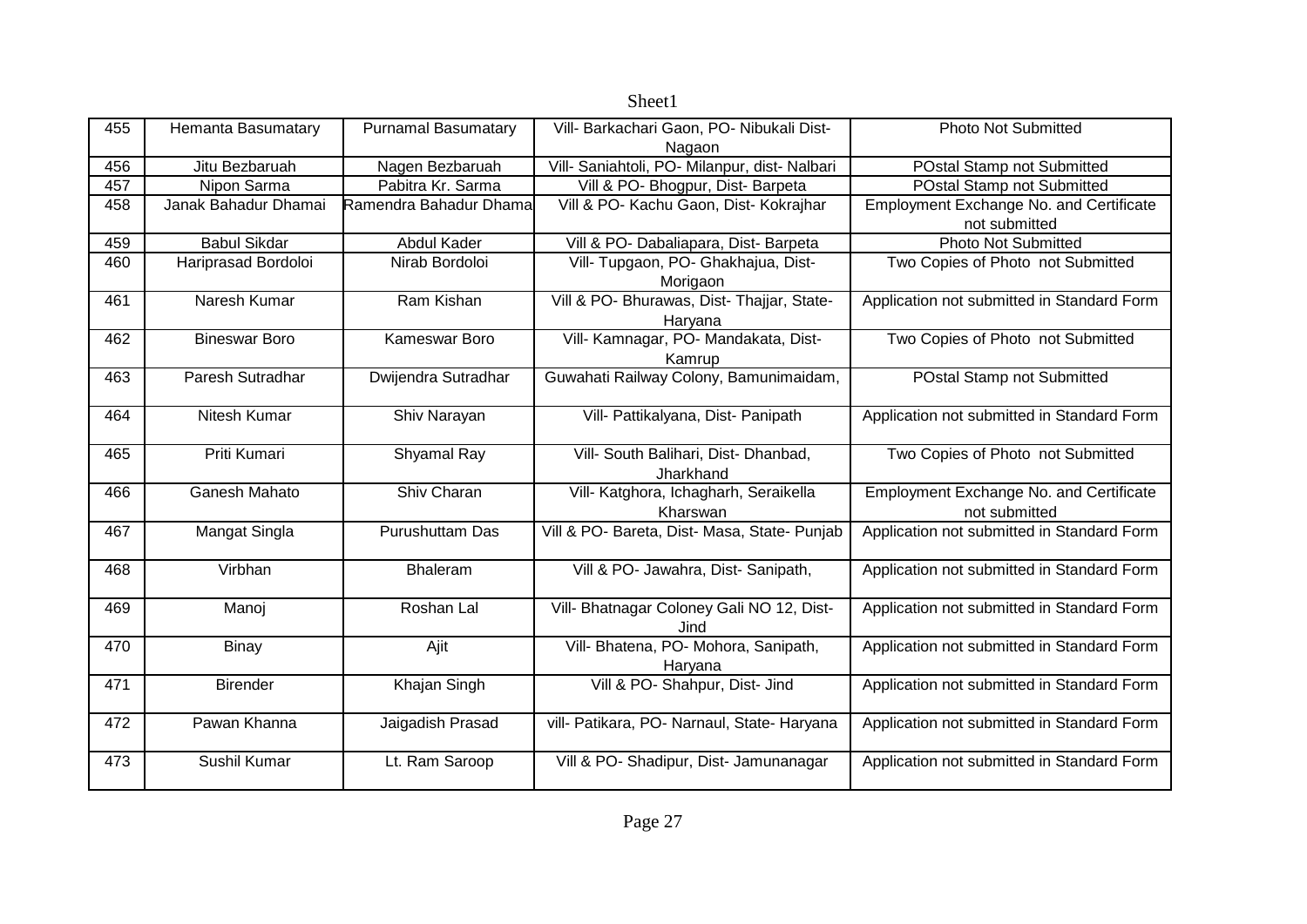| 455 | Hemanta Basumatary | Purnamal Basumatary | Vill- Barkachari Gaon, PO- Nibukali Dist-Nagaon | Photo Not Submitted |
|---|---|---|---|---|
| 456 | Jitu Bezbaruah | Nagen Bezbaruah | Vill- Saniahtoli, PO- Milanpur, dist- Nalbari | POstal Stamp not Submitted |
| 457 | Nipon Sarma | Pabitra Kr. Sarma | Vill & PO- Bhogpur, Dist- Barpeta | POstal Stamp not Submitted |
| 458 | Janak Bahadur Dhamai | Ramendra Bahadur Dhama | Vill & PO- Kachu Gaon, Dist- Kokrajhar | Employment Exchange No. and Certificate not submitted |
| 459 | Babul Sikdar | Abdul Kader | Vill & PO- Dabaliapara, Dist- Barpeta | Photo Not Submitted |
| 460 | Hariprasad Bordoloi | Nirab Bordoloi | Vill- Tupgaon, PO- Ghakhajua, Dist-Morigaon | Two Copies of Photo not Submitted |
| 461 | Naresh Kumar | Ram Kishan | Vill & PO- Bhurawas, Dist- Thajjar, State-Haryana | Application not submitted in Standard Form |
| 462 | Bineswar Boro | Kameswar Boro | Vill- Kamnagar, PO- Mandakata, Dist-Kamrup | Two Copies of Photo not Submitted |
| 463 | Paresh Sutradhar | Dwijendra Sutradhar | Guwahati Railway Colony, Bamunimaidam, | POstal Stamp not Submitted |
| 464 | Nitesh Kumar | Shiv Narayan | Vill- Pattikalyana, Dist- Panipath | Application not submitted in Standard Form |
| 465 | Priti Kumari | Shyamal Ray | Vill- South Balihari, Dist- Dhanbad, Jharkhand | Two Copies of Photo not Submitted |
| 466 | Ganesh Mahato | Shiv Charan | Vill- Katghora, Ichagharh, Seraikella Kharswan | Employment Exchange No. and Certificate not submitted |
| 467 | Mangat Singla | Purushuttam Das | Vill & PO- Bareta, Dist- Masa, State- Punjab | Application not submitted in Standard Form |
| 468 | Virbhan | Bhaleram | Vill & PO- Jawahra, Dist- Sanipath, | Application not submitted in Standard Form |
| 469 | Manoj | Roshan Lal | Vill- Bhatnagar Coloney Gali NO 12, Dist-Jind | Application not submitted in Standard Form |
| 470 | Binay | Ajit | Vill- Bhatena, PO- Mohora, Sanipath, Haryana | Application not submitted in Standard Form |
| 471 | Birender | Khajan Singh | Vill & PO- Shahpur, Dist- Jind | Application not submitted in Standard Form |
| 472 | Pawan Khanna | Jaigadish Prasad | vill- Patikara, PO- Narnaul, State- Haryana | Application not submitted in Standard Form |
| 473 | Sushil Kumar | Lt. Ram Saroop | Vill & PO- Shadipur, Dist- Jamunanagar | Application not submitted in Standard Form |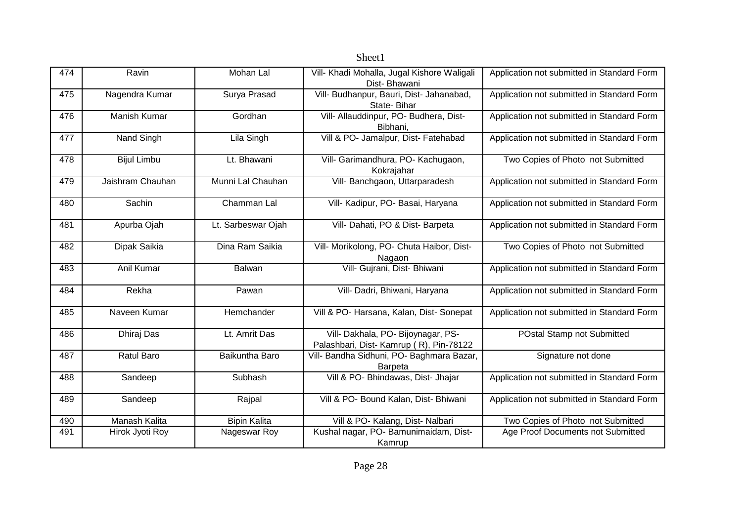| 474 | Ravin | Mohan Lal | Vill- Khadi Mohalla, Jugal Kishore Waligali Dist- Bhawani | Application not submitted in Standard Form |
|---|---|---|---|---|
| 475 | Nagendra Kumar | Surya Prasad | Vill- Budhanpur, Bauri, Dist- Jahanabad, State- Bihar | Application not submitted in Standard Form |
| 476 | Manish Kumar | Gordhan | Vill- Allauddinpur, PO- Budhera, Dist- Bibhani, | Application not submitted in Standard Form |
| 477 | Nand Singh | Lila Singh | Vill & PO- Jamalpur, Dist- Fatehabad | Application not submitted in Standard Form |
| 478 | Bijul Limbu | Lt. Bhawani | Vill- Garimandhura, PO- Kachugaon, Kokrajahar | Two Copies of Photo not Submitted |
| 479 | Jaishram Chauhan | Munni Lal Chauhan | Vill- Banchgaon, Uttarparadesh | Application not submitted in Standard Form |
| 480 | Sachin | Chamman Lal | Vill- Kadipur, PO- Basai, Haryana | Application not submitted in Standard Form |
| 481 | Apurba Ojah | Lt. Sarbeswar Ojah | Vill- Dahati, PO & Dist- Barpeta | Application not submitted in Standard Form |
| 482 | Dipak Saikia | Dina Ram Saikia | Vill- Morikolong, PO- Chuta Haibor, Dist- Nagaon | Two Copies of Photo not Submitted |
| 483 | Anil Kumar | Balwan | Vill- Gujrani, Dist- Bhiwani | Application not submitted in Standard Form |
| 484 | Rekha | Pawan | Vill- Dadri, Bhiwani, Haryana | Application not submitted in Standard Form |
| 485 | Naveen Kumar | Hemchander | Vill & PO- Harsana, Kalan, Dist- Sonepat | Application not submitted in Standard Form |
| 486 | Dhiraj Das | Lt. Amrit Das | Vill- Dakhala, PO- Bijoynagar, PS- Palashbari, Dist- Kamrup ( R), Pin-78122 | POstal Stamp not Submitted |
| 487 | Ratul Baro | Baikuntha Baro | Vill- Bandha Sidhuni, PO- Baghmara Bazar, Barpeta | Signature not done |
| 488 | Sandeep | Subhash | Vill & PO- Bhindawas, Dist- Jhajar | Application not submitted in Standard Form |
| 489 | Sandeep | Rajpal | Vill & PO- Bound Kalan, Dist- Bhiwani | Application not submitted in Standard Form |
| 490 | Manash Kalita | Bipin Kalita | Vill & PO- Kalang, Dist- Nalbari | Two Copies of Photo not Submitted |
| 491 | Hirok Jyoti Roy | Nageswar Roy | Kushal nagar, PO- Bamunimaidam, Dist- Kamrup | Age Proof Documents not Submitted |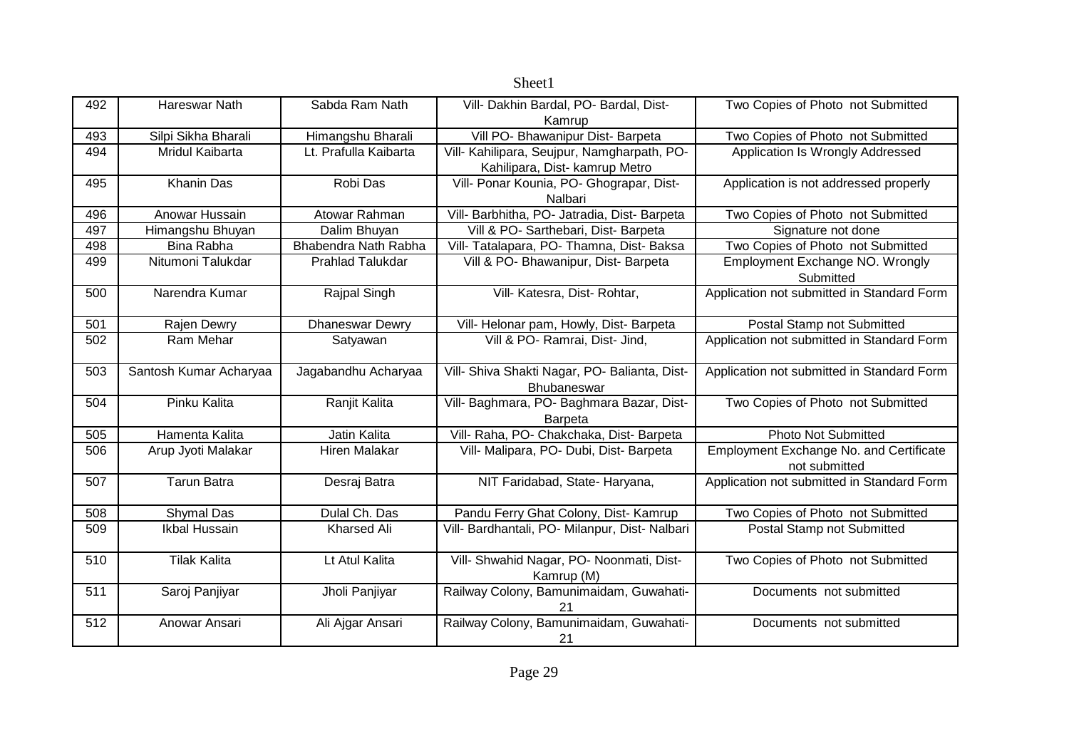| 492 | Hareswar Nath | Sabda Ram Nath | Vill- Dakhin Bardal, PO- Bardal, Dist- Kamrup | Two Copies of Photo not Submitted |
|---|---|---|---|---|
| 493 | Silpi Sikha Bharali | Himangshu Bharali | Vill PO- Bhawanipur Dist- Barpeta | Two Copies of Photo not Submitted |
| 494 | Mridul Kaibarta | Lt. Prafulla Kaibarta | Vill- Kahilipara, Seujpur, Namgharpath, PO- Kahilipara, Dist- kamrup Metro | Application Is Wrongly Addressed |
| 495 | Khanin Das | Robi Das | Vill- Ponar Kounia, PO- Ghograpar, Dist- Nalbari | Application is not addressed properly |
| 496 | Anowar Hussain | Atowar Rahman | Vill- Barbhitha, PO- Jatradia, Dist- Barpeta | Two Copies of Photo not Submitted |
| 497 | Himangshu Bhuyan | Dalim Bhuyan | Vill & PO- Sarthebari, Dist- Barpeta | Signature not done |
| 498 | Bina Rabha | Bhabendra Nath Rabha | Vill- Tatalapara, PO- Thamna, Dist- Baksa | Two Copies of Photo not Submitted |
| 499 | Nitumoni Talukdar | Prahlad Talukdar | Vill & PO- Bhawanipur, Dist- Barpeta | Employment Exchange NO. Wrongly Submitted |
| 500 | Narendra Kumar | Rajpal Singh | Vill- Katesra, Dist- Rohtar, | Application not submitted in Standard Form |
| 501 | Rajen Dewry | Dhaneswar Dewry | Vill- Helonar pam, Howly, Dist- Barpeta | Postal Stamp not Submitted |
| 502 | Ram Mehar | Satyawan | Vill & PO- Ramrai, Dist- Jind, | Application not submitted in Standard Form |
| 503 | Santosh Kumar Acharyaa | Jagabandhu Acharyaa | Vill- Shiva Shakti Nagar, PO- Balianta, Dist- Bhubaneswar | Application not submitted in Standard Form |
| 504 | Pinku Kalita | Ranjit Kalita | Vill- Baghmara, PO- Baghmara Bazar, Dist- Barpeta | Two Copies of Photo not Submitted |
| 505 | Hamenta Kalita | Jatin Kalita | Vill- Raha, PO- Chakchaka, Dist- Barpeta | Photo Not Submitted |
| 506 | Arup Jyoti Malakar | Hiren Malakar | Vill- Malipara, PO- Dubi, Dist- Barpeta | Employment Exchange No. and Certificate not submitted |
| 507 | Tarun Batra | Desraj Batra | NIT Faridabad, State- Haryana, | Application not submitted in Standard Form |
| 508 | Shymal Das | Dulal Ch. Das | Pandu Ferry Ghat Colony, Dist- Kamrup | Two Copies of Photo not Submitted |
| 509 | Ikbal Hussain | Kharsed Ali | Vill- Bardhantali, PO- Milanpur, Dist- Nalbari | Postal Stamp not Submitted |
| 510 | Tilak Kalita | Lt Atul Kalita | Vill- Shwahid Nagar, PO- Noonmati, Dist- Kamrup (M) | Two Copies of Photo not Submitted |
| 511 | Saroj Panjiyar | Jholi Panjiyar | Railway Colony, Bamunimaidam, Guwahati-21 | Documents not submitted |
| 512 | Anowar Ansari | Ali Ajgar Ansari | Railway Colony, Bamunimaidam, Guwahati-21 | Documents not submitted |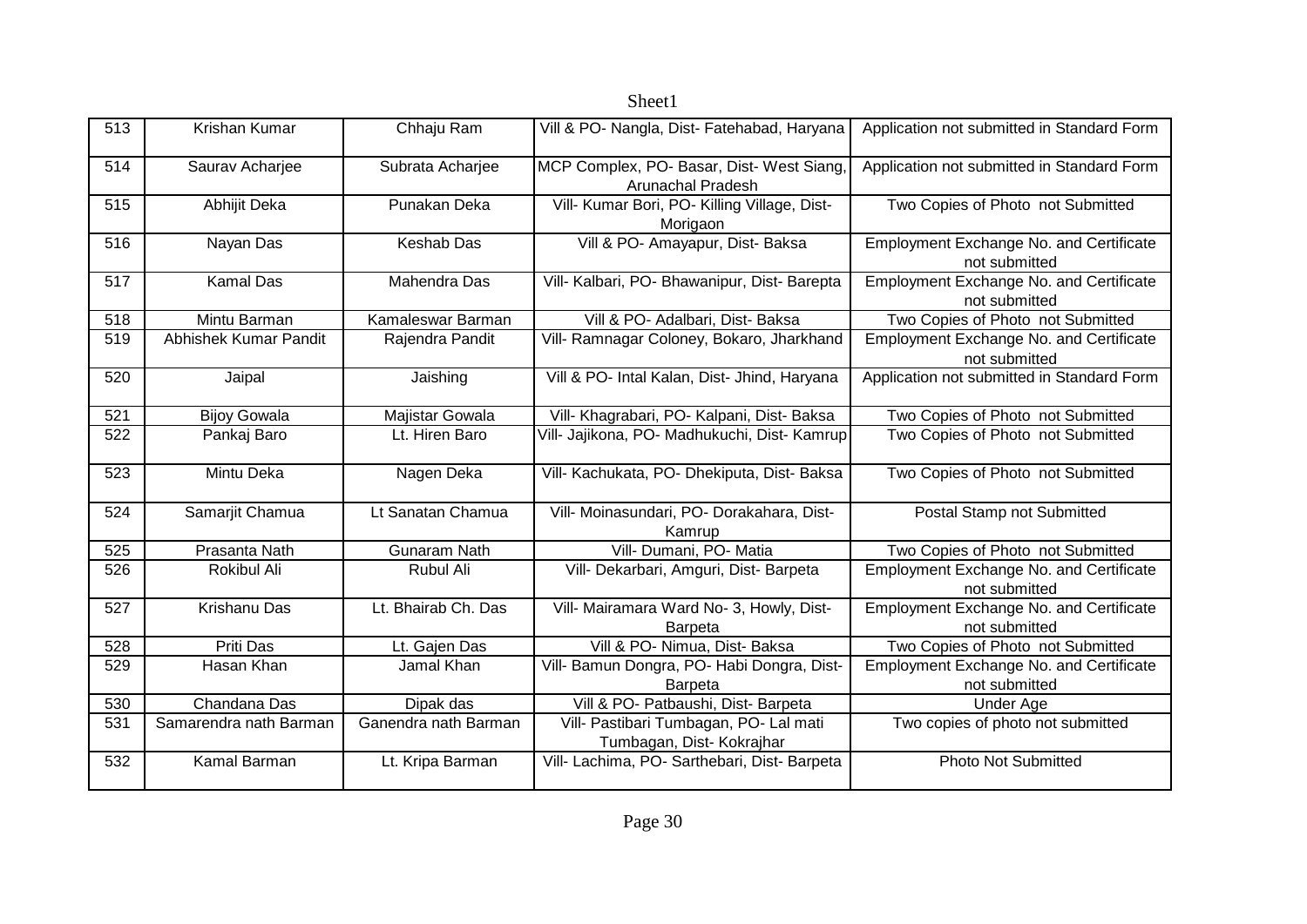| 513 | Krishan Kumar | Chhaju Ram | Vill & PO- Nangla, Dist- Fatehabad, Haryana | Application not submitted in Standard Form |
|---|---|---|---|---|
| 514 | Saurav Acharjee | Subrata Acharjee | MCP Complex, PO- Basar, Dist- West Siang, Arunachal Pradesh | Application not submitted in Standard Form |
| 515 | Abhijit Deka | Punakan Deka | Vill- Kumar Bori, PO- Killing Village, Dist- Morigaon | Two Copies of Photo not Submitted |
| 516 | Nayan Das | Keshab Das | Vill & PO- Amayapur, Dist- Baksa | Employment Exchange No. and Certificate not submitted |
| 517 | Kamal Das | Mahendra Das | Vill- Kalbari, PO- Bhawanipur, Dist- Barepta | Employment Exchange No. and Certificate not submitted |
| 518 | Mintu Barman | Kamaleswar Barman | Vill & PO- Adalbari, Dist- Baksa | Two Copies of Photo not Submitted |
| 519 | Abhishek Kumar Pandit | Rajendra Pandit | Vill- Ramnagar Coloney, Bokaro, Jharkhand | Employment Exchange No. and Certificate not submitted |
| 520 | Jaipal | Jaishing | Vill & PO- Intal Kalan, Dist- Jhind, Haryana | Application not submitted in Standard Form |
| 521 | Bijoy Gowala | Majistar Gowala | Vill- Khagrabari, PO- Kalpani, Dist- Baksa | Two Copies of Photo not Submitted |
| 522 | Pankaj Baro | Lt. Hiren Baro | Vill- Jajikona, PO- Madhukuchi, Dist- Kamrup | Two Copies of Photo not Submitted |
| 523 | Mintu Deka | Nagen Deka | Vill- Kachukata, PO- Dhekiputa, Dist- Baksa | Two Copies of Photo not Submitted |
| 524 | Samarjit Chamua | Lt Sanatan Chamua | Vill- Moinasundari, PO- Dorakahara, Dist- Kamrup | Postal Stamp not Submitted |
| 525 | Prasanta Nath | Gunaram Nath | Vill- Dumani, PO- Matia | Two Copies of Photo not Submitted |
| 526 | Rokibul Ali | Rubul Ali | Vill- Dekarbari, Amguri, Dist- Barpeta | Employment Exchange No. and Certificate not submitted |
| 527 | Krishanu Das | Lt. Bhairab Ch. Das | Vill- Mairamara Ward No- 3, Howly, Dist- Barpeta | Employment Exchange No. and Certificate not submitted |
| 528 | Priti Das | Lt. Gajen Das | Vill & PO- Nimua, Dist- Baksa | Two Copies of Photo not Submitted |
| 529 | Hasan Khan | Jamal Khan | Vill- Bamun Dongra, PO- Habi Dongra, Dist- Barpeta | Employment Exchange No. and Certificate not submitted |
| 530 | Chandana Das | Dipak das | Vill & PO- Patbaushi, Dist- Barpeta | Under Age |
| 531 | Samarendra nath Barman | Ganendra nath Barman | Vill- Pastibari Tumbagan, PO- Lal mati Tumbagan, Dist- Kokrajhar | Two copies of photo not submitted |
| 532 | Kamal Barman | Lt. Kripa Barman | Vill- Lachima, PO- Sarthebari, Dist- Barpeta | Photo Not Submitted |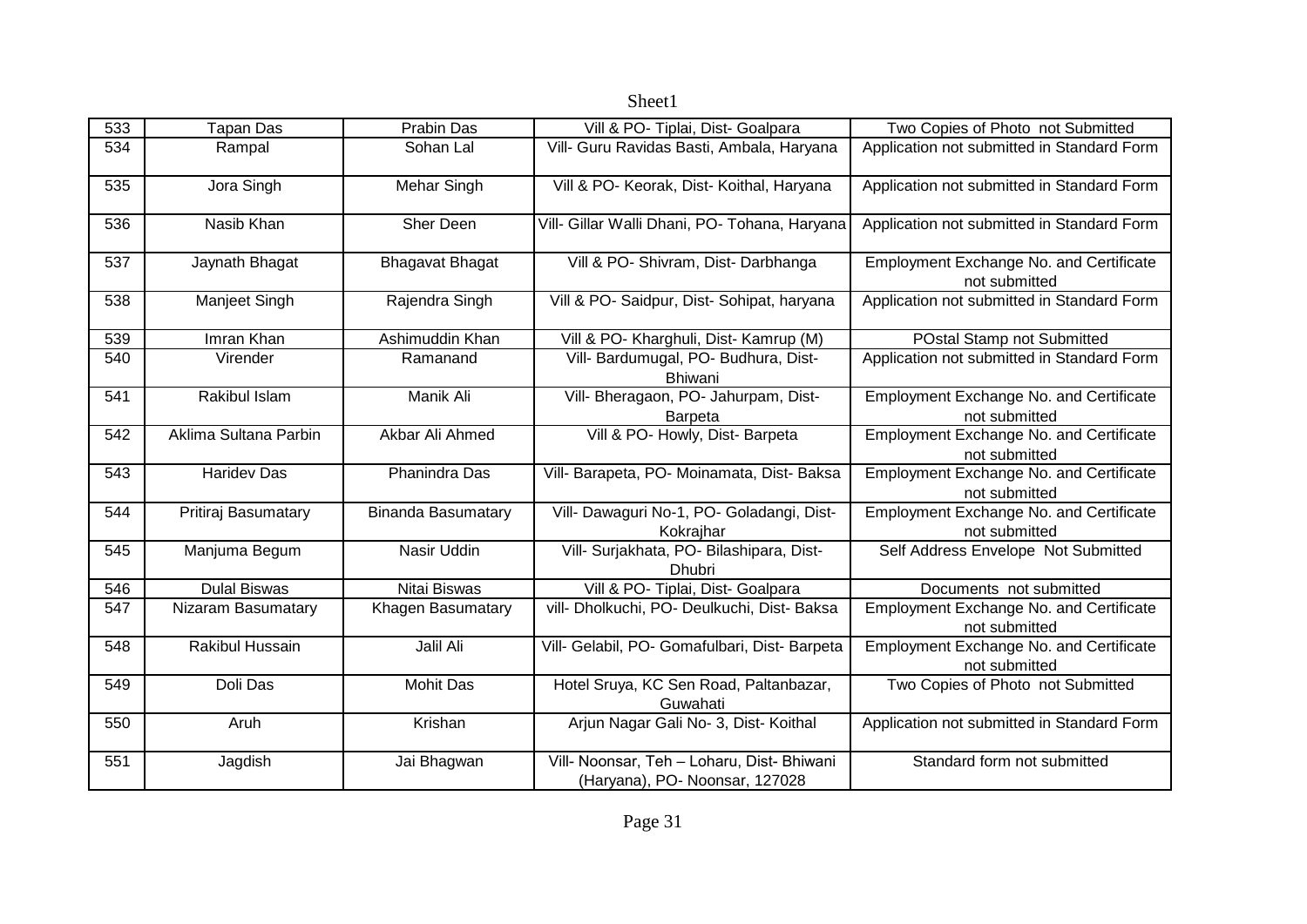| 533 | Tapan Das | Prabin Das | Vill & PO- Tiplai, Dist- Goalpara | Two Copies of Photo not Submitted |
|---|---|---|---|---|
| 534 | Rampal | Sohan Lal | Vill- Guru Ravidas Basti, Ambala, Haryana | Application not submitted in Standard Form |
| 535 | Jora Singh | Mehar Singh | Vill & PO- Keorak, Dist- Koithal, Haryana | Application not submitted in Standard Form |
| 536 | Nasib Khan | Sher Deen | Vill- Gillar Walli Dhani, PO- Tohana, Haryana | Application not submitted in Standard Form |
| 537 | Jaynath Bhagat | Bhagavat Bhagat | Vill & PO- Shivram, Dist- Darbhanga | Employment Exchange No. and Certificate not submitted |
| 538 | Manjeet Singh | Rajendra Singh | Vill & PO- Saidpur, Dist- Sohipat, haryana | Application not submitted in Standard Form |
| 539 | Imran Khan | Ashimuddin Khan | Vill & PO- Kharghuli, Dist- Kamrup (M) | POstal Stamp not Submitted |
| 540 | Virender | Ramanand | Vill- Bardumugal, PO- Budhura, Dist- Bhiwani | Application not submitted in Standard Form |
| 541 | Rakibul Islam | Manik Ali | Vill- Bheragaon, PO- Jahurpam, Dist- Barpeta | Employment Exchange No. and Certificate not submitted |
| 542 | Aklima Sultana Parbin | Akbar Ali Ahmed | Vill & PO- Howly, Dist- Barpeta | Employment Exchange No. and Certificate not submitted |
| 543 | Haridev Das | Phanindra Das | Vill- Barapeta, PO- Moinamata, Dist- Baksa | Employment Exchange No. and Certificate not submitted |
| 544 | Pritiraj Basumatary | Binanda Basumatary | Vill- Dawaguri No-1, PO- Goladangi, Dist- Kokrajhar | Employment Exchange No. and Certificate not submitted |
| 545 | Manjuma Begum | Nasir Uddin | Vill- Surjakhata, PO- Bilashipara, Dist- Dhubri | Self Address Envelope Not Submitted |
| 546 | Dulal Biswas | Nitai Biswas | Vill & PO- Tiplai, Dist- Goalpara | Documents not submitted |
| 547 | Nizaram Basumatary | Khagen Basumatary | vill- Dholkuchi, PO- Deulkuchi, Dist- Baksa | Employment Exchange No. and Certificate not submitted |
| 548 | Rakibul Hussain | Jalil Ali | Vill- Gelabil, PO- Gomafulbari, Dist- Barpeta | Employment Exchange No. and Certificate not submitted |
| 549 | Doli Das | Mohit Das | Hotel Sruya, KC Sen Road, Paltanbazar, Guwahati | Two Copies of Photo not Submitted |
| 550 | Aruh | Krishan | Arjun Nagar Gali No- 3, Dist- Koithal | Application not submitted in Standard Form |
| 551 | Jagdish | Jai Bhagwan | Vill- Noonsar, Teh – Loharu, Dist- Bhiwani (Haryana), PO- Noonsar, 127028 | Standard form not submitted |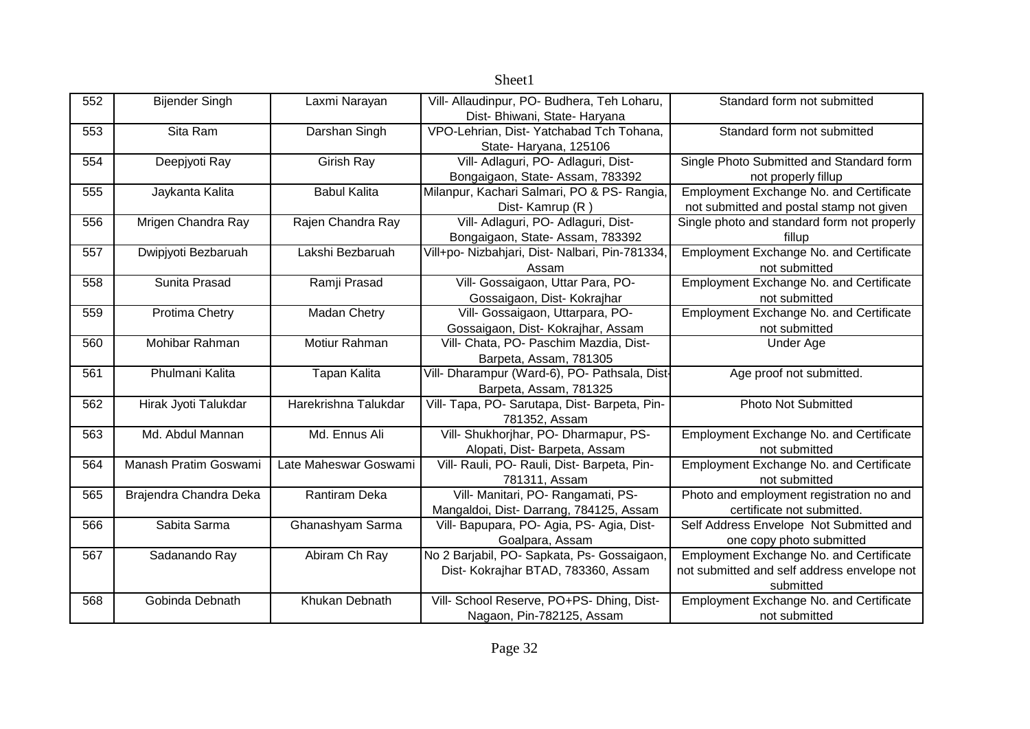| 552 | Bijender Singh | Laxmi Narayan | Vill- Allaudinpur, PO- Budhera, Teh Loharu, Dist- Bhiwani, State- Haryana | Standard form not submitted |
|---|---|---|---|---|
| 553 | Sita Ram | Darshan Singh | VPO-Lehrian, Dist- Yatchabad Tch Tohana, State- Haryana, 125106 | Standard form not submitted |
| 554 | Deepjyoti Ray | Girish Ray | Vill- Adlaguri, PO- Adlaguri, Dist- Bongaigaon, State- Assam, 783392 | Single Photo Submitted and Standard form not properly fillup |
| 555 | Jaykanta Kalita | Babul Kalita | Milanpur, Kachari Salmari, PO & PS- Rangia, Dist- Kamrup (R ) | Employment Exchange No. and Certificate not submitted and postal stamp not given |
| 556 | Mrigen Chandra Ray | Rajen Chandra Ray | Vill- Adlaguri, PO- Adlaguri, Dist- Bongaigaon, State- Assam, 783392 | Single photo and standard form not properly fillup |
| 557 | Dwipjyoti Bezbaruah | Lakshi Bezbaruah | Vill+po- Nizbahjari, Dist- Nalbari, Pin-781334, Assam | Employment Exchange No. and Certificate not submitted |
| 558 | Sunita Prasad | Ramji Prasad | Vill- Gossaigaon, Uttar Para, PO- Gossaigaon, Dist- Kokrajhar | Employment Exchange No. and Certificate not submitted |
| 559 | Protima Chetry | Madan Chetry | Vill- Gossaigaon, Uttarpara, PO- Gossaigaon, Dist- Kokrajhar, Assam | Employment Exchange No. and Certificate not submitted |
| 560 | Mohibar Rahman | Motiur Rahman | Vill- Chata, PO- Paschim Mazdia, Dist- Barpeta, Assam, 781305 | Under Age |
| 561 | Phulmani Kalita | Tapan Kalita | Vill- Dharampur (Ward-6), PO- Pathsala, Dist- Barpeta, Assam, 781325 | Age proof not submitted. |
| 562 | Hirak Jyoti Talukdar | Harekrishna Talukdar | Vill- Tapa, PO- Sarutapa, Dist- Barpeta, Pin- 781352, Assam | Photo Not Submitted |
| 563 | Md. Abdul Mannan | Md. Ennus Ali | Vill- Shukhorjhar, PO- Dharmapur, PS- Alopati, Dist- Barpeta, Assam | Employment Exchange No. and Certificate not submitted |
| 564 | Manash Pratim Goswami | Late Maheswar Goswami | Vill- Rauli, PO- Rauli, Dist- Barpeta, Pin- 781311, Assam | Employment Exchange No. and Certificate not submitted |
| 565 | Brajendra Chandra Deka | Rantiram Deka | Vill- Manitari, PO- Rangamati, PS- Mangaldoi, Dist- Darrang, 784125, Assam | Photo and employment registration no and certificate not submitted. |
| 566 | Sabita Sarma | Ghanashyam Sarma | Vill- Bapupara, PO- Agia, PS- Agia, Dist- Goalpara, Assam | Self Address Envelope Not Submitted and one copy photo submitted |
| 567 | Sadanando Ray | Abiram Ch Ray | No 2 Barjabil, PO- Sapkata, Ps- Gossaigaon, Dist- Kokrajhar BTAD, 783360, Assam | Employment Exchange No. and Certificate not submitted and self address envelope not submitted |
| 568 | Gobinda Debnath | Khukan Debnath | Vill- School Reserve, PO+PS- Dhing, Dist- Nagaon, Pin-782125, Assam | Employment Exchange No. and Certificate not submitted |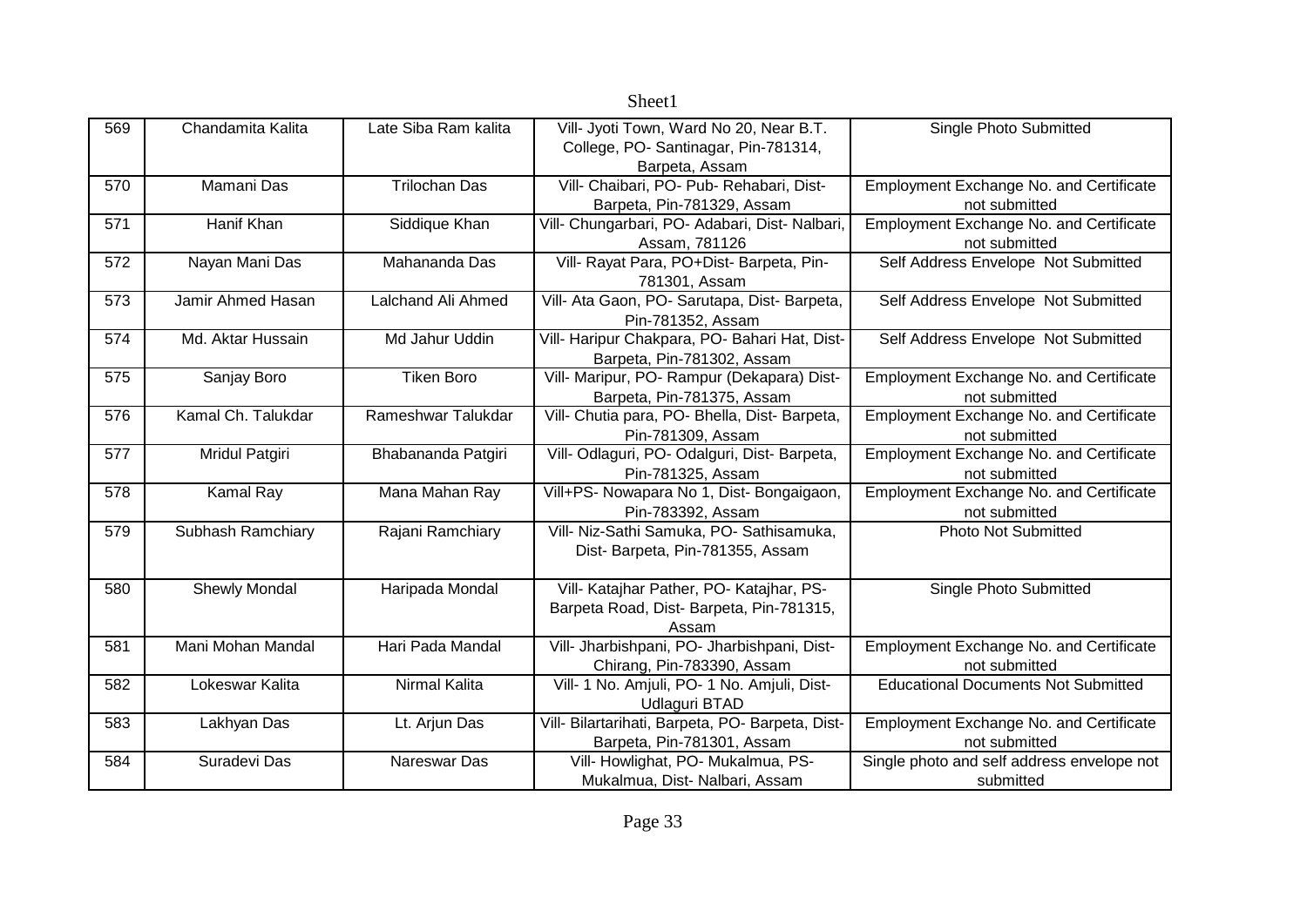| 569 | Chandamita Kalita | Late Siba Ram kalita | Vill- Jyoti Town, Ward No 20, Near B.T. College, PO- Santinagar, Pin-781314, Barpeta, Assam | Single Photo Submitted |
|---|---|---|---|---|
| 570 | Mamani Das | Trilochan Das | Vill- Chaibari, PO- Pub- Rehabari, Dist- Barpeta, Pin-781329, Assam | Employment Exchange No. and Certificate not submitted |
| 571 | Hanif Khan | Siddique Khan | Vill- Chungarbari, PO- Adabari, Dist- Nalbari, Assam, 781126 | Employment Exchange No. and Certificate not submitted |
| 572 | Nayan Mani Das | Mahananda Das | Vill- Rayat Para, PO+Dist- Barpeta, Pin-781301, Assam | Self Address Envelope Not Submitted |
| 573 | Jamir Ahmed Hasan | Lalchand Ali Ahmed | Vill- Ata Gaon, PO- Sarutapa, Dist- Barpeta, Pin-781352, Assam | Self Address Envelope Not Submitted |
| 574 | Md. Aktar Hussain | Md Jahur Uddin | Vill- Haripur Chakpara, PO- Bahari Hat, Dist- Barpeta, Pin-781302, Assam | Self Address Envelope Not Submitted |
| 575 | Sanjay Boro | Tiken Boro | Vill- Maripur, PO- Rampur (Dekapara) Dist- Barpeta, Pin-781375, Assam | Employment Exchange No. and Certificate not submitted |
| 576 | Kamal Ch. Talukdar | Rameshwar Talukdar | Vill- Chutia para, PO- Bhella, Dist- Barpeta, Pin-781309, Assam | Employment Exchange No. and Certificate not submitted |
| 577 | Mridul Patgiri | Bhabananda Patgiri | Vill- Odlaguri, PO- Odalguri, Dist- Barpeta, Pin-781325, Assam | Employment Exchange No. and Certificate not submitted |
| 578 | Kamal Ray | Mana Mahan Ray | Vill+PS- Nowapara No 1, Dist- Bongaigaon, Pin-783392, Assam | Employment Exchange No. and Certificate not submitted |
| 579 | Subhash Ramchiary | Rajani Ramchiary | Vill- Niz-Sathi Samuka, PO- Sathisamuka, Dist- Barpeta, Pin-781355, Assam | Photo Not Submitted |
| 580 | Shewly Mondal | Haripada Mondal | Vill- Katajhar Pather, PO- Katajhar, PS- Barpeta Road, Dist- Barpeta, Pin-781315, Assam | Single Photo Submitted |
| 581 | Mani Mohan Mandal | Hari Pada Mandal | Vill- Jharbishpani, PO- Jharbishpani, Dist- Chirang, Pin-783390, Assam | Employment Exchange No. and Certificate not submitted |
| 582 | Lokeswar Kalita | Nirmal Kalita | Vill- 1 No. Amjuli, PO- 1 No. Amjuli, Dist- Udlaguri BTAD | Educational Documents Not Submitted |
| 583 | Lakhyan Das | Lt. Arjun Das | Vill- Bilartarihati, Barpeta, PO- Barpeta, Dist- Barpeta, Pin-781301, Assam | Employment Exchange No. and Certificate not submitted |
| 584 | Suradevi Das | Nareswar Das | Vill- Howlighat, PO- Mukalmua, PS- Mukalmua, Dist- Nalbari, Assam | Single photo and self address envelope not submitted |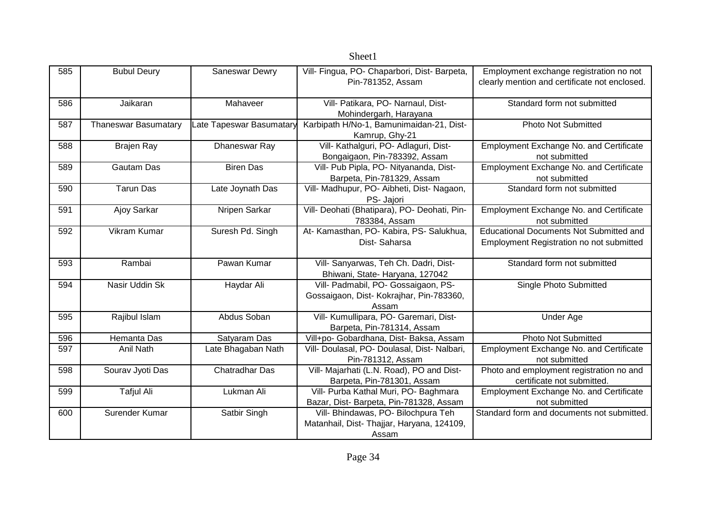| 585 | Bubul Deury | Saneswar Dewry | Vill- Fingua, PO- Chaparbori, Dist- Barpeta, Pin-781352, Assam | Employment exchange registration no not clearly mention and certificate not enclosed. |
|---|---|---|---|---|
| 586 | Jaikaran | Mahaveer | Vill- Patikara, PO- Narnaul, Dist- Mohindergarh, Harayana | Standard form not submitted |
| 587 | Thaneswar Basumatary | Late Tapeswar Basumatary | Karbipath H/No-1, Bamunimaidan-21, Dist- Kamrup, Ghy-21 | Photo Not Submitted |
| 588 | Brajen Ray | Dhaneswar Ray | Vill- Kathalguri, PO- Adlaguri, Dist- Bongaigaon, Pin-783392, Assam | Employment Exchange No. and Certificate not submitted |
| 589 | Gautam Das | Biren Das | Vill- Pub Pipla, PO- Nityananda, Dist- Barpeta, Pin-781329, Assam | Employment Exchange No. and Certificate not submitted |
| 590 | Tarun Das | Late Joynath Das | Vill- Madhupur, PO- Aibheti, Dist- Nagaon, PS- Jajori | Standard form not submitted |
| 591 | Ajoy Sarkar | Nripen Sarkar | Vill- Deohati (Bhatipara), PO- Deohati, Pin-783384, Assam | Employment Exchange No. and Certificate not submitted |
| 592 | Vikram Kumar | Suresh Pd. Singh | At- Kamasthan, PO- Kabira, PS- Salukhua, Dist- Saharsa | Educational Documents Not Submitted and Employment Registration no not submitted |
| 593 | Rambai | Pawan Kumar | Vill- Sanyarwas, Teh Ch. Dadri, Dist- Bhiwani, State- Haryana, 127042 | Standard form not submitted |
| 594 | Nasir Uddin Sk | Haydar Ali | Vill- Padmabil, PO- Gossaigaon, PS- Gossaigaon, Dist- Kokrajhar, Pin-783360, Assam | Single Photo Submitted |
| 595 | Rajibul Islam | Abdus Soban | Vill- Kumullipara, PO- Garemari, Dist- Barpeta, Pin-781314, Assam | Under Age |
| 596 | Hemanta Das | Satyaram Das | Vill+po- Gobardhana, Dist- Baksa, Assam | Photo Not Submitted |
| 597 | Anil Nath | Late Bhagaban Nath | Vill- Doulasal, PO- Doulasal, Dist- Nalbari, Pin-781312, Assam | Employment Exchange No. and Certificate not submitted |
| 598 | Sourav Jyoti Das | Chatradhar Das | Vill- Majarhati (L.N. Road), PO and Dist- Barpeta, Pin-781301, Assam | Photo and employment registration no and certificate not submitted. |
| 599 | Tafjul Ali | Lukman Ali | Vill- Purba Kathal Muri, PO- Baghmara Bazar, Dist- Barpeta, Pin-781328, Assam | Employment Exchange No. and Certificate not submitted |
| 600 | Surender Kumar | Satbir Singh | Vill- Bhindawas, PO- Bilochpura Teh Matanhail, Dist- Thajjar, Haryana, 124109, Assam | Standard form and documents not submitted. |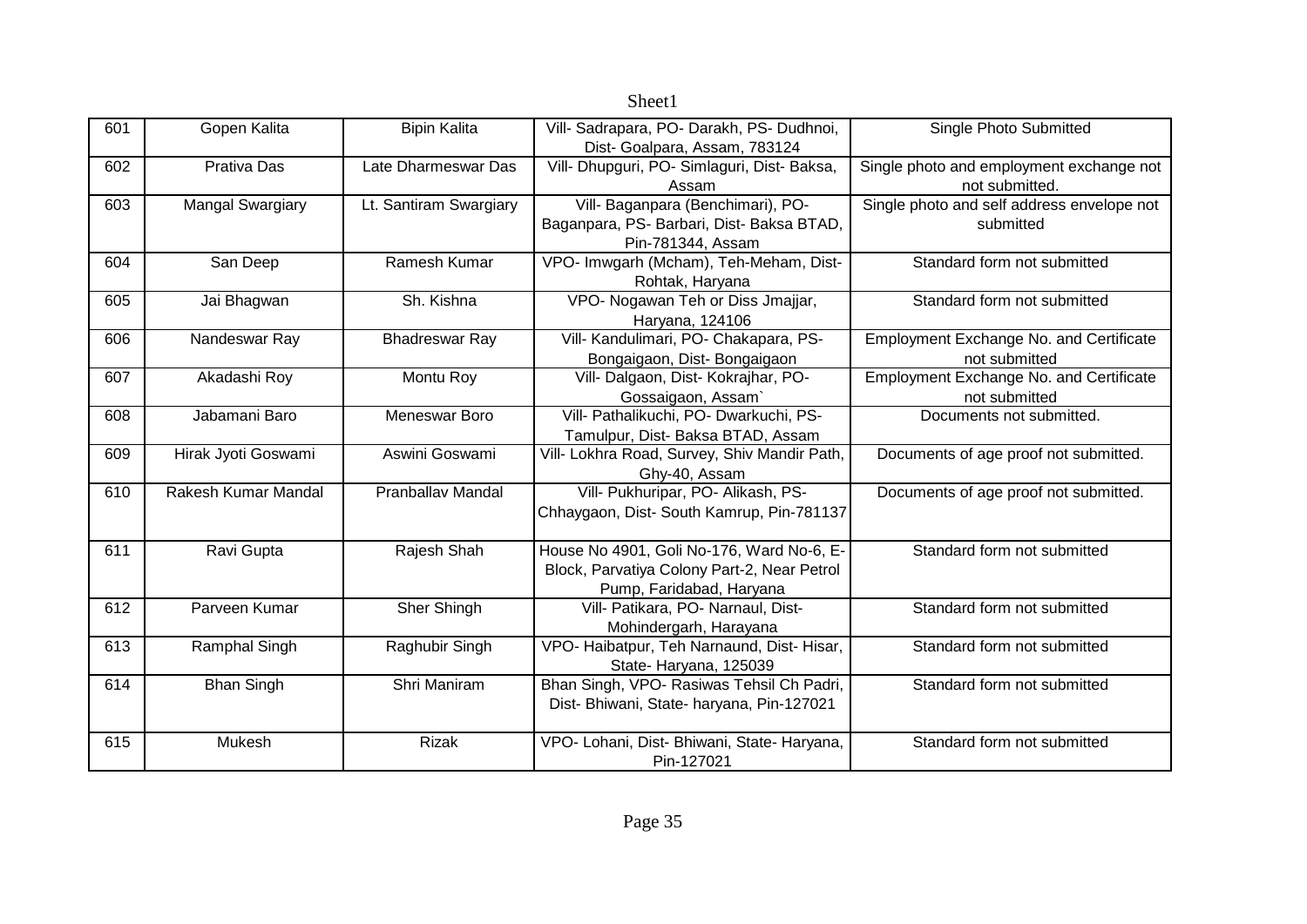| 601 | Gopen Kalita | Bipin Kalita | Vill- Sadrapara, PO- Darakh, PS- Dudhnoi, Dist- Goalpara, Assam, 783124 | Single Photo Submitted |
|---|---|---|---|---|
| 602 | Prativa Das | Late Dharmeswar Das | Vill- Dhupguri, PO- Simlaguri, Dist- Baksa, Assam | Single photo and employment exchange not submitted. |
| 603 | Mangal Swargiary | Lt. Santiram Swargiary | Vill- Baganpara (Benchimari), PO-Baganpara, PS- Barbari, Dist- Baksa BTAD, Pin-781344, Assam | Single photo and self address envelope not submitted |
| 604 | San Deep | Ramesh Kumar | VPO- Imwgarh (Mcham), Teh-Meham, Dist-Rohtak, Haryana | Standard form not submitted |
| 605 | Jai Bhagwan | Sh. Kishna | VPO- Nogawan Teh or Diss Jmajjar, Haryana, 124106 | Standard form not submitted |
| 606 | Nandeswar Ray | Bhadreswar Ray | Vill- Kandulimari, PO- Chakapara, PS-Bongaigaon, Dist- Bongaigaon | Employment Exchange No. and Certificate not submitted |
| 607 | Akadashi Roy | Montu Roy | Vill- Dalgaon, Dist- Kokrajhar, PO-Gossaigaon, Assam` | Employment Exchange No. and Certificate not submitted |
| 608 | Jabamani Baro | Meneswar Boro | Vill- Pathalikuchi, PO- Dwarkuchi, PS-Tamulpur, Dist- Baksa BTAD, Assam | Documents not submitted. |
| 609 | Hirak Jyoti Goswami | Aswini Goswami | Vill- Lokhra Road, Survey, Shiv Mandir Path, Ghy-40, Assam | Documents of age proof not submitted. |
| 610 | Rakesh Kumar Mandal | Pranballav Mandal | Vill- Pukhuripar, PO- Alikash, PS-Chhaygaon, Dist- South Kamrup, Pin-781137 | Documents of age proof not submitted. |
| 611 | Ravi Gupta | Rajesh Shah | House No 4901, Goli No-176, Ward No-6, E-Block, Parvatiya Colony Part-2, Near Petrol Pump, Faridabad, Haryana | Standard form not submitted |
| 612 | Parveen Kumar | Sher Shingh | Vill- Patikara, PO- Narnaul, Dist-Mohindergarh, Harayana | Standard form not submitted |
| 613 | Ramphal Singh | Raghubir Singh | VPO- Haibatpur, Teh Narnaund, Dist- Hisar, State- Haryana, 125039 | Standard form not submitted |
| 614 | Bhan Singh | Shri Maniram | Bhan Singh, VPO- Rasiwas Tehsil Ch Padri, Dist- Bhiwani, State- haryana, Pin-127021 | Standard form not submitted |
| 615 | Mukesh | Rizak | VPO- Lohani, Dist- Bhiwani, State- Haryana, Pin-127021 | Standard form not submitted |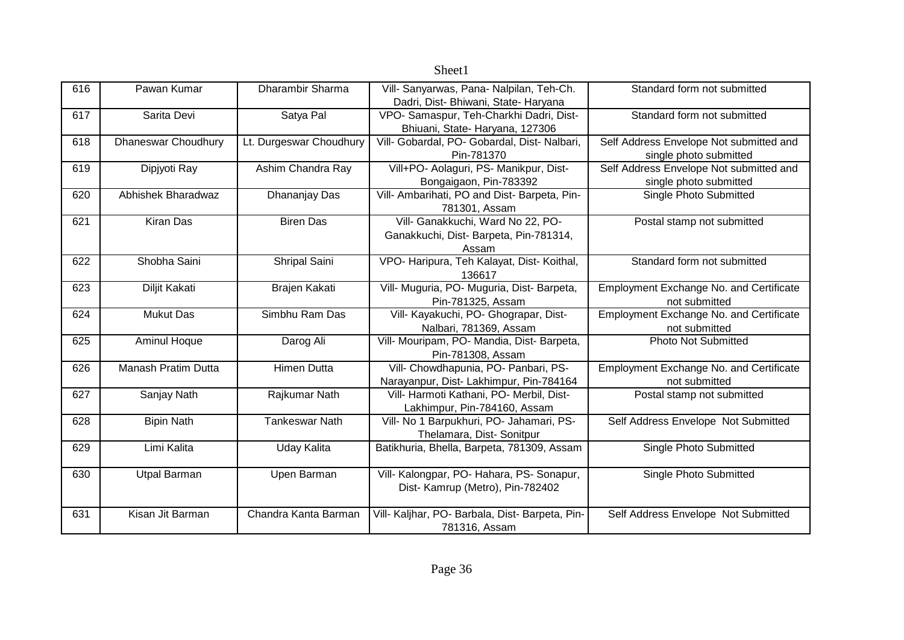| 616 | Pawan Kumar | Dharambir Sharma | Vill- Sanyarwas, Pana- Nalpilan, Teh-Ch. Dadri, Dist- Bhiwani, State- Haryana | Standard form not submitted |
|---|---|---|---|---|
| 617 | Sarita Devi | Satya Pal | VPO- Samaspur, Teh-Charkhi Dadri, Dist- Bhiuani, State- Haryana, 127306 | Standard form not submitted |
| 618 | Dhaneswar Choudhury | Lt. Durgeswar Choudhury | Vill- Gobardal, PO- Gobardal, Dist- Nalbari, Pin-781370 | Self Address Envelope Not submitted and single photo submitted |
| 619 | Dipjyoti Ray | Ashim Chandra Ray | Vill+PO- Aolaguri, PS- Manikpur, Dist- Bongaigaon, Pin-783392 | Self Address Envelope Not submitted and single photo submitted |
| 620 | Abhishek Bharadwaz | Dhananjay Das | Vill- Ambarihati, PO and Dist- Barpeta, Pin-781301, Assam | Single Photo Submitted |
| 621 | Kiran Das | Biren Das | Vill- Ganakkuchi, Ward No 22, PO- Ganakkuchi, Dist- Barpeta, Pin-781314, Assam | Postal stamp not submitted |
| 622 | Shobha Saini | Shripal Saini | VPO- Haripura, Teh Kalayat, Dist- Koithal, 136617 | Standard form not submitted |
| 623 | Diljit Kakati | Brajen Kakati | Vill- Muguria, PO- Muguria, Dist- Barpeta, Pin-781325, Assam | Employment Exchange No. and Certificate not submitted |
| 624 | Mukut Das | Simbhu Ram Das | Vill- Kayakuchi, PO- Ghograpar, Dist- Nalbari, 781369, Assam | Employment Exchange No. and Certificate not submitted |
| 625 | Aminul Hoque | Darog Ali | Vill- Mouripam, PO- Mandia, Dist- Barpeta, Pin-781308, Assam | Photo Not Submitted |
| 626 | Manash Pratim Dutta | Himen Dutta | Vill- Chowdhapunia, PO- Panbari, PS- Narayanpur, Dist- Lakhimpur, Pin-784164 | Employment Exchange No. and Certificate not submitted |
| 627 | Sanjay Nath | Rajkumar Nath | Vill- Harmoti Kathani, PO- Merbil, Dist- Lakhimpur, Pin-784160, Assam | Postal stamp not submitted |
| 628 | Bipin Nath | Tankeswar Nath | Vill- No 1 Barpukhuri, PO- Jahamari, PS- Thelamara, Dist- Sonitpur | Self Address Envelope Not Submitted |
| 629 | Limi Kalita | Uday Kalita | Batikhuria, Bhella, Barpeta, 781309, Assam | Single Photo Submitted |
| 630 | Utpal Barman | Upen Barman | Vill- Kalongpar, PO- Hahara, PS- Sonapur, Dist- Kamrup (Metro), Pin-782402 | Single Photo Submitted |
| 631 | Kisan Jit Barman | Chandra Kanta Barman | Vill- Kaljhar, PO- Barbala, Dist- Barpeta, Pin-781316, Assam | Self Address Envelope Not Submitted |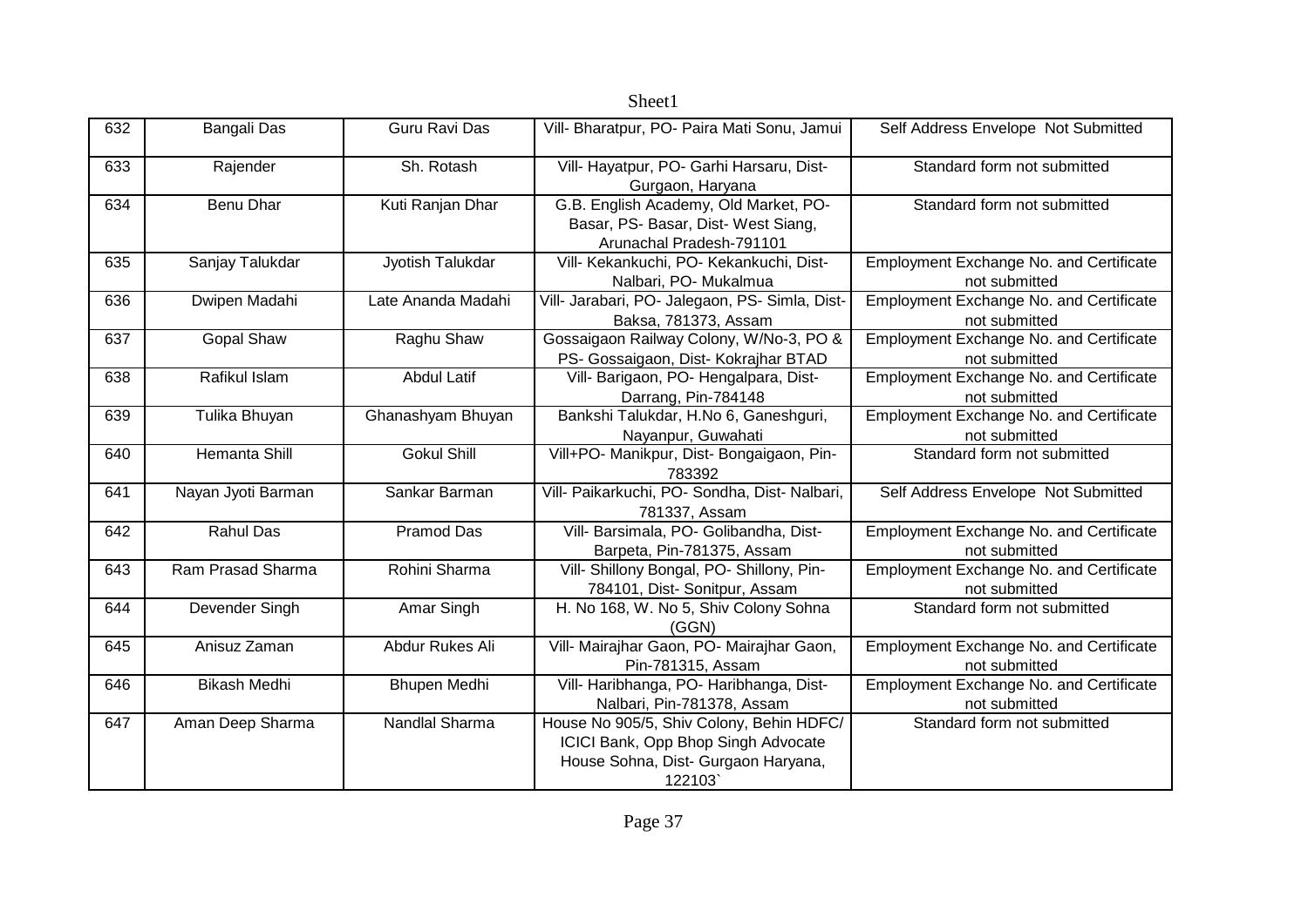| 632 | Bangali Das | Guru Ravi Das | Vill- Bharatpur, PO- Paira Mati Sonu, Jamui | Self Address Envelope Not Submitted |
|---|---|---|---|---|
| 633 | Rajender | Sh. Rotash | Vill- Hayatpur, PO- Garhi Harsaru, Dist- Gurgaon, Haryana | Standard form not submitted |
| 634 | Benu Dhar | Kuti Ranjan Dhar | G.B. English Academy, Old Market, PO- Basar, PS- Basar, Dist- West Siang, Arunachal Pradesh-791101 | Standard form not submitted |
| 635 | Sanjay Talukdar | Jyotish Talukdar | Vill- Kekankuchi, PO- Kekankuchi, Dist- Nalbari, PO- Mukalmua | Employment Exchange No. and Certificate not submitted |
| 636 | Dwipen Madahi | Late Ananda Madahi | Vill- Jarabari, PO- Jalegaon, PS- Simla, Dist- Baksa, 781373, Assam | Employment Exchange No. and Certificate not submitted |
| 637 | Gopal Shaw | Raghu Shaw | Gossaigaon Railway Colony, W/No-3, PO & PS- Gossaigaon, Dist- Kokrajhar BTAD | Employment Exchange No. and Certificate not submitted |
| 638 | Rafikul Islam | Abdul Latif | Vill- Barigaon, PO- Hengalpara, Dist- Darrang, Pin-784148 | Employment Exchange No. and Certificate not submitted |
| 639 | Tulika Bhuyan | Ghanashyam Bhuyan | Bankshi Talukdar, H.No 6, Ganeshguri, Nayanpur, Guwahati | Employment Exchange No. and Certificate not submitted |
| 640 | Hemanta Shill | Gokul Shill | Vill+PO- Manikpur, Dist- Bongaigaon, Pin-783392 | Standard form not submitted |
| 641 | Nayan Jyoti Barman | Sankar Barman | Vill- Paikarkuchi, PO- Sondha, Dist- Nalbari, 781337, Assam | Self Address Envelope Not Submitted |
| 642 | Rahul Das | Pramod Das | Vill- Barsimala, PO- Golibandha, Dist- Barpeta, Pin-781375, Assam | Employment Exchange No. and Certificate not submitted |
| 643 | Ram Prasad Sharma | Rohini Sharma | Vill- Shillony Bongal, PO- Shillony, Pin-784101, Dist- Sonitpur, Assam | Employment Exchange No. and Certificate not submitted |
| 644 | Devender Singh | Amar Singh | H. No 168, W. No 5, Shiv Colony Sohna (GGN) | Standard form not submitted |
| 645 | Anisuz Zaman | Abdur Rukes Ali | Vill- Mairajhar Gaon, PO- Mairajhar Gaon, Pin-781315, Assam | Employment Exchange No. and Certificate not submitted |
| 646 | Bikash Medhi | Bhupen Medhi | Vill- Haribhanga, PO- Haribhanga, Dist- Nalbari, Pin-781378, Assam | Employment Exchange No. and Certificate not submitted |
| 647 | Aman Deep Sharma | Nandlal Sharma | House No 905/5, Shiv Colony, Behin HDFC/ ICICI Bank, Opp Bhop Singh Advocate House Sohna, Dist- Gurgaon Haryana, 122103` | Standard form not submitted |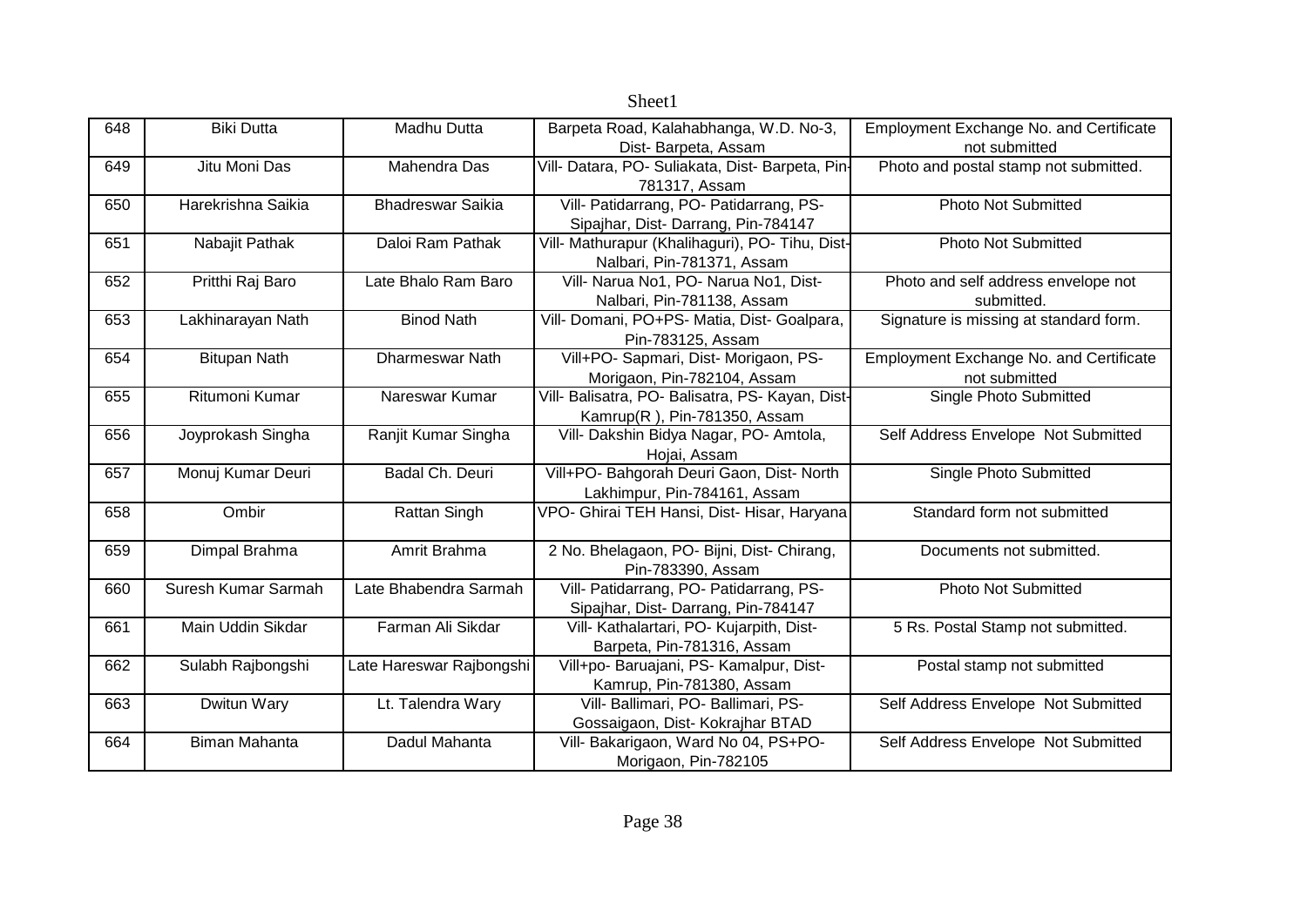| 648 | Biki Dutta | Madhu Dutta | Barpeta Road, Kalahabhanga, W.D. No-3, Dist- Barpeta, Assam | Employment Exchange No. and Certificate not submitted |
|---|---|---|---|---|
| 649 | Jitu Moni Das | Mahendra Das | Vill- Datara, PO- Suliakata, Dist- Barpeta, Pin-781317, Assam | Photo and postal stamp not submitted. |
| 650 | Harekrishna Saikia | Bhadreswar Saikia | Vill- Patidarrang, PO- Patidarrang, PS- Sipajhar, Dist- Darrang, Pin-784147 | Photo Not Submitted |
| 651 | Nabajit Pathak | Daloi Ram Pathak | Vill- Mathurapur (Khalihaguri), PO- Tihu, Dist-Nalbari, Pin-781371, Assam | Photo Not Submitted |
| 652 | Pritthi Raj Baro | Late Bhalo Ram Baro | Vill- Narua No1, PO- Narua No1, Dist- Nalbari, Pin-781138, Assam | Photo and self address envelope not submitted. |
| 653 | Lakhinarayan Nath | Binod Nath | Vill- Domani, PO+PS- Matia, Dist- Goalpara, Pin-783125, Assam | Signature is missing at standard form. |
| 654 | Bitupan Nath | Dharmeswar Nath | Vill+PO- Sapmari, Dist- Morigaon, PS- Morigaon, Pin-782104, Assam | Employment Exchange No. and Certificate not submitted |
| 655 | Ritumoni Kumar | Nareswar Kumar | Vill- Balisatra, PO- Balisatra, PS- Kayan, Dist-Kamrup(R ), Pin-781350, Assam | Single Photo Submitted |
| 656 | Joyprokash Singha | Ranjit Kumar Singha | Vill- Dakshin Bidya Nagar, PO- Amtola, Hojai, Assam | Self Address Envelope Not Submitted |
| 657 | Monuj Kumar Deuri | Badal Ch. Deuri | Vill+PO- Bahgorah Deuri Gaon, Dist- North Lakhimpur, Pin-784161, Assam | Single Photo Submitted |
| 658 | Ombir | Rattan Singh | VPO- Ghirai TEH Hansi, Dist- Hisar, Haryana | Standard form not submitted |
| 659 | Dimpal Brahma | Amrit Brahma | 2 No. Bhelagaon, PO- Bijni, Dist- Chirang, Pin-783390, Assam | Documents not submitted. |
| 660 | Suresh Kumar Sarmah | Late Bhabendra Sarmah | Vill- Patidarrang, PO- Patidarrang, PS- Sipajhar, Dist- Darrang, Pin-784147 | Photo Not Submitted |
| 661 | Main Uddin Sikdar | Farman Ali Sikdar | Vill- Kathalartari, PO- Kujarpith, Dist- Barpeta, Pin-781316, Assam | 5 Rs. Postal Stamp not submitted. |
| 662 | Sulabh Rajbongshi | Late Hareswar Rajbongshi | Vill+po- Baruajani, PS- Kamalpur, Dist- Kamrup, Pin-781380, Assam | Postal stamp not submitted |
| 663 | Dwitun Wary | Lt. Talendra Wary | Vill- Ballimari, PO- Ballimari, PS- Gossaigaon, Dist- Kokrajhar BTAD | Self Address Envelope Not Submitted |
| 664 | Biman Mahanta | Dadul Mahanta | Vill- Bakarigaon, Ward No 04, PS+PO- Morigaon, Pin-782105 | Self Address Envelope Not Submitted |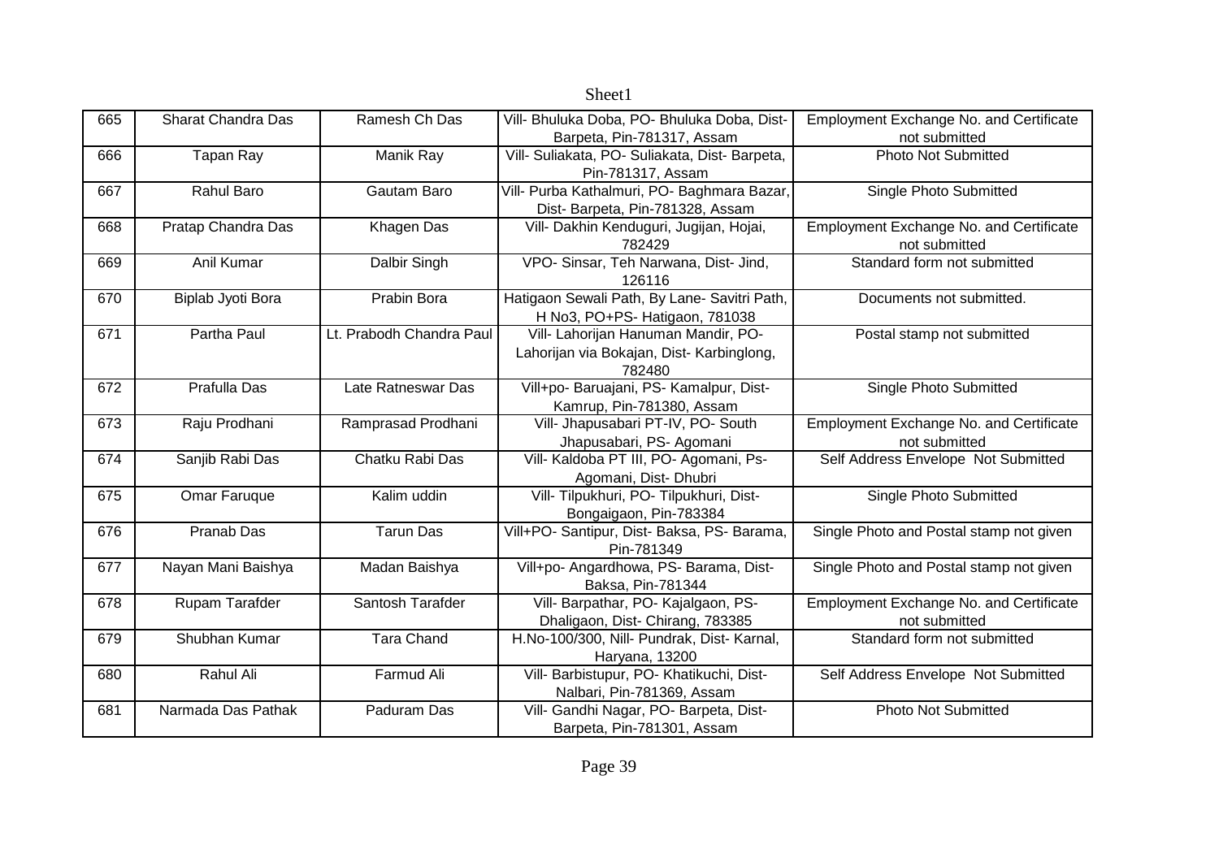| 665 | Sharat Chandra Das | Ramesh Ch Das | Vill- Bhuluka Doba, PO- Bhuluka Doba, Dist- Barpeta, Pin-781317, Assam | Employment Exchange No. and Certificate not submitted |
|---|---|---|---|---|
| 666 | Tapan Ray | Manik Ray | Vill- Suliakata, PO- Suliakata, Dist- Barpeta, Pin-781317, Assam | Photo Not Submitted |
| 667 | Rahul Baro | Gautam Baro | Vill- Purba Kathalmuri, PO- Baghmara Bazar, Dist- Barpeta, Pin-781328, Assam | Single Photo Submitted |
| 668 | Pratap Chandra Das | Khagen Das | Vill- Dakhin Kenduguri, Jugijan, Hojai, 782429 | Employment Exchange No. and Certificate not submitted |
| 669 | Anil Kumar | Dalbir Singh | VPO- Sinsar, Teh Narwana, Dist- Jind, 126116 | Standard form not submitted |
| 670 | Biplab Jyoti Bora | Prabin Bora | Hatigaon Sewali Path, By Lane- Savitri Path, H No3, PO+PS- Hatigaon, 781038 | Documents not submitted. |
| 671 | Partha Paul | Lt. Prabodh Chandra Paul | Vill- Lahorijan Hanuman Mandir, PO- Lahorijan via Bokajan, Dist- Karbinglong, 782480 | Postal stamp not submitted |
| 672 | Prafulla Das | Late Ratneswar Das | Vill+po- Baruajani, PS- Kamalpur, Dist- Kamrup, Pin-781380, Assam | Single Photo Submitted |
| 673 | Raju Prodhani | Ramprasad Prodhani | Vill- Jhapusabari PT-IV, PO- South Jhapusabari, PS- Agomani | Employment Exchange No. and Certificate not submitted |
| 674 | Sanjib Rabi Das | Chatku Rabi Das | Vill- Kaldoba PT III, PO- Agomani, Ps- Agomani, Dist- Dhubri | Self Address Envelope Not Submitted |
| 675 | Omar Faruque | Kalim uddin | Vill- Tilpukhuri, PO- Tilpukhuri, Dist- Bongaigaon, Pin-783384 | Single Photo Submitted |
| 676 | Pranab Das | Tarun Das | Vill+PO- Santipur, Dist- Baksa, PS- Barama, Pin-781349 | Single Photo and Postal stamp not given |
| 677 | Nayan Mani Baishya | Madan Baishya | Vill+po- Angardhowa, PS- Barama, Dist- Baksa, Pin-781344 | Single Photo and Postal stamp not given |
| 678 | Rupam Tarafder | Santosh Tarafder | Vill- Barpathar, PO- Kajalgaon, PS- Dhaligaon, Dist- Chirang, 783385 | Employment Exchange No. and Certificate not submitted |
| 679 | Shubhan Kumar | Tara Chand | H.No-100/300, Nill- Pundrak, Dist- Karnal, Haryana, 13200 | Standard form not submitted |
| 680 | Rahul Ali | Farmud Ali | Vill- Barbistupur, PO- Khatikuchi, Dist- Nalbari, Pin-781369, Assam | Self Address Envelope Not Submitted |
| 681 | Narmada Das Pathak | Paduram Das | Vill- Gandhi Nagar, PO- Barpeta, Dist- Barpeta, Pin-781301, Assam | Photo Not Submitted |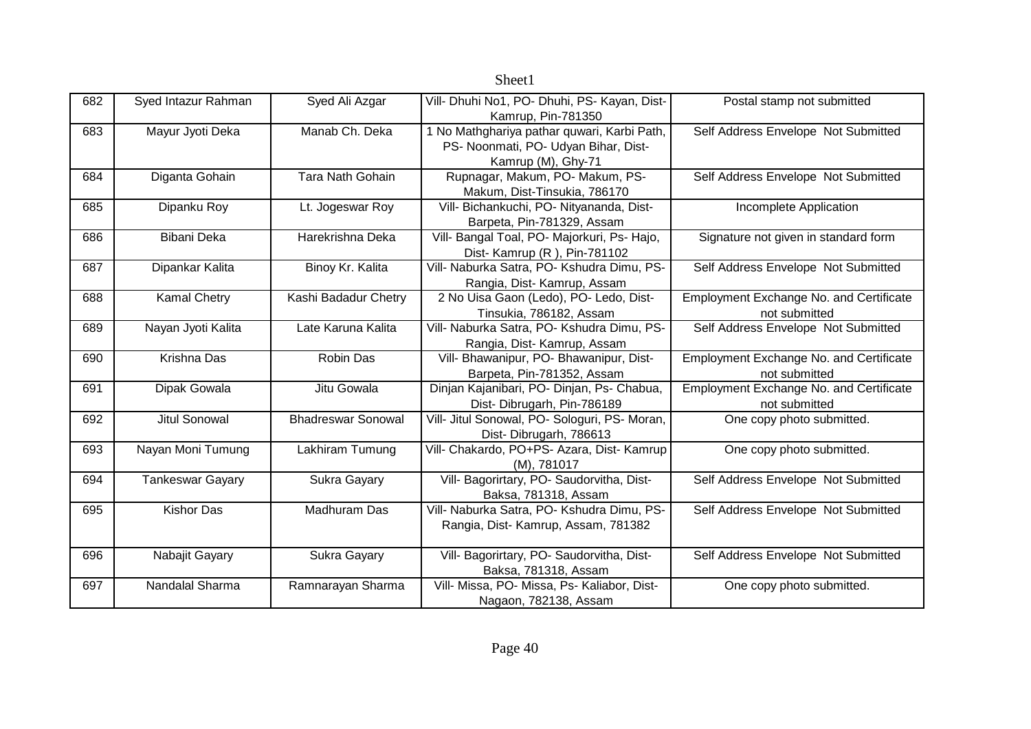| 682 | Syed Intazur Rahman | Syed Ali Azgar | Vill- Dhuhi No1, PO- Dhuhi, PS- Kayan, Dist-Kamrup, Pin-781350 | Postal stamp not submitted |
|---|---|---|---|---|
| 683 | Mayur Jyoti Deka | Manab Ch. Deka | 1 No Mathghariya pathar quwari, Karbi Path, PS- Noonmati, PO- Udyan Bihar, Dist-Kamrup (M), Ghy-71 | Self Address Envelope Not Submitted |
| 684 | Diganta Gohain | Tara Nath Gohain | Rupnagar, Makum, PO- Makum, PS-Makum, Dist-Tinsukia, 786170 | Self Address Envelope Not Submitted |
| 685 | Dipanku Roy | Lt. Jogeswar Roy | Vill- Bichankuchi, PO- Nityananda, Dist-Barpeta, Pin-781329, Assam | Incomplete Application |
| 686 | Bibani Deka | Harekrishna Deka | Vill- Bangal Toal, PO- Majorkuri, Ps- Hajo, Dist- Kamrup (R ), Pin-781102 | Signature not given in standard form |
| 687 | Dipankar Kalita | Binoy Kr. Kalita | Vill- Naburka Satra, PO- Kshudra Dimu, PS-Rangia, Dist- Kamrup, Assam | Self Address Envelope Not Submitted |
| 688 | Kamal Chetry | Kashi Badadur Chetry | 2 No Uisa Gaon (Ledo), PO- Ledo, Dist-Tinsukia, 786182, Assam | Employment Exchange No. and Certificate not submitted |
| 689 | Nayan Jyoti Kalita | Late Karuna Kalita | Vill- Naburka Satra, PO- Kshudra Dimu, PS-Rangia, Dist- Kamrup, Assam | Self Address Envelope Not Submitted |
| 690 | Krishna Das | Robin Das | Vill- Bhawanipur, PO- Bhawanipur, Dist-Barpeta, Pin-781352, Assam | Employment Exchange No. and Certificate not submitted |
| 691 | Dipak Gowala | Jitu Gowala | Dinjan Kajanibari, PO- Dinjan, Ps- Chabua, Dist- Dibrugarh, Pin-786189 | Employment Exchange No. and Certificate not submitted |
| 692 | Jitul Sonowal | Bhadreswar Sonowal | Vill- Jitul Sonowal, PO- Sologuri, PS- Moran, Dist- Dibrugarh, 786613 | One copy photo submitted. |
| 693 | Nayan Moni Tumung | Lakhiram Tumung | Vill- Chakardo, PO+PS- Azara, Dist- Kamrup (M), 781017 | One copy photo submitted. |
| 694 | Tankeswar Gayary | Sukra Gayary | Vill- Bagorirtary, PO- Saudorvitha, Dist-Baksa, 781318, Assam | Self Address Envelope Not Submitted |
| 695 | Kishor Das | Madhuram Das | Vill- Naburka Satra, PO- Kshudra Dimu, PS-Rangia, Dist- Kamrup, Assam, 781382 | Self Address Envelope Not Submitted |
| 696 | Nabajit Gayary | Sukra Gayary | Vill- Bagorirtary, PO- Saudorvitha, Dist-Baksa, 781318, Assam | Self Address Envelope Not Submitted |
| 697 | Nandalal Sharma | Ramnarayan Sharma | Vill- Missa, PO- Missa, Ps- Kaliabor, Dist-Nagaon, 782138, Assam | One copy photo submitted. |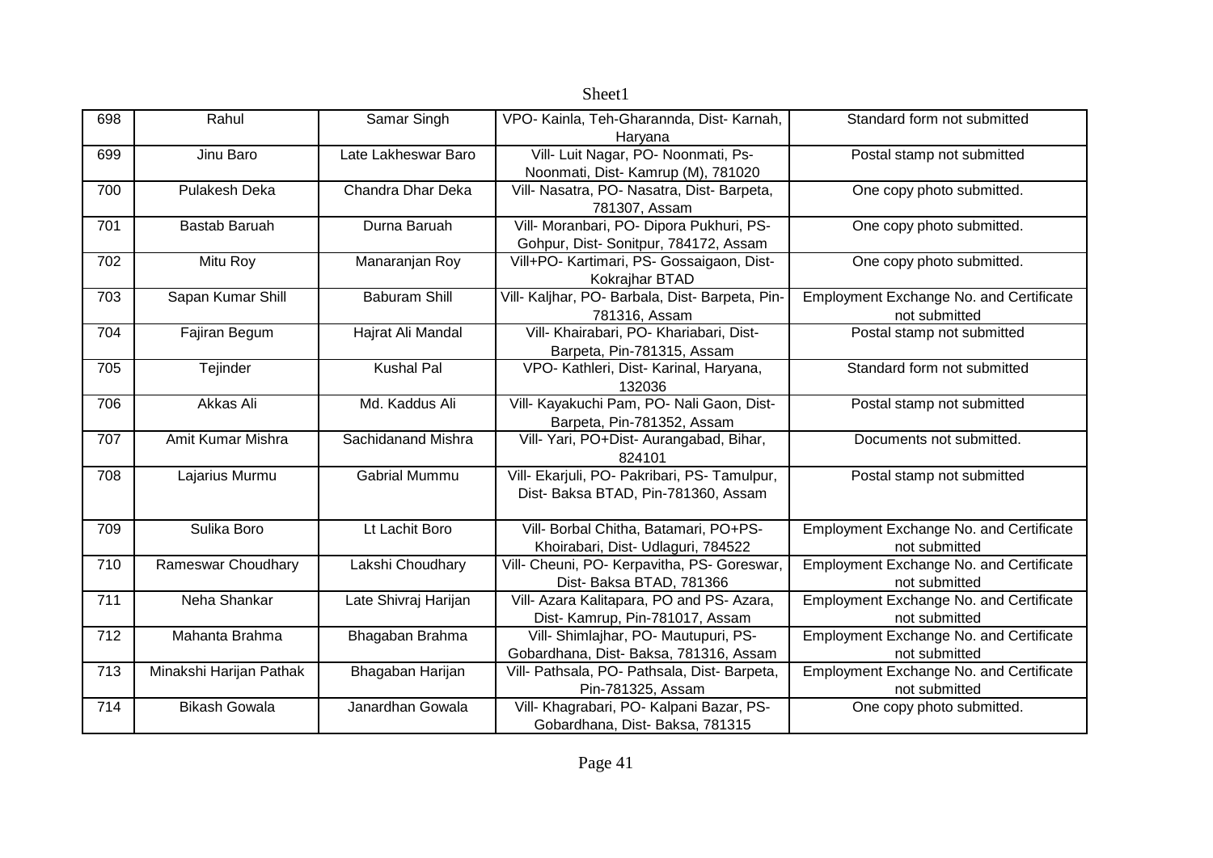| 698 | Rahul | Samar Singh | VPO- Kainla, Teh-Gharannda, Dist- Karnah, Haryana | Standard form not submitted |
|---|---|---|---|---|
| 699 | Jinu Baro | Late Lakheswar Baro | Vill- Luit Nagar, PO- Noonmati, Ps- Noonmati, Dist- Kamrup (M), 781020 | Postal stamp not submitted |
| 700 | Pulakesh Deka | Chandra Dhar Deka | Vill- Nasatra, PO- Nasatra, Dist- Barpeta, 781307, Assam | One copy photo submitted. |
| 701 | Bastab Baruah | Durna Baruah | Vill- Moranbari, PO- Dipora Pukhuri, PS- Gohpur, Dist- Sonitpur, 784172, Assam | One copy photo submitted. |
| 702 | Mitu Roy | Manaranjan Roy | Vill+PO- Kartimari, PS- Gossaigaon, Dist- Kokrajhar BTAD | One copy photo submitted. |
| 703 | Sapan Kumar Shill | Baburam Shill | Vill- Kaljhar, PO- Barbala, Dist- Barpeta, Pin-781316, Assam | Employment Exchange No. and Certificate not submitted |
| 704 | Fajiran Begum | Hajrat Ali Mandal | Vill- Khairabari, PO- Khariabari, Dist- Barpeta, Pin-781315, Assam | Postal stamp not submitted |
| 705 | Tejinder | Kushal Pal | VPO- Kathleri, Dist- Karinal, Haryana, 132036 | Standard form not submitted |
| 706 | Akkas Ali | Md. Kaddus Ali | Vill- Kayakuchi Pam, PO- Nali Gaon, Dist- Barpeta, Pin-781352, Assam | Postal stamp not submitted |
| 707 | Amit Kumar Mishra | Sachidanand Mishra | Vill- Yari, PO+Dist- Aurangabad, Bihar, 824101 | Documents not submitted. |
| 708 | Lajarius Murmu | Gabrial Mummu | Vill- Ekarjuli, PO- Pakribari, PS- Tamulpur, Dist- Baksa BTAD, Pin-781360, Assam | Postal stamp not submitted |
| 709 | Sulika Boro | Lt Lachit Boro | Vill- Borbal Chitha, Batamari, PO+PS- Khoirabari, Dist- Udlaguri, 784522 | Employment Exchange No. and Certificate not submitted |
| 710 | Rameswar Choudhary | Lakshi Choudhary | Vill- Cheuni, PO- Kerpavitha, PS- Goreswar, Dist- Baksa BTAD, 781366 | Employment Exchange No. and Certificate not submitted |
| 711 | Neha Shankar | Late Shivraj Harijan | Vill- Azara Kalitapara, PO and PS- Azara, Dist- Kamrup, Pin-781017, Assam | Employment Exchange No. and Certificate not submitted |
| 712 | Mahanta Brahma | Bhagaban Brahma | Vill- Shimlajhar, PO- Mautupuri, PS- Gobardhana, Dist- Baksa, 781316, Assam | Employment Exchange No. and Certificate not submitted |
| 713 | Minakshi Harijan Pathak | Bhagaban Harijan | Vill- Pathsala, PO- Pathsala, Dist- Barpeta, Pin-781325, Assam | Employment Exchange No. and Certificate not submitted |
| 714 | Bikash Gowala | Janardhan Gowala | Vill- Khagrabari, PO- Kalpani Bazar, PS- Gobardhana, Dist- Baksa, 781315 | One copy photo submitted. |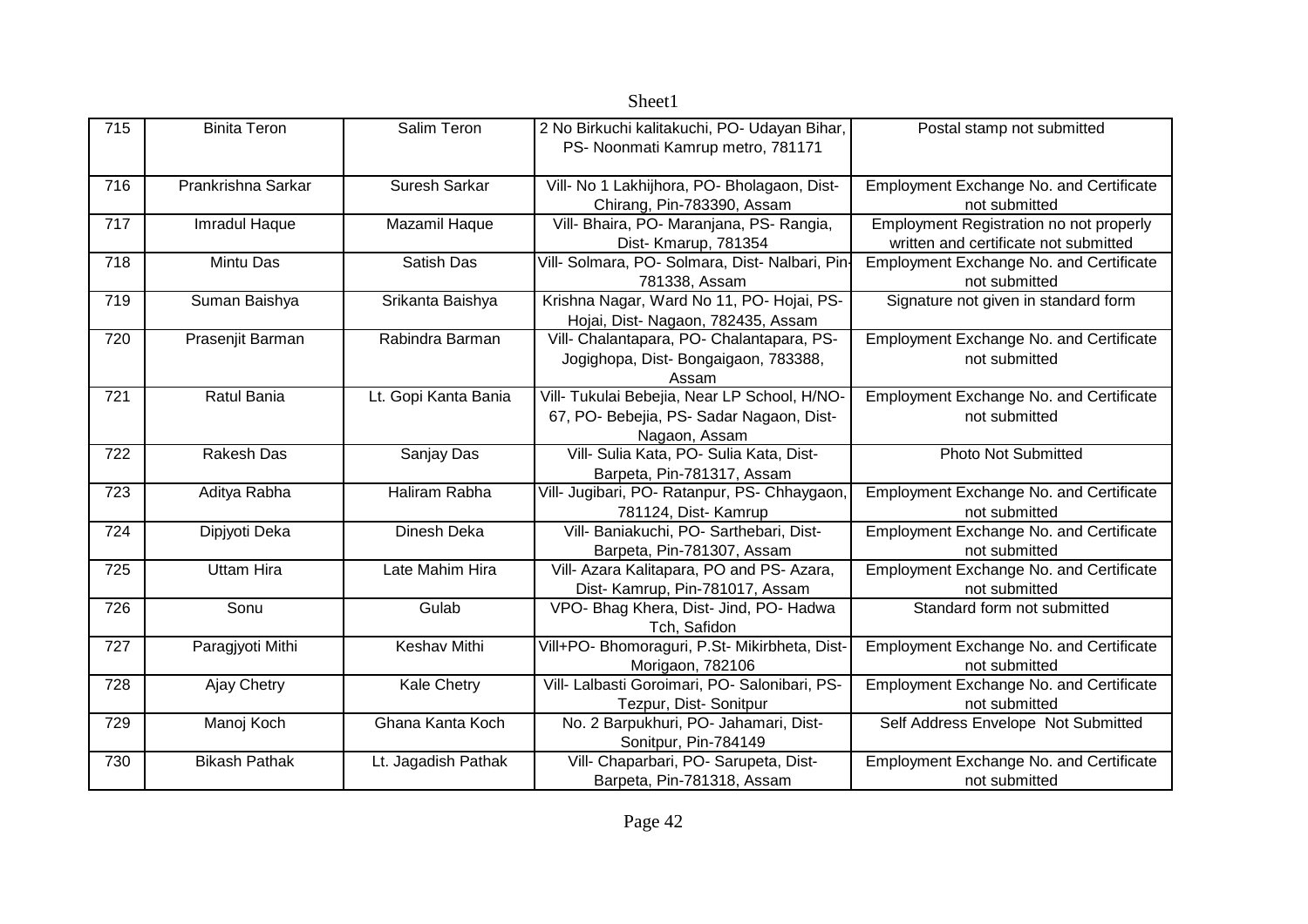| 715 | Binita Teron | Salim Teron | 2 No Birkuchi kalitakuchi, PO- Udayan Bihar, PS- Noonmati Kamrup metro, 781171 | Postal stamp not submitted |
|---|---|---|---|---|
| 716 | Prankrishna Sarkar | Suresh Sarkar | Vill- No 1 Lakhijhora, PO- Bholagaon, Dist- Chirang, Pin-783390, Assam | Employment Exchange No. and Certificate not submitted |
| 717 | Imradul Haque | Mazamil Haque | Vill- Bhaira, PO- Maranjana, PS- Rangia, Dist- Kmarup, 781354 | Employment Registration no not properly written and certificate not submitted |
| 718 | Mintu Das | Satish Das | Vill- Solmara, PO- Solmara, Dist- Nalbari, Pin-781338, Assam | Employment Exchange No. and Certificate not submitted |
| 719 | Suman Baishya | Srikanta Baishya | Krishna Nagar, Ward No 11, PO- Hojai, PS- Hojai, Dist- Nagaon, 782435, Assam | Signature not given in standard form |
| 720 | Prasenjit Barman | Rabindra Barman | Vill- Chalantapara, PO- Chalantapara, PS- Jogighopa, Dist- Bongaigaon, 783388, Assam | Employment Exchange No. and Certificate not submitted |
| 721 | Ratul Bania | Lt. Gopi Kanta Bania | Vill- Tukulai Bebejia, Near LP School, H/NO-67, PO- Bebejia, PS- Sadar Nagaon, Dist- Nagaon, Assam | Employment Exchange No. and Certificate not submitted |
| 722 | Rakesh Das | Sanjay Das | Vill- Sulia Kata, PO- Sulia Kata, Dist- Barpeta, Pin-781317, Assam | Photo Not Submitted |
| 723 | Aditya Rabha | Haliram Rabha | Vill- Jugibari, PO- Ratanpur, PS- Chhaygaon, 781124, Dist- Kamrup | Employment Exchange No. and Certificate not submitted |
| 724 | Dipjyoti Deka | Dinesh Deka | Vill- Baniakuchi, PO- Sarthebari, Dist- Barpeta, Pin-781307, Assam | Employment Exchange No. and Certificate not submitted |
| 725 | Uttam Hira | Late Mahim Hira | Vill- Azara Kalitapara, PO and PS- Azara, Dist- Kamrup, Pin-781017, Assam | Employment Exchange No. and Certificate not submitted |
| 726 | Sonu | Gulab | VPO- Bhag Khera, Dist- Jind, PO- Hadwa Tch, Safidon | Standard form not submitted |
| 727 | Paragjyoti Mithi | Keshav Mithi | Vill+PO- Bhomoraguri, P.St- Mikirbheta, Dist- Morigaon, 782106 | Employment Exchange No. and Certificate not submitted |
| 728 | Ajay Chetry | Kale Chetry | Vill- Lalbasti Goroimari, PO- Salonibari, PS- Tezpur, Dist- Sonitpur | Employment Exchange No. and Certificate not submitted |
| 729 | Manoj Koch | Ghana Kanta Koch | No. 2 Barpukhuri, PO- Jahamari, Dist- Sonitpur, Pin-784149 | Self Address Envelope Not Submitted |
| 730 | Bikash Pathak | Lt. Jagadish Pathak | Vill- Chaparbari, PO- Sarupeta, Dist- Barpeta, Pin-781318, Assam | Employment Exchange No. and Certificate not submitted |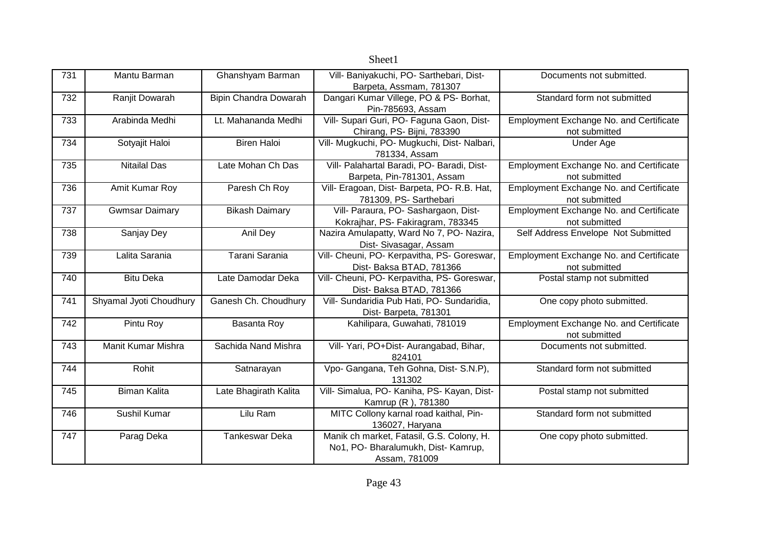| 731 | Mantu Barman | Ghanshyam Barman | Vill- Baniyakuchi, PO- Sarthebari, Dist- Barpeta, Assmam, 781307 | Documents not submitted. |
|---|---|---|---|---|
| 732 | Ranjit Dowarah | Bipin Chandra Dowarah | Dangari Kumar Villege, PO & PS- Borhat, Pin-785693, Assam | Standard form not submitted |
| 733 | Arabinda Medhi | Lt. Mahananda Medhi | Vill- Supari Guri, PO- Faguna Gaon, Dist- Chirang, PS- Bijni, 783390 | Employment Exchange No. and Certificate not submitted |
| 734 | Sotyajit Haloi | Biren Haloi | Vill- Mugkuchi, PO- Mugkuchi, Dist- Nalbari, 781334, Assam | Under Age |
| 735 | Nitailal Das | Late Mohan Ch Das | Vill- Palahartal Baradi, PO- Baradi, Dist- Barpeta, Pin-781301, Assam | Employment Exchange No. and Certificate not submitted |
| 736 | Amit Kumar Roy | Paresh Ch Roy | Vill- Eragoan, Dist- Barpeta, PO- R.B. Hat, 781309, PS- Sarthebari | Employment Exchange No. and Certificate not submitted |
| 737 | Gwmsar Daimary | Bikash Daimary | Vill- Paraura, PO- Sashargaon, Dist- Kokrajhar, PS- Fakiragram, 783345 | Employment Exchange No. and Certificate not submitted |
| 738 | Sanjay Dey | Anil Dey | Nazira Amulapatty, Ward No 7, PO- Nazira, Dist- Sivasagar, Assam | Self Address Envelope Not Submitted |
| 739 | Lalita Sarania | Tarani Sarania | Vill- Cheuni, PO- Kerpavitha, PS- Goreswar, Dist- Baksa BTAD, 781366 | Employment Exchange No. and Certificate not submitted |
| 740 | Bitu Deka | Late Damodar Deka | Vill- Cheuni, PO- Kerpavitha, PS- Goreswar, Dist- Baksa BTAD, 781366 | Postal stamp not submitted |
| 741 | Shyamal Jyoti Choudhury | Ganesh Ch. Choudhury | Vill- Sundaridia Pub Hati, PO- Sundaridia, Dist- Barpeta, 781301 | One copy photo submitted. |
| 742 | Pintu Roy | Basanta Roy | Kahilipara, Guwahati, 781019 | Employment Exchange No. and Certificate not submitted |
| 743 | Manit Kumar Mishra | Sachida Nand Mishra | Vill- Yari, PO+Dist- Aurangabad, Bihar, 824101 | Documents not submitted. |
| 744 | Rohit | Satnarayan | Vpo- Gangana, Teh Gohna, Dist- S.N.P), 131302 | Standard form not submitted |
| 745 | Biman Kalita | Late Bhagirath Kalita | Vill- Simalua, PO- Kaniha, PS- Kayan, Dist- Kamrup (R ), 781380 | Postal stamp not submitted |
| 746 | Sushil Kumar | Lilu Ram | MITC Collony karnal road kaithal, Pin-136027, Haryana | Standard form not submitted |
| 747 | Parag Deka | Tankeswar Deka | Manik ch market, Fatasil, G.S. Colony, H. No1, PO- Bharalumukh, Dist- Kamrup, Assam, 781009 | One copy photo submitted. |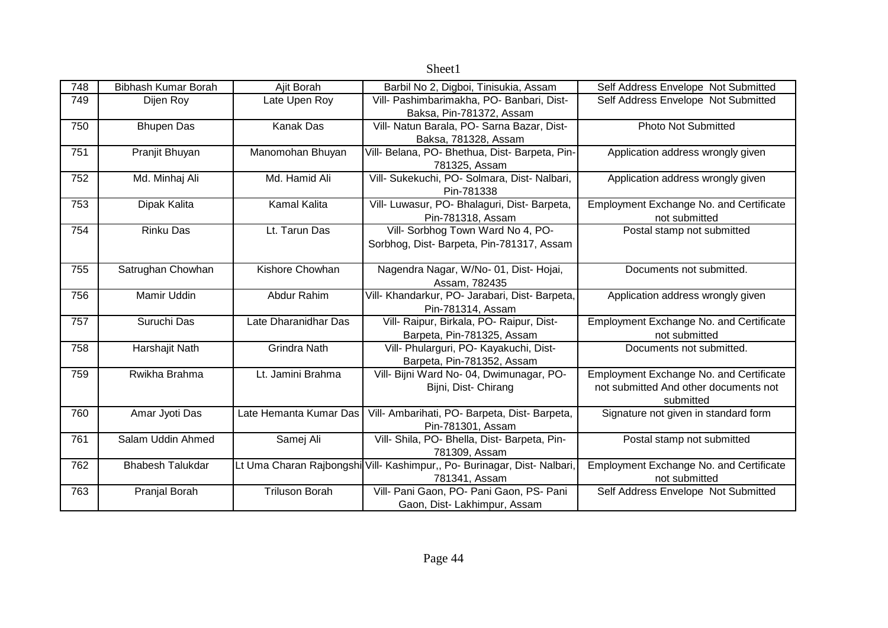| 748 | Bibhash Kumar Borah | Ajit Borah | Barbil No 2, Digboi, Tinisukia, Assam | Self Address Envelope Not Submitted |
|---|---|---|---|---|
| 749 | Dijen Roy | Late Upen Roy | Vill- Pashimbarimakha, PO- Banbari, Dist- Baksa, Pin-781372, Assam | Self Address Envelope Not Submitted |
| 750 | Bhupen Das | Kanak Das | Vill- Natun Barala, PO- Sarna Bazar, Dist- Baksa, 781328, Assam | Photo Not Submitted |
| 751 | Pranjit Bhuyan | Manomohan Bhuyan | Vill- Belana, PO- Bhethua, Dist- Barpeta, Pin-781325, Assam | Application address wrongly given |
| 752 | Md. Minhaj Ali | Md. Hamid Ali | Vill- Sukekuchi, PO- Solmara, Dist- Nalbari, Pin-781338 | Application address wrongly given |
| 753 | Dipak Kalita | Kamal Kalita | Vill- Luwasur, PO- Bhalaguri, Dist- Barpeta, Pin-781318, Assam | Employment Exchange No. and Certificate not submitted |
| 754 | Rinku Das | Lt. Tarun Das | Vill- Sorbhog Town Ward No 4, PO- Sorbhog, Dist- Barpeta, Pin-781317, Assam | Postal stamp not submitted |
| 755 | Satrughan Chowhan | Kishore Chowhan | Nagendra Nagar, W/No- 01, Dist- Hojai, Assam, 782435 | Documents not submitted. |
| 756 | Mamir Uddin | Abdur Rahim | Vill- Khandarkur, PO- Jarabari, Dist- Barpeta, Pin-781314, Assam | Application address wrongly given |
| 757 | Suruchi Das | Late Dharanidhar Das | Vill- Raipur, Birkala, PO- Raipur, Dist- Barpeta, Pin-781325, Assam | Employment Exchange No. and Certificate not submitted |
| 758 | Harshajit Nath | Grindra Nath | Vill- Phularguri, PO- Kayakuchi, Dist- Barpeta, Pin-781352, Assam | Documents not submitted. |
| 759 | Rwikha Brahma | Lt. Jamini Brahma | Vill- Bijni Ward No- 04, Dwimunagar, PO- Bijni, Dist- Chirang | Employment Exchange No. and Certificate not submitted And other documents not submitted |
| 760 | Amar Jyoti Das | Late Hemanta Kumar Das | Vill- Ambarihati, PO- Barpeta, Dist- Barpeta, Pin-781301, Assam | Signature not given in standard form |
| 761 | Salam Uddin Ahmed | Samej Ali | Vill- Shila, PO- Bhella, Dist- Barpeta, Pin-781309, Assam | Postal stamp not submitted |
| 762 | Bhabesh Talukdar | Lt Uma Charan Rajbongshi | Vill- Kashimpur,, Po- Burinagar, Dist- Nalbari, 781341, Assam | Employment Exchange No. and Certificate not submitted |
| 763 | Pranjal Borah | Triluson Borah | Vill- Pani Gaon, PO- Pani Gaon, PS- Pani Gaon, Dist- Lakhimpur, Assam | Self Address Envelope Not Submitted |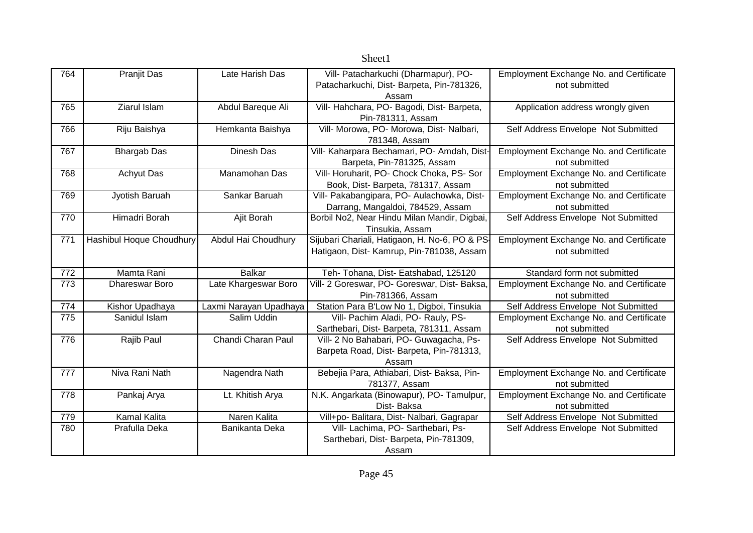| 764 | Pranjit Das | Late Harish Das | Vill- Patacharkuchi (Dharmapur), PO- Patacharkuchi, Dist- Barpeta, Pin-781326, Assam | Employment Exchange No. and Certificate not submitted |
|---|---|---|---|---|
| 765 | Ziarul Islam | Abdul Bareque Ali | Vill- Hahchara, PO- Bagodi, Dist- Barpeta, Pin-781311, Assam | Application address wrongly given |
| 766 | Riju Baishya | Hemkanta Baishya | Vill- Morowa, PO- Morowa, Dist- Nalbari, 781348, Assam | Self Address Envelope Not Submitted |
| 767 | Bhargab Das | Dinesh Das | Vill- Kaharpara Bechamari, PO- Amdah, Dist- Barpeta, Pin-781325, Assam | Employment Exchange No. and Certificate not submitted |
| 768 | Achyut Das | Manamohan Das | Vill- Horuharit, PO- Chock Choka, PS- Sor Book, Dist- Barpeta, 781317, Assam | Employment Exchange No. and Certificate not submitted |
| 769 | Jyotish Baruah | Sankar Baruah | Vill- Pakabangipara, PO- Aulachowka, Dist- Darrang, Mangaldoi, 784529, Assam | Employment Exchange No. and Certificate not submitted |
| 770 | Himadri Borah | Ajit Borah | Borbil No2, Near Hindu Milan Mandir, Digbai, Tinsukia, Assam | Self Address Envelope Not Submitted |
| 771 | Hashibul Hoque Choudhury | Abdul Hai Choudhury | Sijubari Chariali, Hatigaon, H. No-6, PO & PS- Hatigaon, Dist- Kamrup, Pin-781038, Assam | Employment Exchange No. and Certificate not submitted |
| 772 | Mamta Rani | Balkar | Teh- Tohana, Dist- Eatshabad, 125120 | Standard form not submitted |
| 773 | Dhareswar Boro | Late Khargeswar Boro | Vill- 2 Goreswar, PO- Goreswar, Dist- Baksa, Pin-781366, Assam | Employment Exchange No. and Certificate not submitted |
| 774 | Kishor Upadhaya | Laxmi Narayan Upadhaya | Station Para B'Low No 1, Digboi, Tinsukia | Self Address Envelope Not Submitted |
| 775 | Sanidul Islam | Salim Uddin | Vill- Pachim Aladi, PO- Rauly, PS- Sarthebari, Dist- Barpeta, 781311, Assam | Employment Exchange No. and Certificate not submitted |
| 776 | Rajib Paul | Chandi Charan Paul | Vill- 2 No Bahabari, PO- Guwagacha, Ps- Barpeta Road, Dist- Barpeta, Pin-781313, Assam | Self Address Envelope Not Submitted |
| 777 | Niva Rani Nath | Nagendra Nath | Bebejia Para, Athiabari, Dist- Baksa, Pin-781377, Assam | Employment Exchange No. and Certificate not submitted |
| 778 | Pankaj Arya | Lt. Khitish Arya | N.K. Angarkata (Binowapur), PO- Tamulpur, Dist- Baksa | Employment Exchange No. and Certificate not submitted |
| 779 | Kamal Kalita | Naren Kalita | Vill+po- Balitara, Dist- Nalbari, Gagrapar | Self Address Envelope Not Submitted |
| 780 | Prafulla Deka | Banikanta Deka | Vill- Lachima, PO- Sarthebari, Ps- Sarthebari, Dist- Barpeta, Pin-781309, Assam | Self Address Envelope Not Submitted |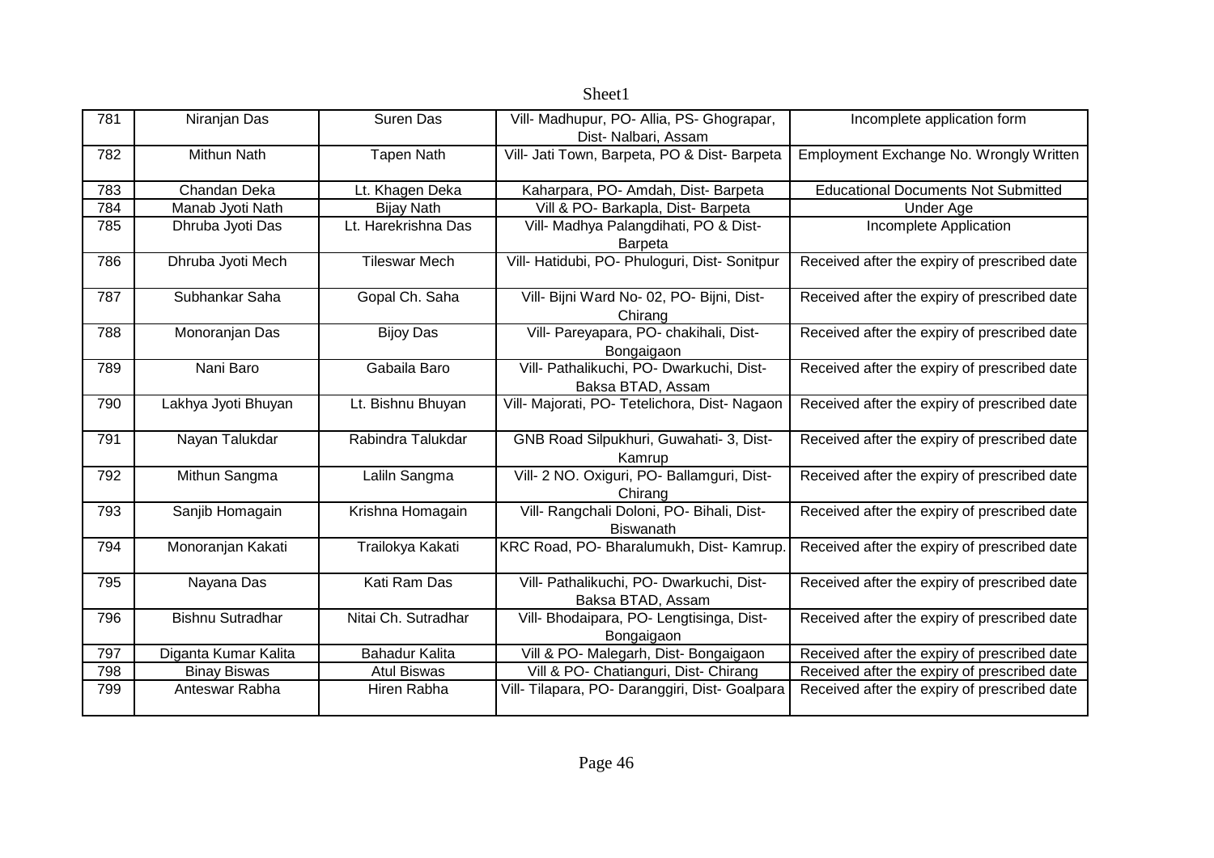| 781 | Niranjan Das | Suren Das | Vill- Madhupur, PO- Allia, PS- Ghograpar, Dist- Nalbari, Assam | Incomplete application form |
|---|---|---|---|---|
| 782 | Mithun Nath | Tapen Nath | Vill- Jati Town, Barpeta, PO & Dist- Barpeta | Employment Exchange No. Wrongly Written |
| 783 | Chandan Deka | Lt. Khagen Deka | Kaharpara, PO- Amdah, Dist- Barpeta | Educational Documents Not Submitted |
| 784 | Manab Jyoti Nath | Bijay Nath | Vill & PO- Barkapla, Dist- Barpeta | Under Age |
| 785 | Dhruba Jyoti Das | Lt. Harekrishna Das | Vill- Madhya Palangdihati, PO & Dist- Barpeta | Incomplete Application |
| 786 | Dhruba Jyoti Mech | Tileswar Mech | Vill- Hatidubi, PO- Phuloguri, Dist- Sonitpur | Received after the expiry of prescribed date |
| 787 | Subhankar Saha | Gopal Ch. Saha | Vill- Bijni Ward No- 02, PO- Bijni, Dist- Chirang | Received after the expiry of prescribed date |
| 788 | Monoranjan Das | Bijoy Das | Vill- Pareyapara, PO- chakihali, Dist- Bongaigaon | Received after the expiry of prescribed date |
| 789 | Nani Baro | Gabaila Baro | Vill- Pathalikuchi, PO- Dwarkuchi, Dist- Baksa BTAD, Assam | Received after the expiry of prescribed date |
| 790 | Lakhya Jyoti Bhuyan | Lt. Bishnu Bhuyan | Vill- Majorati, PO- Tetelichora, Dist- Nagaon | Received after the expiry of prescribed date |
| 791 | Nayan Talukdar | Rabindra Talukdar | GNB Road Silpukhuri, Guwahati- 3, Dist- Kamrup | Received after the expiry of prescribed date |
| 792 | Mithun Sangma | Laliln Sangma | Vill- 2 NO. Oxiguri, PO- Ballamguri, Dist- Chirang | Received after the expiry of prescribed date |
| 793 | Sanjib Homagain | Krishna Homagain | Vill- Rangchali Doloni, PO- Bihali, Dist- Biswanath | Received after the expiry of prescribed date |
| 794 | Monoranjan Kakati | Trailokya Kakati | KRC Road, PO- Bharalumukh, Dist- Kamrup. | Received after the expiry of prescribed date |
| 795 | Nayana Das | Kati Ram Das | Vill- Pathalikuchi, PO- Dwarkuchi, Dist- Baksa BTAD, Assam | Received after the expiry of prescribed date |
| 796 | Bishnu Sutradhar | Nitai Ch. Sutradhar | Vill- Bhodaipara, PO- Lengtisinga, Dist- Bongaigaon | Received after the expiry of prescribed date |
| 797 | Diganta Kumar Kalita | Bahadur Kalita | Vill & PO- Malegarh, Dist- Bongaigaon | Received after the expiry of prescribed date |
| 798 | Binay Biswas | Atul Biswas | Vill & PO- Chatianguri, Dist- Chirang | Received after the expiry of prescribed date |
| 799 | Anteswar Rabha | Hiren Rabha | Vill- Tilapara, PO- Daranggiri, Dist- Goalpara | Received after the expiry of prescribed date |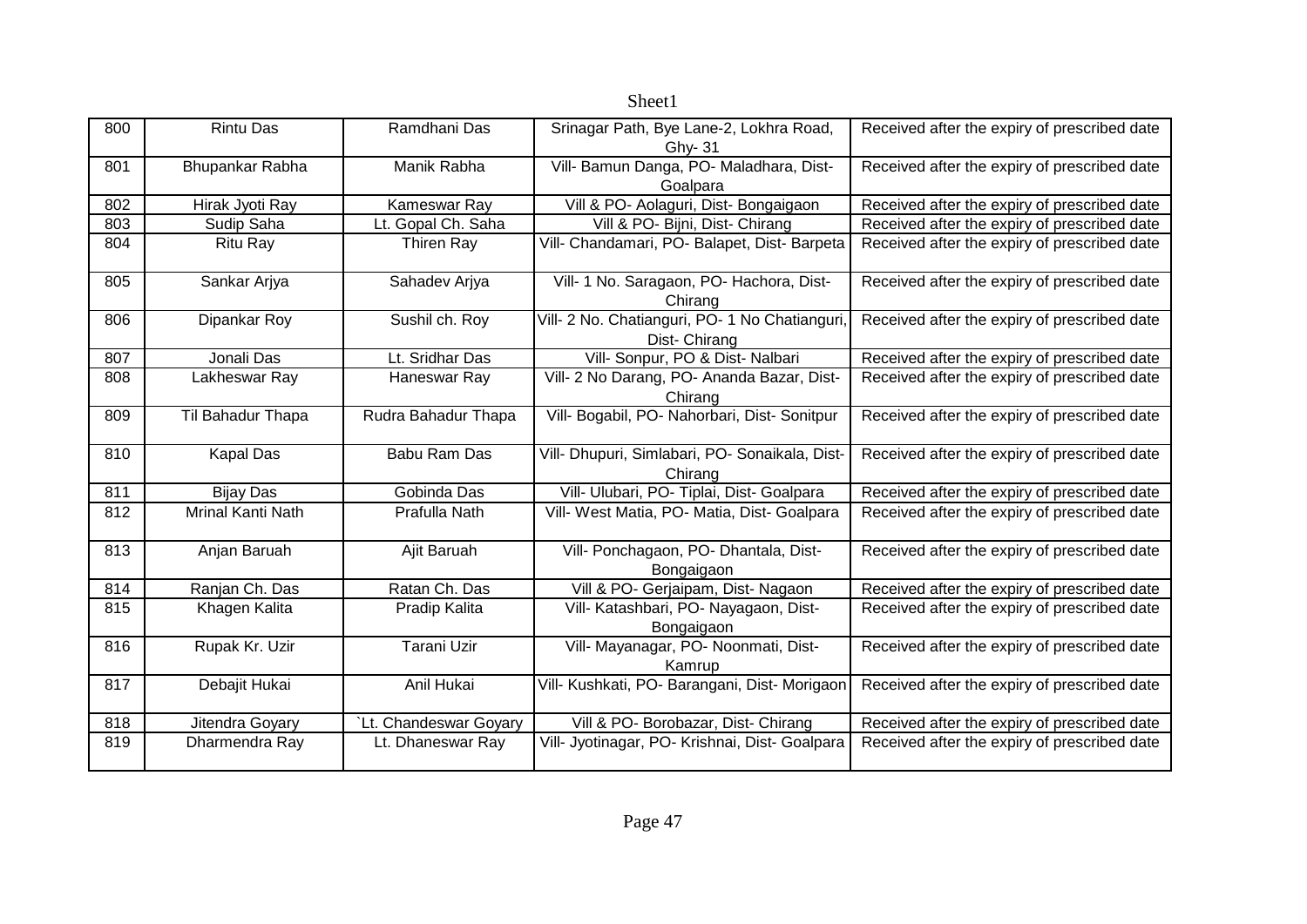| 800 | Rintu Das | Ramdhani Das | Srinagar Path, Bye Lane-2, Lokhra Road, Ghy- 31 | Received after the expiry of prescribed date |
|---|---|---|---|---|
| 801 | Bhupankar Rabha | Manik Rabha | Vill- Bamun Danga, PO- Maladhara, Dist- Goalpara | Received after the expiry of prescribed date |
| 802 | Hirak Jyoti Ray | Kameswar Ray | Vill & PO- Aolaguri, Dist- Bongaigaon | Received after the expiry of prescribed date |
| 803 | Sudip Saha | Lt. Gopal Ch. Saha | Vill & PO- Bijni, Dist- Chirang | Received after the expiry of prescribed date |
| 804 | Ritu Ray | Thiren Ray | Vill- Chandamari, PO- Balapet, Dist- Barpeta | Received after the expiry of prescribed date |
| 805 | Sankar Arjya | Sahadev Arjya | Vill- 1 No. Saragaon, PO- Hachora, Dist- Chirang | Received after the expiry of prescribed date |
| 806 | Dipankar Roy | Sushil ch. Roy | Vill- 2 No. Chatianguri, PO- 1 No Chatianguri, Dist- Chirang | Received after the expiry of prescribed date |
| 807 | Jonali Das | Lt. Sridhar Das | Vill- Sonpur, PO & Dist- Nalbari | Received after the expiry of prescribed date |
| 808 | Lakheswar Ray | Haneswar Ray | Vill- 2 No Darang, PO- Ananda Bazar, Dist- Chirang | Received after the expiry of prescribed date |
| 809 | Til Bahadur Thapa | Rudra Bahadur Thapa | Vill- Bogabil, PO- Nahorbari, Dist- Sonitpur | Received after the expiry of prescribed date |
| 810 | Kapal Das | Babu Ram Das | Vill- Dhupuri, Simlabari, PO- Sonaikala, Dist- Chirang | Received after the expiry of prescribed date |
| 811 | Bijay Das | Gobinda Das | Vill- Ulubari, PO- Tiplai, Dist- Goalpara | Received after the expiry of prescribed date |
| 812 | Mrinal Kanti Nath | Prafulla Nath | Vill- West Matia, PO- Matia, Dist- Goalpara | Received after the expiry of prescribed date |
| 813 | Anjan Baruah | Ajit Baruah | Vill- Ponchagaon, PO- Dhantala, Dist- Bongaigaon | Received after the expiry of prescribed date |
| 814 | Ranjan Ch. Das | Ratan Ch. Das | Vill & PO- Gerjaipam, Dist- Nagaon | Received after the expiry of prescribed date |
| 815 | Khagen Kalita | Pradip Kalita | Vill- Katashbari, PO- Nayagaon, Dist- Bongaigaon | Received after the expiry of prescribed date |
| 816 | Rupak Kr. Uzir | Tarani Uzir | Vill- Mayanagar, PO- Noonmati, Dist- Kamrup | Received after the expiry of prescribed date |
| 817 | Debajit Hukai | Anil Hukai | Vill- Kushkati, PO- Barangani, Dist- Morigaon | Received after the expiry of prescribed date |
| 818 | Jitendra Goyary | `Lt. Chandeswar Goyary | Vill & PO- Borobazar, Dist- Chirang | Received after the expiry of prescribed date |
| 819 | Dharmendra Ray | Lt. Dhaneswar Ray | Vill- Jyotinagar, PO- Krishnai, Dist- Goalpara | Received after the expiry of prescribed date |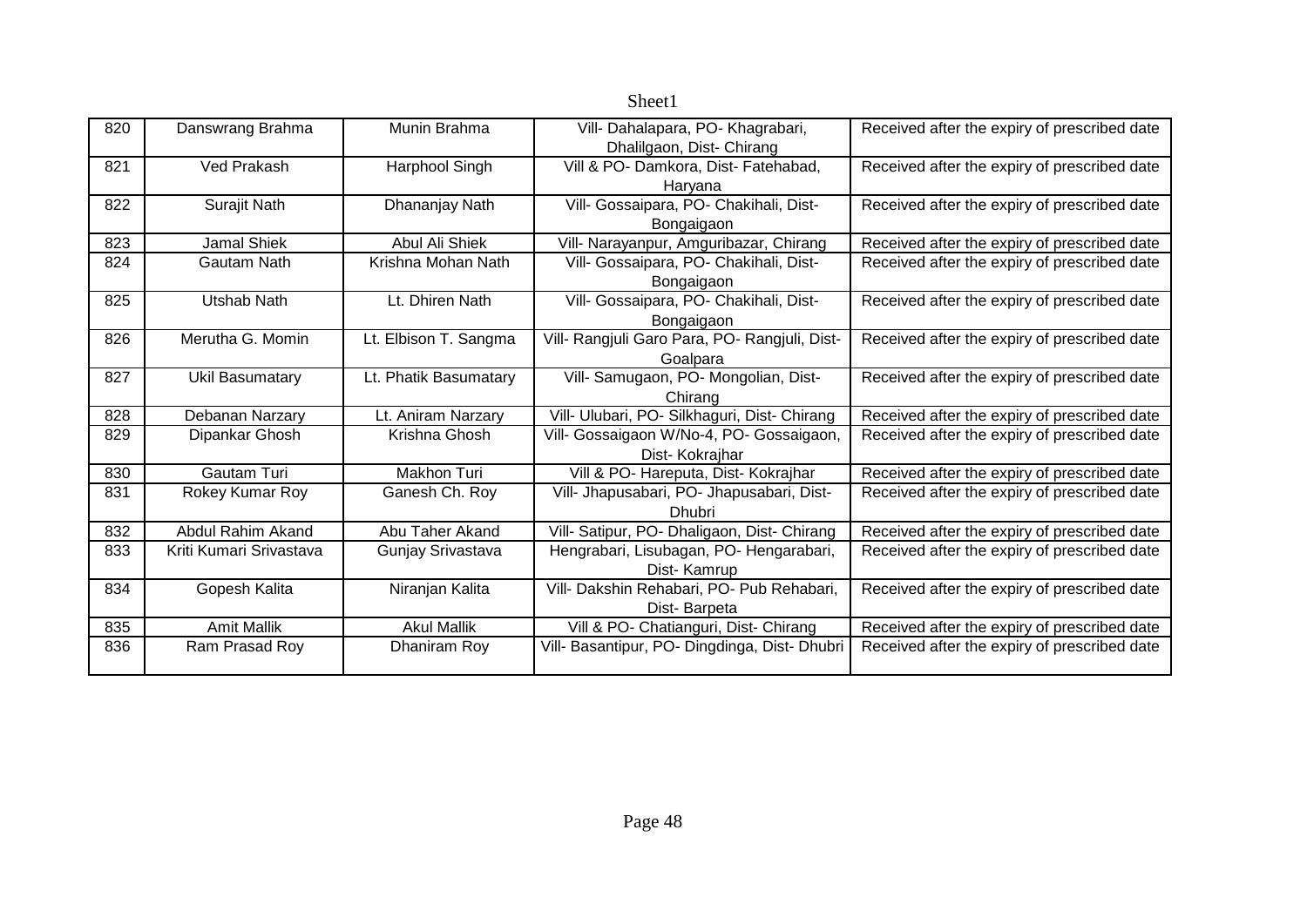| | | | | |
|---|---|---|---|---|
| 820 | Danswrang Brahma | Munin Brahma | Vill- Dahalapara, PO- Khagrabari, Dhalilgaon, Dist- Chirang | Received after the expiry of prescribed date |
| 821 | Ved Prakash | Harphool Singh | Vill & PO- Damkora, Dist- Fatehabad, Haryana | Received after the expiry of prescribed date |
| 822 | Surajit Nath | Dhananjay Nath | Vill- Gossaipara, PO- Chakihali, Dist- Bongaigaon | Received after the expiry of prescribed date |
| 823 | Jamal Shiek | Abul Ali Shiek | Vill- Narayanpur, Amguribazar, Chirang | Received after the expiry of prescribed date |
| 824 | Gautam Nath | Krishna Mohan Nath | Vill- Gossaipara, PO- Chakihali, Dist- Bongaigaon | Received after the expiry of prescribed date |
| 825 | Utshab Nath | Lt. Dhiren Nath | Vill- Gossaipara, PO- Chakihali, Dist- Bongaigaon | Received after the expiry of prescribed date |
| 826 | Merutha G. Momin | Lt. Elbison T. Sangma | Vill- Rangjuli Garo Para, PO- Rangjuli, Dist- Goalpara | Received after the expiry of prescribed date |
| 827 | Ukil Basumatary | Lt. Phatik Basumatary | Vill- Samugaon, PO- Mongolian, Dist- Chirang | Received after the expiry of prescribed date |
| 828 | Debanan Narzary | Lt. Aniram Narzary | Vill- Ulubari, PO- Silkhaguri, Dist- Chirang | Received after the expiry of prescribed date |
| 829 | Dipankar Ghosh | Krishna Ghosh | Vill- Gossaigaon W/No-4, PO- Gossaigaon, Dist- Kokrajhar | Received after the expiry of prescribed date |
| 830 | Gautam Turi | Makhon Turi | Vill & PO- Hareputa, Dist- Kokrajhar | Received after the expiry of prescribed date |
| 831 | Rokey Kumar Roy | Ganesh Ch. Roy | Vill- Jhapusabari, PO- Jhapusabari, Dist- Dhubri | Received after the expiry of prescribed date |
| 832 | Abdul Rahim Akand | Abu Taher Akand | Vill- Satipur, PO- Dhaligaon, Dist- Chirang | Received after the expiry of prescribed date |
| 833 | Kriti Kumari Srivastava | Gunjay Srivastava | Hengrabari, Lisubagan, PO- Hengarabari, Dist- Kamrup | Received after the expiry of prescribed date |
| 834 | Gopesh Kalita | Niranjan Kalita | Vill- Dakshin Rehabari, PO- Pub Rehabari, Dist- Barpeta | Received after the expiry of prescribed date |
| 835 | Amit Mallik | Akul Mallik | Vill & PO- Chatianguri, Dist- Chirang | Received after the expiry of prescribed date |
| 836 | Ram Prasad Roy | Dhaniram Roy | Vill- Basantipur, PO- Dingdinga, Dist- Dhubri | Received after the expiry of prescribed date |